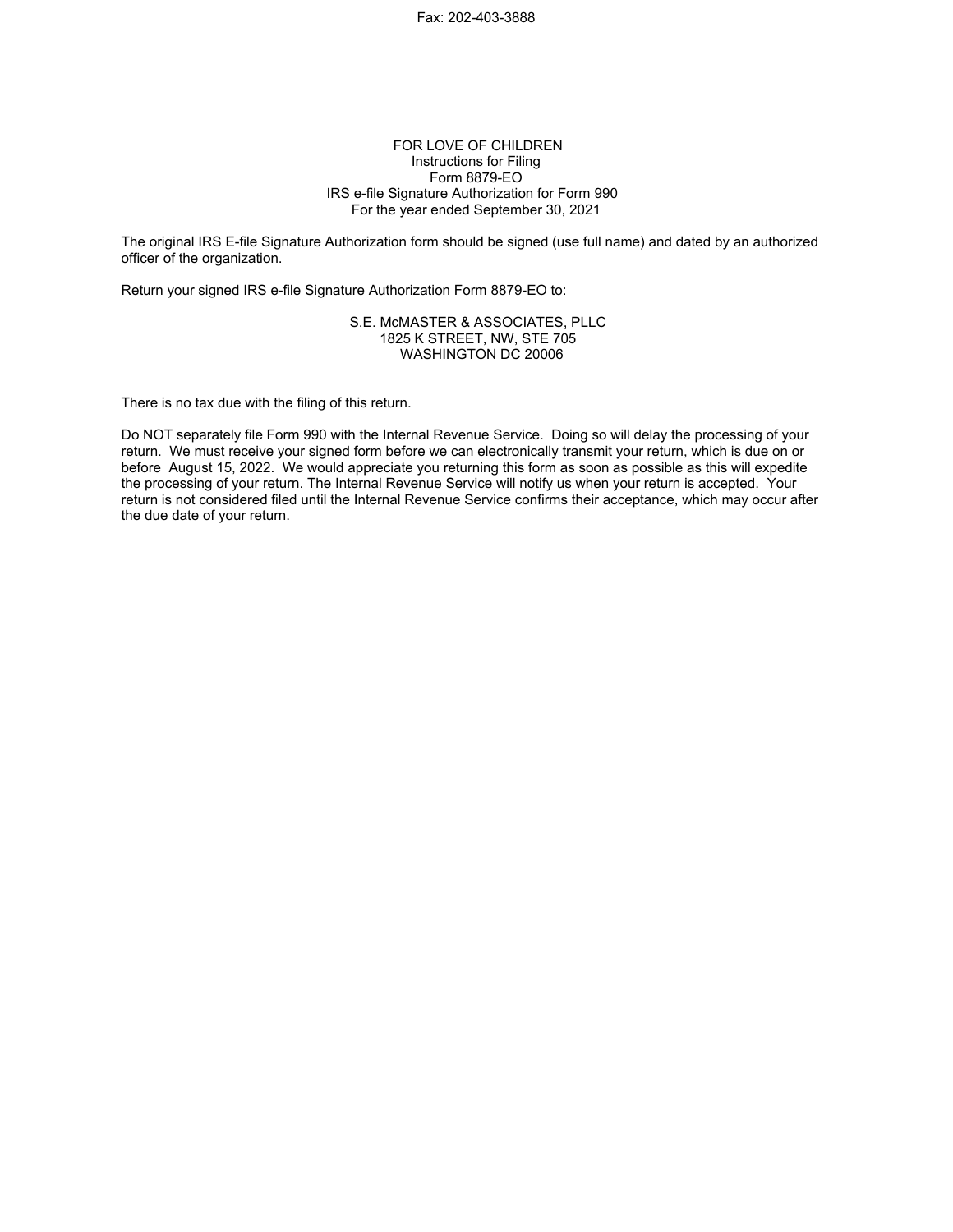Fax: 202-403-3888

FOR LOVE OF CHILDREN
Instructions for Filing
Form 8879-EO
IRS e-file Signature Authorization for Form 990
For the year ended September 30, 2021

The original IRS E-file Signature Authorization form should be signed (use full name) and dated by an authorized officer of the organization.

Return your signed IRS e-file Signature Authorization Form 8879-EO to:

S.E. McMASTER & ASSOCIATES, PLLC
1825 K STREET, NW, STE 705
WASHINGTON DC 20006

There is no tax due with the filing of this return.

Do NOT separately file Form 990 with the Internal Revenue Service. Doing so will delay the processing of your return. We must receive your signed form before we can electronically transmit your return, which is due on or before August 15, 2022. We would appreciate you returning this form as soon as possible as this will expedite the processing of your return. The Internal Revenue Service will notify us when your return is accepted. Your return is not considered filed until the Internal Revenue Service confirms their acceptance, which may occur after the due date of your return.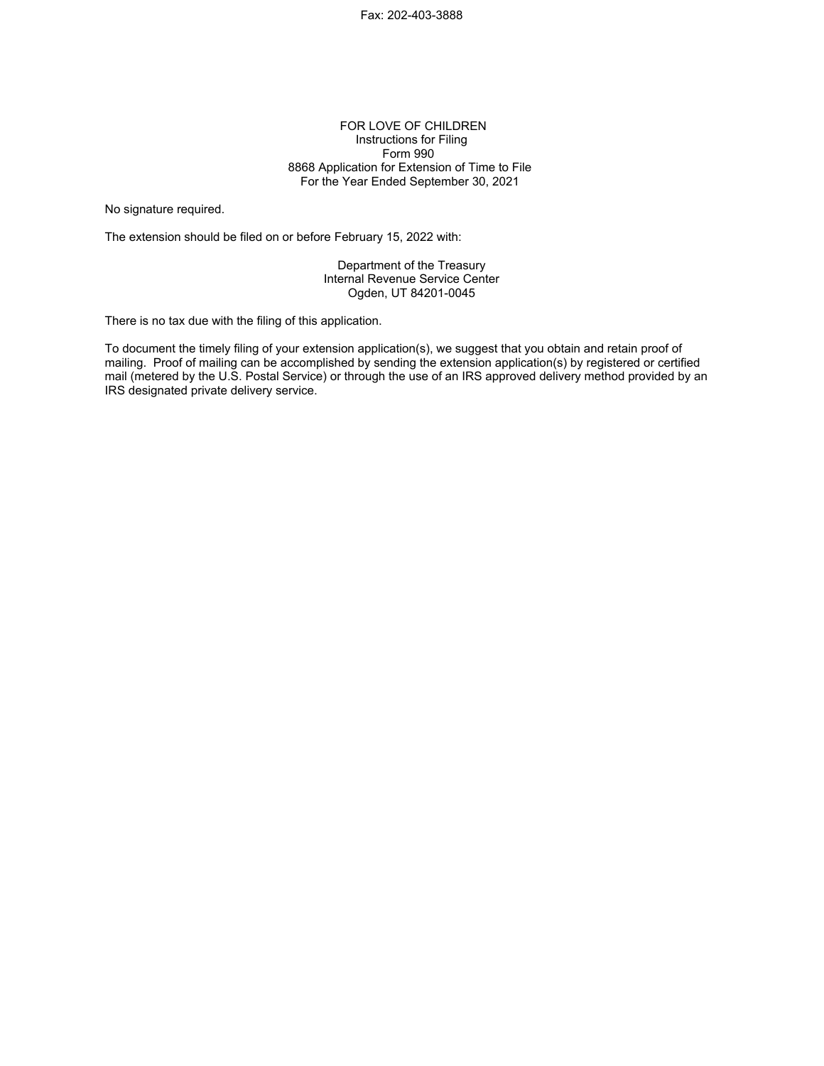Fax: 202-403-3888

FOR LOVE OF CHILDREN
Instructions for Filing
Form 990
8868 Application for Extension of Time to File
For the Year Ended September 30, 2021

No signature required.

The extension should be filed on or before February 15, 2022 with:

Department of the Treasury
Internal Revenue Service Center
Ogden, UT 84201-0045

There is no tax due with the filing of this application.

To document the timely filing of your extension application(s), we suggest that you obtain and retain proof of mailing. Proof of mailing can be accomplished by sending the extension application(s) by registered or certified mail (metered by the U.S. Postal Service) or through the use of an IRS approved delivery method provided by an IRS designated private delivery service.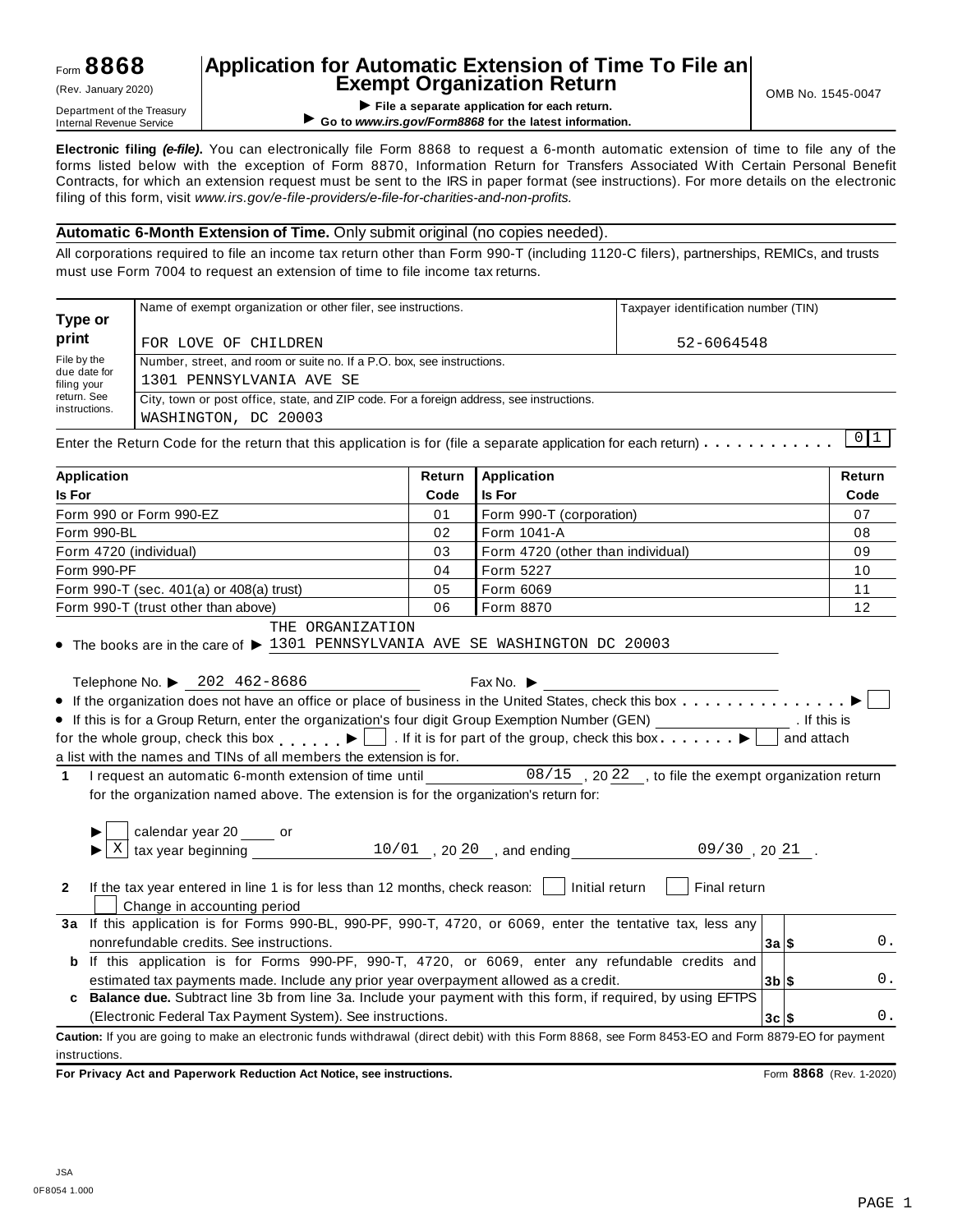Form **8868** (Rev. January 2020)

Department of the Treasury Internal Revenue Service

# Application for Automatic Extension of Time To File an Exempt Organization Return

▶ **File a separate application for each return.**

▶ **Go to *www.irs.gov/Form8868* for the latest information.**

OMB No. 1545-0047

**Electronic filing *(e-file)*.** You can electronically file Form 8868 to request a 6-month automatic extension of time to file any of the forms listed below with the exception of Form 8870, Information Return for Transfers Associated With Certain Personal Benefit Contracts, for which an extension request must be sent to the IRS in paper format (see instructions). For more details on the electronic filing of this form, visit *www.irs.gov/e-file-providers/e-file-for-charities-and-non-profits.*

**Automatic 6-Month Extension of Time.** Only submit original (no copies needed).

All corporations required to file an income tax return other than Form 990-T (including 1120-C filers), partnerships, REMICs, and trusts must use Form 7004 to request an extension of time to file income tax returns.

| **Type or print** File by the due date for filing your return. See instructions. | Name of exempt organization or other filer, see instructions. FOR LOVE OF CHILDREN | Taxpayer identification number (TIN) 52-6064548 |
|---|---|---|
| | Number, street, and room or suite no. If a P.O. box, see instructions. 1301 PENNSYLVANIA AVE SE | |
| | City, town or post office, state, and ZIP code. For a foreign address, see instructions. WASHINGTON, DC 20003 | |

Enter the Return Code for the return that this application is for (file a separate application for each return) . . . . . . . . . . . 01

| **Application Is For** | **Return Code** | **Application Is For** | **Return Code** |
|---|---|---|---|
| Form 990 or Form 990-EZ | 01 | Form 990-T (corporation) | 07 |
| Form 990-BL | 02 | Form 1041-A | 08 |
| Form 4720 (individual) | 03 | Form 4720 (other than individual) | 09 |
| Form 990-PF | 04 | Form 5227 | 10 |
| Form 990-T (sec. 401(a) or 408(a) trust) | 05 | Form 6069 | 11 |
| Form 990-T (trust other than above) | 06 | Form 8870 | 12 |

- The books are in the care of ▶ THE ORGANIZATION 1301 PENNSYLVANIA AVE SE WASHINGTON DC 20003

  Telephone No. ▶ 202 462-8686 Fax No. ▶
- If the organization does not have an office or place of business in the United States, check this box . . . . . . . . . . . . . . . ▶ ☐
- If this is for a Group Return, enter the organization's four digit Group Exemption Number (GEN) ________. If this is for the whole group, check this box . . . . . . ▶ ☐ . If it is for part of the group, check this box . . . . . . . ▶ ☐ and attach a list with the names and TINs of all members the extension is for.

**1** I request an automatic 6-month extension of time until 08/15, 20 22, to file the exempt organization return for the organization named above. The extension is for the organization's return for:

▶ ☐ calendar year 20 ___ or

▶ ☒ tax year beginning 10/01, 20 20, and ending 09/30, 20 21.

**2** If the tax year entered in line 1 is for less than 12 months, check reason: ☐ Initial return ☐ Final return ☐ Change in accounting period

| | | | |
|---|---|---|---|
| **3a** | If this application is for Forms 990-BL, 990-PF, 990-T, 4720, or 6069, enter the tentative tax, less any nonrefundable credits. See instructions. | **3a** $ | 0. |
| **b** | If this application is for Forms 990-PF, 990-T, 4720, or 6069, enter any refundable credits and estimated tax payments made. Include any prior year overpayment allowed as a credit. | **3b** $ | 0. |
| **c** | **Balance due.** Subtract line 3b from line 3a. Include your payment with this form, if required, by using EFTPS (Electronic Federal Tax Payment System). See instructions. | **3c** $ | 0. |

**Caution:** If you are going to make an electronic funds withdrawal (direct debit) with this Form 8868, see Form 8453-EO and Form 8879-EO for payment instructions.

**For Privacy Act and Paperwork Reduction Act Notice, see instructions.** Form **8868** (Rev. 1-2020)

JSA 0F8054 1.000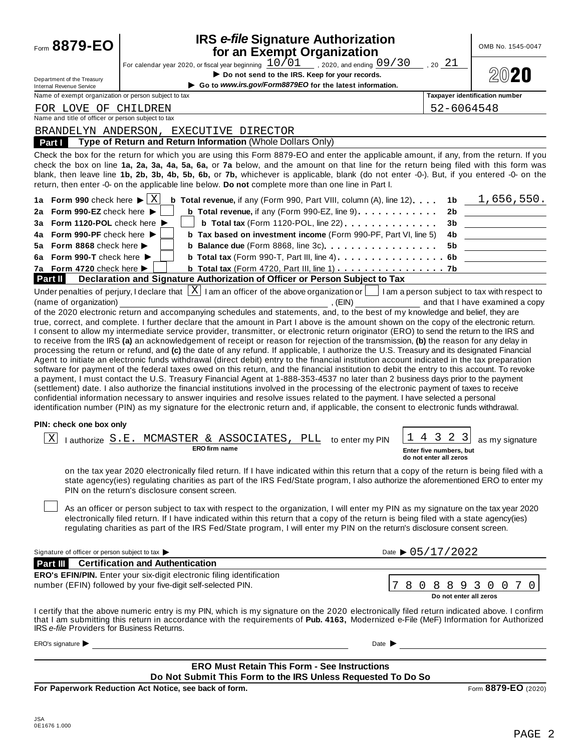Form **8879-EO**

Department of the Treasury
Internal Revenue Service

# IRS *e-file* Signature Authorization for an Exempt Organization

For calendar year 2020, or fiscal year beginning 10/01 , 2020, and ending 09/30 , 20 21

▶ Do not send to the IRS. Keep for your records.

▶ Go to *www.irs.gov/Form8879EO* for the latest information.

OMB No. 1545-0047

2020

Name of exempt organization or person subject to tax: FOR LOVE OF CHILDREN

Taxpayer identification number: 52-6064548

Name and title of officer or person subject to tax: BRANDELYN ANDERSON, EXECUTIVE DIRECTOR

**Part I — Type of Return and Return Information** (Whole Dollars Only)

Check the box for the return for which you are using this Form 8879-EO and enter the applicable amount, if any, from the return. If you check the box on line **1a, 2a, 3a, 4a, 5a, 6a,** or **7a** below, and the amount on that line for the return being filed with this form was blank, then leave line **1b, 2b, 3b, 4b, 5b, 6b,** or **7b,** whichever is applicable, blank (do not enter -0-). But, if you entered -0- on the return, then enter -0- on the applicable line below. **Do not** complete more than one line in Part I.

| | | | |
|---|---|---|---|
| **1a Form 990** check here ▶ [X] | **b Total revenue,** if any (Form 990, Part VIII, column (A), line 12) | 1b | 1,656,550. |
| **2a Form 990-EZ** check here ▶ [ ] | **b Total revenue,** if any (Form 990-EZ, line 9) | 2b | |
| **3a Form 1120-POL** check here ▶ [ ] | **b Total tax** (Form 1120-POL, line 22) | 3b | |
| **4a Form 990-PF** check here ▶ [ ] | **b Tax based on investment income** (Form 990-PF, Part VI, line 5) | 4b | |
| **5a Form 8868** check here ▶ [ ] | **b Balance due** (Form 8868, line 3c) | 5b | |
| **6a Form 990-T** check here ▶ [ ] | **b Total tax** (Form 990-T, Part III, line 4) | 6b | |
| **7a Form 4720** check here ▶ [ ] | **b Total tax** (Form 4720, Part III, line 1) | 7b | |

**Part II — Declaration and Signature Authorization of Officer or Person Subject to Tax**

Under penalties of perjury, I declare that [X] I am an officer of the above organization or [ ] I am a person subject to tax with respect to (name of organization) ________________ , (EIN) ________ and that I have examined a copy of the 2020 electronic return and accompanying schedules and statements, and, to the best of my knowledge and belief, they are true, correct, and complete. I further declare that the amount in Part I above is the amount shown on the copy of the electronic return. I consent to allow my intermediate service provider, transmitter, or electronic return originator (ERO) to send the return to the IRS and to receive from the IRS **(a)** an acknowledgement of receipt or reason for rejection of the transmission, **(b)** the reason for any delay in processing the return or refund, and **(c)** the date of any refund. If applicable, I authorize the U.S. Treasury and its designated Financial Agent to initiate an electronic funds withdrawal (direct debit) entry to the financial institution account indicated in the tax preparation software for payment of the federal taxes owed on this return, and the financial institution to debit the entry to this account. To revoke a payment, I must contact the U.S. Treasury Financial Agent at 1-888-353-4537 no later than 2 business days prior to the payment (settlement) date. I also authorize the financial institutions involved in the processing of the electronic payment of taxes to receive confidential information necessary to answer inquiries and resolve issues related to the payment. I have selected a personal identification number (PIN) as my signature for the electronic return and, if applicable, the consent to electronic funds withdrawal.

**PIN: check one box only**

[X] I authorize S.E. MCMASTER & ASSOCIATES, PLL (**ERO firm name**) to enter my PIN 14323 (Enter five numbers, but do not enter all zeros) as my signature on the tax year 2020 electronically filed return. If I have indicated within this return that a copy of the return is being filed with a state agency(ies) regulating charities as part of the IRS Fed/State program, I also authorize the aforementioned ERO to enter my PIN on the return's disclosure consent screen.

[ ] As an officer or person subject to tax with respect to the organization, I will enter my PIN as my signature on the tax year 2020 electronically filed return. If I have indicated within this return that a copy of the return is being filed with a state agency(ies) regulating charities as part of the IRS Fed/State program, I will enter my PIN on the return's disclosure consent screen.

Signature of officer or person subject to tax ▶ ________ Date ▶ 05/17/2022

**Part III — Certification and Authentication**

**ERO's EFIN/PIN.** Enter your six-digit electronic filing identification number (EFIN) followed by your five-digit self-selected PIN. 78088930070 (Do not enter all zeros)

I certify that the above numeric entry is my PIN, which is my signature on the 2020 electronically filed return indicated above. I confirm that I am submitting this return in accordance with the requirements of **Pub. 4163,** Modernized e-File (MeF) Information for Authorized IRS *e-file* Providers for Business Returns.

ERO's signature ▶ ________ Date ▶ ________

**ERO Must Retain This Form - See Instructions**
**Do Not Submit This Form to the IRS Unless Requested To Do So**

**For Paperwork Reduction Act Notice, see back of form.** Form **8879-EO** (2020)

JSA
0E1676 1.000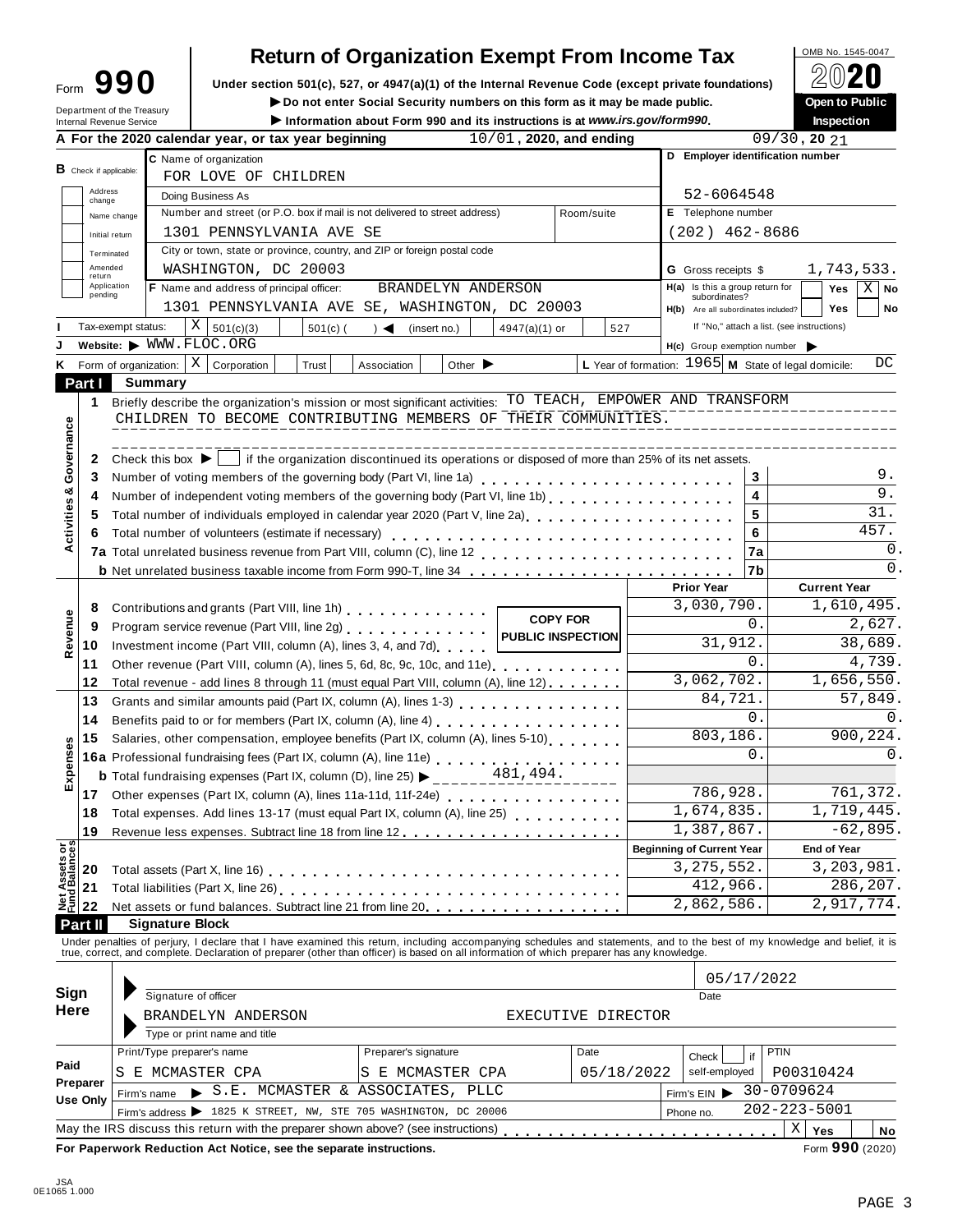Form **990**

Department of the Treasury
Internal Revenue Service

# Return of Organization Exempt From Income Tax

**Under section 501(c), 527, or 4947(a)(1) of the Internal Revenue Code (except private foundations)**

▶ **Do not enter Social Security numbers on this form as it may be made public.**

▶ **Information about Form 990 and its instructions is at** ***www.irs.gov/form990*****.**

OMB No. 1545-0047

**2020**

**Open to Public Inspection**

**A** For the 2020 calendar year, or tax year beginning 10/01, 2020, and ending 09/30, 20 21

**B** Check if applicable: Address change / Name change / Initial return / Terminated / Amended return / Application pending

**C** Name of organization: FOR LOVE OF CHILDREN

Doing Business As

Number and street (or P.O. box if mail is not delivered to street address): 1301 PENNSYLVANIA AVE SE — Room/suite

City or town, state or province, country, and ZIP or foreign postal code: WASHINGTON, DC 20003

**D** Employer identification number: 52-6064548

**E** Telephone number: (202) 462-8686

**G** Gross receipts $ 1,743,533.

**F** Name and address of principal officer: BRANDELYN ANDERSON, 1301 PENNSYLVANIA AVE SE, WASHINGTON, DC 20003

**H(a)** Is this a group return for subordinates? Yes [ ] No [X]

**H(b)** Are all subordinates included? Yes [ ] No [ ] If "No," attach a list. (see instructions)

**H(c)** Group exemption number ▶

**I** Tax-exempt status: [X] 501(c)(3) [ ] 501(c) ( ) ◀ (insert no.) [ ] 4947(a)(1) or [ ] 527

**J** Website: ▶ WWW.FLOC.ORG

**K** Form of organization: [X] Corporation [ ] Trust [ ] Association [ ] Other ▶

**L** Year of formation: 1965 **M** State of legal domicile: DC

## Part I Summary

**Activities & Governance**

1. Briefly describe the organization's mission or most significant activities: TO TEACH, EMPOWER AND TRANSFORM CHILDREN TO BECOME CONTRIBUTING MEMBERS OF THEIR COMMUNITIES.
2. Check this box ▶ [ ] if the organization discontinued its operations or disposed of more than 25% of its net assets.

| Line | Description | | Value |
|---|---|---|---|
| 3 | Number of voting members of the governing body (Part VI, line 1a) | 3 | 9. |
| 4 | Number of independent voting members of the governing body (Part VI, line 1b) | 4 | 9. |
| 5 | Total number of individuals employed in calendar year 2020 (Part V, line 2a) | 5 | 31. |
| 6 | Total number of volunteers (estimate if necessary) | 6 | 457. |
| 7a | Total unrelated business revenue from Part VIII, column (C), line 12 | 7a | 0. |
| b | Net unrelated business taxable income from Form 990-T, line 34 | 7b | 0. |

**COPY FOR PUBLIC INSPECTION**

| Line | Description | Prior Year | Current Year |
|---|---|---|---|
| **Revenue** | | | |
| 8 | Contributions and grants (Part VIII, line 1h) | 3,030,790. | 1,610,495. |
| 9 | Program service revenue (Part VIII, line 2g) | 0. | 2,627. |
| 10 | Investment income (Part VIII, column (A), lines 3, 4, and 7d) | 31,912. | 38,689. |
| 11 | Other revenue (Part VIII, column (A), lines 5, 6d, 8c, 9c, 10c, and 11e) | 0. | 4,739. |
| 12 | Total revenue - add lines 8 through 11 (must equal Part VIII, column (A), line 12) | 3,062,702. | 1,656,550. |
| **Expenses** | | | |
| 13 | Grants and similar amounts paid (Part IX, column (A), lines 1-3) | 84,721. | 57,849. |
| 14 | Benefits paid to or for members (Part IX, column (A), line 4) | 0. | 0. |
| 15 | Salaries, other compensation, employee benefits (Part IX, column (A), lines 5-10) | 803,186. | 900,224. |
| 16a | Professional fundraising fees (Part IX, column (A), line 11e) | 0. | 0. |
| b | Total fundraising expenses (Part IX, column (D), line 25) ▶ 481,494. | | |
| 17 | Other expenses (Part IX, column (A), lines 11a-11d, 11f-24e) | 786,928. | 761,372. |
| 18 | Total expenses. Add lines 13-17 (must equal Part IX, column (A), line 25) | 1,674,835. | 1,719,445. |
| 19 | Revenue less expenses. Subtract line 18 from line 12 | 1,387,867. | -62,895. |
| **Net Assets or Fund Balances** | | **Beginning of Current Year** | **End of Year** |
| 20 | Total assets (Part X, line 16) | 3,275,552. | 3,203,981. |
| 21 | Total liabilities (Part X, line 26) | 412,966. | 286,207. |
| 22 | Net assets or fund balances. Subtract line 21 from line 20 | 2,862,586. | 2,917,774. |

## Part II Signature Block

Under penalties of perjury, I declare that I have examined this return, including accompanying schedules and statements, and to the best of my knowledge and belief, it is true, correct, and complete. Declaration of preparer (other than officer) is based on all information of which preparer has any knowledge.

**Sign Here**

Signature of officer — Date: 05/17/2022

BRANDELYN ANDERSON — EXECUTIVE DIRECTOR
Type or print name and title

**Paid Preparer Use Only**

| Print/Type preparer's name | Preparer's signature | Date | Check [ ] if self-employed | PTIN |
|---|---|---|---|---|
| S E MCMASTER CPA | S E MCMASTER CPA | 05/18/2022 | | P00310424 |

Firm's name ▶ S.E. MCMASTER & ASSOCIATES, PLLC — Firm's EIN ▶ 30-0709624

Firm's address ▶ 1825 K STREET, NW, STE 705 WASHINGTON, DC 20006 — Phone no. 202-223-5001

May the IRS discuss this return with the preparer shown above? (see instructions) [X] Yes [ ] No

**For Paperwork Reduction Act Notice, see the separate instructions.** Form **990** (2020)

JSA
0E1065 1.000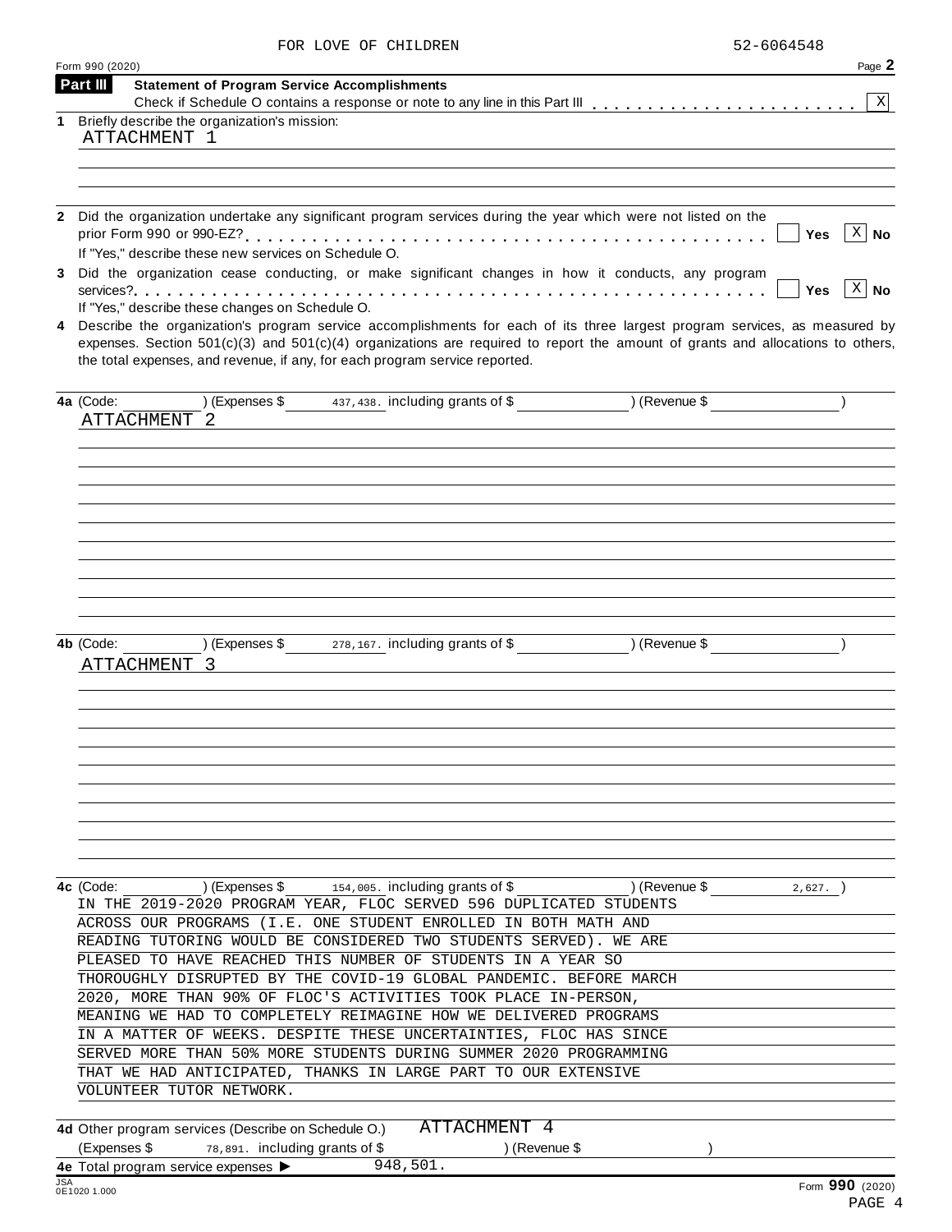FOR LOVE OF CHILDREN 52-6064548

Form 990 (2020) Page **2**

**Part III** **Statement of Program Service Accomplishments**

Check if Schedule O contains a response or note to any line in this Part III . . . . . . . . . . . . . . . . . . . . . . . [X]

**1** Briefly describe the organization's mission:

ATTACHMENT 1

**2** Did the organization undertake any significant program services during the year which were not listed on the prior Form 990 or 990-EZ? . . . . . . . . . . . . . . . . . . . . . . . . . . . . . . . . . . . . . . . . . . . . [ ] Yes [X] No

If "Yes," describe these new services on Schedule O.

**3** Did the organization cease conducting, or make significant changes in how it conducts, any program services? . . . . . . . . . . . . . . . . . . . . . . . . . . . . . . . . . . . . . . . . . . . . . . . . . . . . . . . [ ] Yes [X] No

If "Yes," describe these changes on Schedule O.

**4** Describe the organization's program service accomplishments for each of its three largest program services, as measured by expenses. Section 501(c)(3) and 501(c)(4) organizations are required to report the amount of grants and allocations to others, the total expenses, and revenue, if any, for each program service reported.

**4a** (Code: ) (Expenses $ 437,438. including grants of $ ) (Revenue $ )

ATTACHMENT 2

**4b** (Code: ) (Expenses $ 278,167. including grants of $ ) (Revenue $ )

ATTACHMENT 3

**4c** (Code: ) (Expenses $ 154,005. including grants of $ ) (Revenue $ 2,627. )

IN THE 2019-2020 PROGRAM YEAR, FLOC SERVED 596 DUPLICATED STUDENTS ACROSS OUR PROGRAMS (I.E. ONE STUDENT ENROLLED IN BOTH MATH AND READING TUTORING WOULD BE CONSIDERED TWO STUDENTS SERVED). WE ARE PLEASED TO HAVE REACHED THIS NUMBER OF STUDENTS IN A YEAR SO THOROUGHLY DISRUPTED BY THE COVID-19 GLOBAL PANDEMIC. BEFORE MARCH 2020, MORE THAN 90% OF FLOC'S ACTIVITIES TOOK PLACE IN-PERSON, MEANING WE HAD TO COMPLETELY REIMAGINE HOW WE DELIVERED PROGRAMS IN A MATTER OF WEEKS. DESPITE THESE UNCERTAINTIES, FLOC HAS SINCE SERVED MORE THAN 50% MORE STUDENTS DURING SUMMER 2020 PROGRAMMING THAT WE HAD ANTICIPATED, THANKS IN LARGE PART TO OUR EXTENSIVE VOLUNTEER TUTOR NETWORK.

**4d** Other program services (Describe on Schedule O.) ATTACHMENT 4

(Expenses $ 78,891. including grants of $ ) (Revenue $ )

**4e** Total program service expenses ▶ 948,501.

JSA 0E1020 1.000 Form **990** (2020)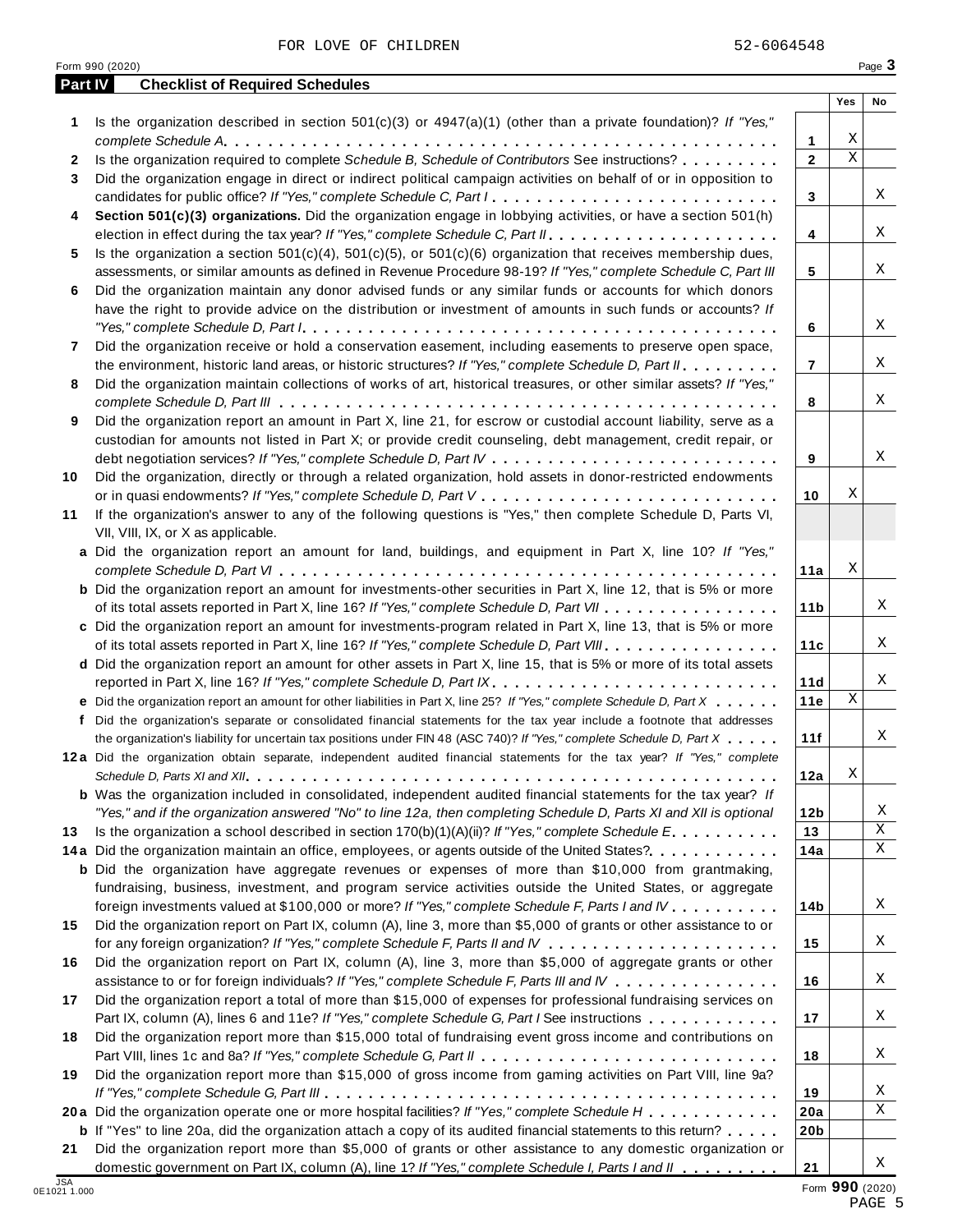FOR LOVE OF CHILDREN 52-6064548

Form 990 (2020) Page **3**

## Part IV Checklist of Required Schedules

| | | | Yes | No |
|---|---|---|---|---|
| **1** | Is the organization described in section 501(c)(3) or 4947(a)(1) (other than a private foundation)? *If "Yes," complete Schedule A* | **1** | X | |
| **2** | Is the organization required to complete *Schedule B, Schedule of Contributors* See instructions? | **2** | X | |
| **3** | Did the organization engage in direct or indirect political campaign activities on behalf of or in opposition to candidates for public office? *If "Yes," complete Schedule C, Part I* | **3** | | X |
| **4** | **Section 501(c)(3) organizations.** Did the organization engage in lobbying activities, or have a section 501(h) election in effect during the tax year? *If "Yes," complete Schedule C, Part II* | **4** | | X |
| **5** | Is the organization a section 501(c)(4), 501(c)(5), or 501(c)(6) organization that receives membership dues, assessments, or similar amounts as defined in Revenue Procedure 98-19? *If "Yes," complete Schedule C, Part III* | **5** | | X |
| **6** | Did the organization maintain any donor advised funds or any similar funds or accounts for which donors have the right to provide advice on the distribution or investment of amounts in such funds or accounts? *If "Yes," complete Schedule D, Part I* | **6** | | X |
| **7** | Did the organization receive or hold a conservation easement, including easements to preserve open space, the environment, historic land areas, or historic structures? *If "Yes," complete Schedule D, Part II* | **7** | | X |
| **8** | Did the organization maintain collections of works of art, historical treasures, or other similar assets? *If "Yes," complete Schedule D, Part III* | **8** | | X |
| **9** | Did the organization report an amount in Part X, line 21, for escrow or custodial account liability, serve as a custodian for amounts not listed in Part X; or provide credit counseling, debt management, credit repair, or debt negotiation services? *If "Yes," complete Schedule D, Part IV* | **9** | | X |
| **10** | Did the organization, directly or through a related organization, hold assets in donor-restricted endowments or in quasi endowments? *If "Yes," complete Schedule D, Part V* | **10** | X | |
| **11** | If the organization's answer to any of the following questions is "Yes," then complete Schedule D, Parts VI, VII, VIII, IX, or X as applicable. | | | |
| **a** | Did the organization report an amount for land, buildings, and equipment in Part X, line 10? *If "Yes," complete Schedule D, Part VI* | **11a** | X | |
| **b** | Did the organization report an amount for investments-other securities in Part X, line 12, that is 5% or more of its total assets reported in Part X, line 16? *If "Yes," complete Schedule D, Part VII* | **11b** | | X |
| **c** | Did the organization report an amount for investments-program related in Part X, line 13, that is 5% or more of its total assets reported in Part X, line 16? *If "Yes," complete Schedule D, Part VIII* | **11c** | | X |
| **d** | Did the organization report an amount for other assets in Part X, line 15, that is 5% or more of its total assets reported in Part X, line 16? *If "Yes," complete Schedule D, Part IX* | **11d** | | X |
| **e** | Did the organization report an amount for other liabilities in Part X, line 25? *If "Yes," complete Schedule D, Part X* | **11e** | X | |
| **f** | Did the organization's separate or consolidated financial statements for the tax year include a footnote that addresses the organization's liability for uncertain tax positions under FIN 48 (ASC 740)? *If "Yes," complete Schedule D, Part X* | **11f** | | X |
| **12a** | Did the organization obtain separate, independent audited financial statements for the tax year? *If "Yes," complete Schedule D, Parts XI and XII* | **12a** | X | |
| **b** | Was the organization included in consolidated, independent audited financial statements for the tax year? *If "Yes," and if the organization answered "No" to line 12a, then completing Schedule D, Parts XI and XII is optional* | **12b** | | X |
| **13** | Is the organization a school described in section 170(b)(1)(A)(ii)? *If "Yes," complete Schedule E* | **13** | | X |
| **14a** | Did the organization maintain an office, employees, or agents outside of the United States? | **14a** | | X |
| **b** | Did the organization have aggregate revenues or expenses of more than $10,000 from grantmaking, fundraising, business, investment, and program service activities outside the United States, or aggregate foreign investments valued at $100,000 or more? *If "Yes," complete Schedule F, Parts I and IV* | **14b** | | X |
| **15** | Did the organization report on Part IX, column (A), line 3, more than $5,000 of grants or other assistance to or for any foreign organization? *If "Yes," complete Schedule F, Parts II and IV* | **15** | | X |
| **16** | Did the organization report on Part IX, column (A), line 3, more than $5,000 of aggregate grants or other assistance to or for foreign individuals? *If "Yes," complete Schedule F, Parts III and IV* | **16** | | X |
| **17** | Did the organization report a total of more than $15,000 of expenses for professional fundraising services on Part IX, column (A), lines 6 and 11e? *If "Yes," complete Schedule G, Part I* See instructions | **17** | | X |
| **18** | Did the organization report more than $15,000 total of fundraising event gross income and contributions on Part VIII, lines 1c and 8a? *If "Yes," complete Schedule G, Part II* | **18** | | X |
| **19** | Did the organization report more than $15,000 of gross income from gaming activities on Part VIII, line 9a? *If "Yes," complete Schedule G, Part III* | **19** | | X |
| **20a** | Did the organization operate one or more hospital facilities? *If "Yes," complete Schedule H* | **20a** | | X |
| **b** | If "Yes" to line 20a, did the organization attach a copy of its audited financial statements to this return? | **20b** | | |
| **21** | Did the organization report more than $5,000 of grants or other assistance to any domestic organization or domestic government on Part IX, column (A), line 1? *If "Yes," complete Schedule I, Parts I and II* | **21** | | X |

Form **990** (2020)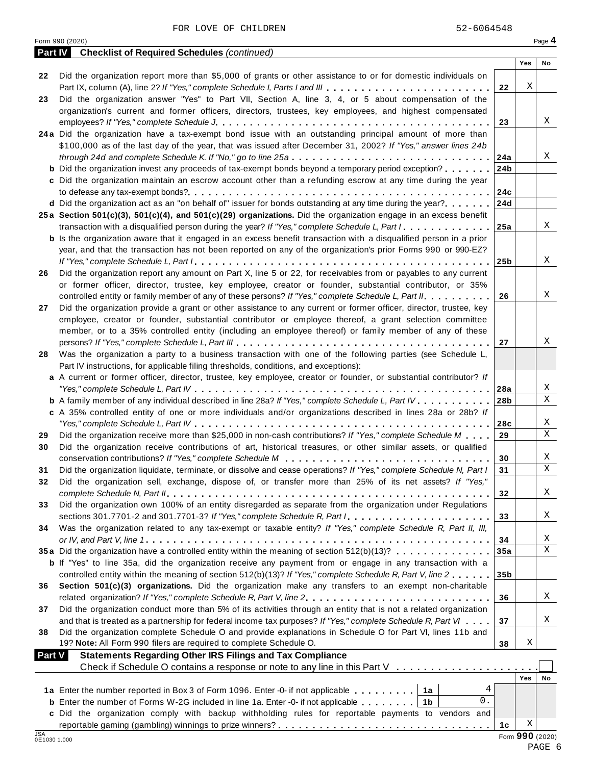FOR LOVE OF CHILDREN 52-6064548

Form 990 (2020) Page 4

**Part IV Checklist of Required Schedules** *(continued)*

| | | | Yes | No |
|---|---|---|---|---|
| 22 | Did the organization report more than $5,000 of grants or other assistance to or for domestic individuals on Part IX, column (A), line 2? *If "Yes," complete Schedule I, Parts I and III* | 22 | X | |
| 23 | Did the organization answer "Yes" to Part VII, Section A, line 3, 4, or 5 about compensation of the organization's current and former officers, directors, trustees, key employees, and highest compensated employees? *If "Yes," complete Schedule J* | 23 | | X |
| 24a | Did the organization have a tax-exempt bond issue with an outstanding principal amount of more than $100,000 as of the last day of the year, that was issued after December 31, 2002? *If "Yes," answer lines 24b through 24d and complete Schedule K. If "No," go to line 25a* | 24a | | X |
| b | Did the organization invest any proceeds of tax-exempt bonds beyond a temporary period exception? | 24b | | |
| c | Did the organization maintain an escrow account other than a refunding escrow at any time during the year to defease any tax-exempt bonds? | 24c | | |
| d | Did the organization act as an "on behalf of" issuer for bonds outstanding at any time during the year? | 24d | | |
| 25a | **Section 501(c)(3), 501(c)(4), and 501(c)(29) organizations.** Did the organization engage in an excess benefit transaction with a disqualified person during the year? *If "Yes," complete Schedule L, Part I* | 25a | | X |
| b | Is the organization aware that it engaged in an excess benefit transaction with a disqualified person in a prior year, and that the transaction has not been reported on any of the organization's prior Forms 990 or 990-EZ? *If "Yes," complete Schedule L, Part I* | 25b | | X |
| 26 | Did the organization report any amount on Part X, line 5 or 22, for receivables from or payables to any current or former officer, director, trustee, key employee, creator or founder, substantial contributor, or 35% controlled entity or family member of any of these persons? *If "Yes," complete Schedule L, Part II* | 26 | | X |
| 27 | Did the organization provide a grant or other assistance to any current or former officer, director, trustee, key employee, creator or founder, substantial contributor or employee thereof, a grant selection committee member, or to a 35% controlled entity (including an employee thereof) or family member of any of these persons? *If "Yes," complete Schedule L, Part III* | 27 | | X |
| 28 | Was the organization a party to a business transaction with one of the following parties (see Schedule L, Part IV instructions, for applicable filing thresholds, conditions, and exceptions): | | | |
| a | A current or former officer, director, trustee, key employee, creator or founder, or substantial contributor? *If "Yes," complete Schedule L, Part IV* | 28a | | X |
| b | A family member of any individual described in line 28a? *If "Yes," complete Schedule L, Part IV* | 28b | | X |
| c | A 35% controlled entity of one or more individuals and/or organizations described in lines 28a or 28b? *If "Yes," complete Schedule L, Part IV* | 28c | | X |
| 29 | Did the organization receive more than $25,000 in non-cash contributions? *If "Yes," complete Schedule M* | 29 | | X |
| 30 | Did the organization receive contributions of art, historical treasures, or other similar assets, or qualified conservation contributions? *If "Yes," complete Schedule M* | 30 | | X |
| 31 | Did the organization liquidate, terminate, or dissolve and cease operations? *If "Yes," complete Schedule N, Part I* | 31 | | X |
| 32 | Did the organization sell, exchange, dispose of, or transfer more than 25% of its net assets? *If "Yes," complete Schedule N, Part II* | 32 | | X |
| 33 | Did the organization own 100% of an entity disregarded as separate from the organization under Regulations sections 301.7701-2 and 301.7701-3? *If "Yes," complete Schedule R, Part I* | 33 | | X |
| 34 | Was the organization related to any tax-exempt or taxable entity? *If "Yes," complete Schedule R, Part II, III, or IV, and Part V, line 1* | 34 | | X |
| 35a | Did the organization have a controlled entity within the meaning of section 512(b)(13)? | 35a | | X |
| b | If "Yes" to line 35a, did the organization receive any payment from or engage in any transaction with a controlled entity within the meaning of section 512(b)(13)? *If "Yes," complete Schedule R, Part V, line 2* | 35b | | |
| 36 | **Section 501(c)(3) organizations.** Did the organization make any transfers to an exempt non-charitable related organization? *If "Yes," complete Schedule R, Part V, line 2* | 36 | | X |
| 37 | Did the organization conduct more than 5% of its activities through an entity that is not a related organization and that is treated as a partnership for federal income tax purposes? *If "Yes," complete Schedule R, Part VI* | 37 | | X |
| 38 | Did the organization complete Schedule O and provide explanations in Schedule O for Part VI, lines 11b and 19? **Note:** All Form 990 filers are required to complete Schedule O. | 38 | X | |

**Part V Statements Regarding Other IRS Filings and Tax Compliance**

Check if Schedule O contains a response or note to any line in this Part V ☐

| | | | | | Yes | No |
|---|---|---|---|---|---|---|
| 1a | Enter the number reported in Box 3 of Form 1096. Enter -0- if not applicable | 1a | 4 | | | |
| b | Enter the number of Forms W-2G included in line 1a. Enter -0- if not applicable | 1b | 0. | | | |
| c | Did the organization comply with backup withholding rules for reportable payments to vendors and reportable gaming (gambling) winnings to prize winners? | | | 1c | X | |

JSA 0E1030 1.000

Form **990** (2020)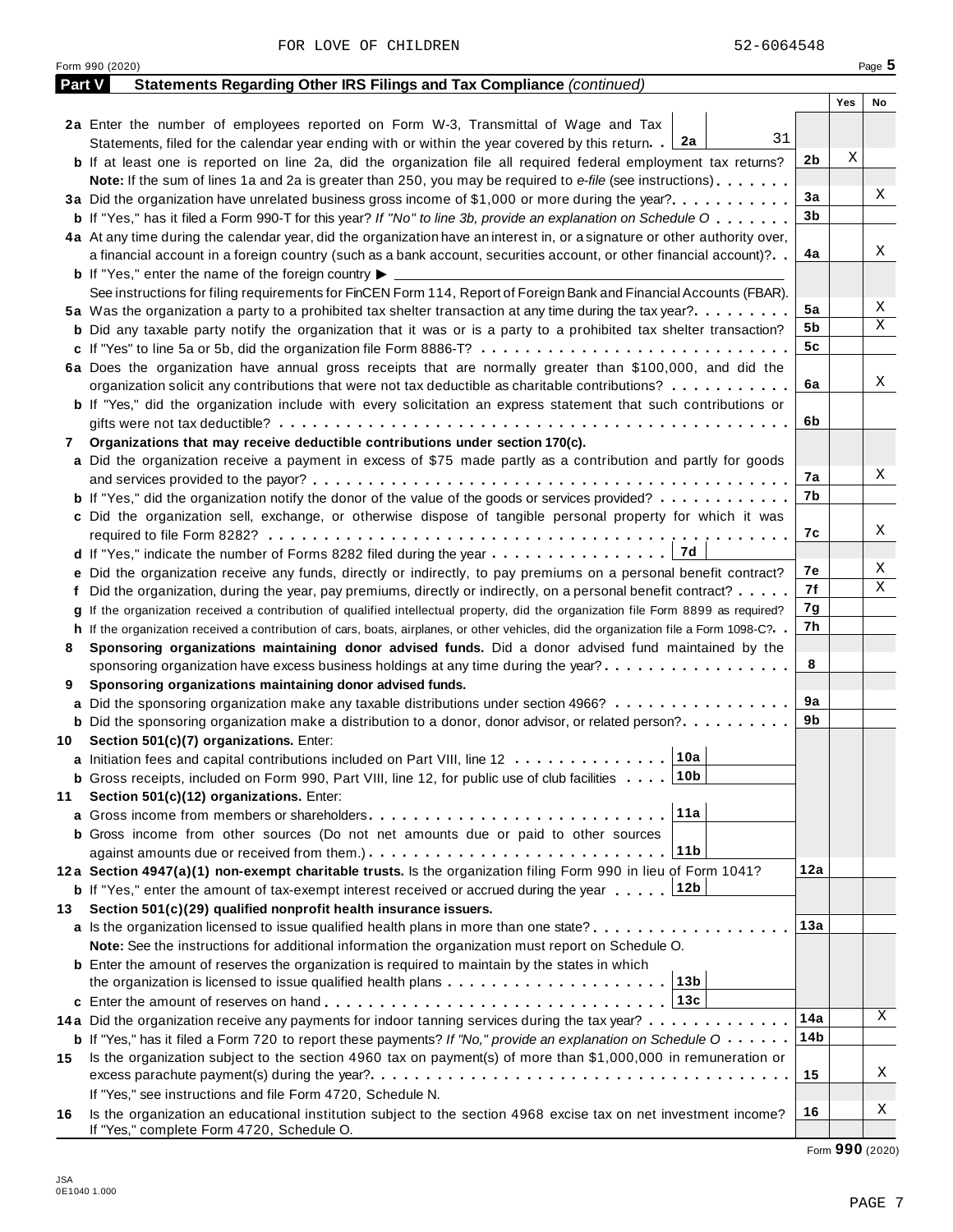FOR LOVE OF CHILDREN 52-6064548

Form 990 (2020) Page 5

## Part V Statements Regarding Other IRS Filings and Tax Compliance *(continued)*

| | | | Yes | No |
|---|---|---|---|---|
| **2a** | Enter the number of employees reported on Form W-3, Transmittal of Wage and Tax Statements, filed for the calendar year ending with or within the year covered by this return . . **2a** 31 | | | |
| **b** | If at least one is reported on line 2a, did the organization file all required federal employment tax returns? | **2b** | X | |
| | **Note:** If the sum of lines 1a and 2a is greater than 250, you may be required to *e-file* (see instructions) | | | |
| **3a** | Did the organization have unrelated business gross income of $1,000 or more during the year? | **3a** | | X |
| **b** | If "Yes," has it filed a Form 990-T for this year? *If "No" to line 3b, provide an explanation on Schedule O* | **3b** | | |
| **4a** | At any time during the calendar year, did the organization have an interest in, or a signature or other authority over, a financial account in a foreign country (such as a bank account, securities account, or other financial account)? | **4a** | | X |
| **b** | If "Yes," enter the name of the foreign country ▶ | | | |
| | See instructions for filing requirements for FinCEN Form 114, Report of Foreign Bank and Financial Accounts (FBAR). | | | |
| **5a** | Was the organization a party to a prohibited tax shelter transaction at any time during the tax year? | **5a** | | X |
| **b** | Did any taxable party notify the organization that it was or is a party to a prohibited tax shelter transaction? | **5b** | | X |
| **c** | If "Yes" to line 5a or 5b, did the organization file Form 8886-T? | **5c** | | |
| **6a** | Does the organization have annual gross receipts that are normally greater than $100,000, and did the organization solicit any contributions that were not tax deductible as charitable contributions? | **6a** | | X |
| **b** | If "Yes," did the organization include with every solicitation an express statement that such contributions or gifts were not tax deductible? | **6b** | | |
| **7** | **Organizations that may receive deductible contributions under section 170(c).** | | | |
| **a** | Did the organization receive a payment in excess of $75 made partly as a contribution and partly for goods and services provided to the payor? | **7a** | | X |
| **b** | If "Yes," did the organization notify the donor of the value of the goods or services provided? | **7b** | | |
| **c** | Did the organization sell, exchange, or otherwise dispose of tangible personal property for which it was required to file Form 8282? | **7c** | | X |
| **d** | If "Yes," indicate the number of Forms 8282 filed during the year . . . **7d** | | | |
| **e** | Did the organization receive any funds, directly or indirectly, to pay premiums on a personal benefit contract? | **7e** | | X |
| **f** | Did the organization, during the year, pay premiums, directly or indirectly, on a personal benefit contract? | **7f** | | X |
| **g** | If the organization received a contribution of qualified intellectual property, did the organization file Form 8899 as required? | **7g** | | |
| **h** | If the organization received a contribution of cars, boats, airplanes, or other vehicles, did the organization file a Form 1098-C? | **7h** | | |
| **8** | **Sponsoring organizations maintaining donor advised funds.** Did a donor advised fund maintained by the sponsoring organization have excess business holdings at any time during the year? | **8** | | |
| **9** | **Sponsoring organizations maintaining donor advised funds.** | | | |
| **a** | Did the sponsoring organization make any taxable distributions under section 4966? | **9a** | | |
| **b** | Did the sponsoring organization make a distribution to a donor, donor advisor, or related person? | **9b** | | |
| **10** | **Section 501(c)(7) organizations.** Enter: | | | |
| **a** | Initiation fees and capital contributions included on Part VIII, line 12 . . . **10a** | | | |
| **b** | Gross receipts, included on Form 990, Part VIII, line 12, for public use of club facilities . . . **10b** | | | |
| **11** | **Section 501(c)(12) organizations.** Enter: | | | |
| **a** | Gross income from members or shareholders . . . **11a** | | | |
| **b** | Gross income from other sources (Do not net amounts due or paid to other sources against amounts due or received from them.) . . . **11b** | | | |
| **12a** | **Section 4947(a)(1) non-exempt charitable trusts.** Is the organization filing Form 990 in lieu of Form 1041? | **12a** | | |
| **b** | If "Yes," enter the amount of tax-exempt interest received or accrued during the year . . . **12b** | | | |
| **13** | **Section 501(c)(29) qualified nonprofit health insurance issuers.** | | | |
| **a** | Is the organization licensed to issue qualified health plans in more than one state? | **13a** | | |
| | **Note:** See the instructions for additional information the organization must report on Schedule O. | | | |
| **b** | Enter the amount of reserves the organization is required to maintain by the states in which the organization is licensed to issue qualified health plans . . . **13b** | | | |
| **c** | Enter the amount of reserves on hand . . . **13c** | | | |
| **14a** | Did the organization receive any payments for indoor tanning services during the tax year? | **14a** | | X |
| **b** | If "Yes," has it filed a Form 720 to report these payments? *If "No," provide an explanation on Schedule O* | **14b** | | |
| **15** | Is the organization subject to the section 4960 tax on payment(s) of more than $1,000,000 in remuneration or excess parachute payment(s) during the year? | **15** | | X |
| | If "Yes," see instructions and file Form 4720, Schedule N. | | | |
| **16** | Is the organization an educational institution subject to the section 4968 excise tax on net investment income? If "Yes," complete Form 4720, Schedule O. | **16** | | X |

Form **990** (2020)

JSA
0E1040 1.000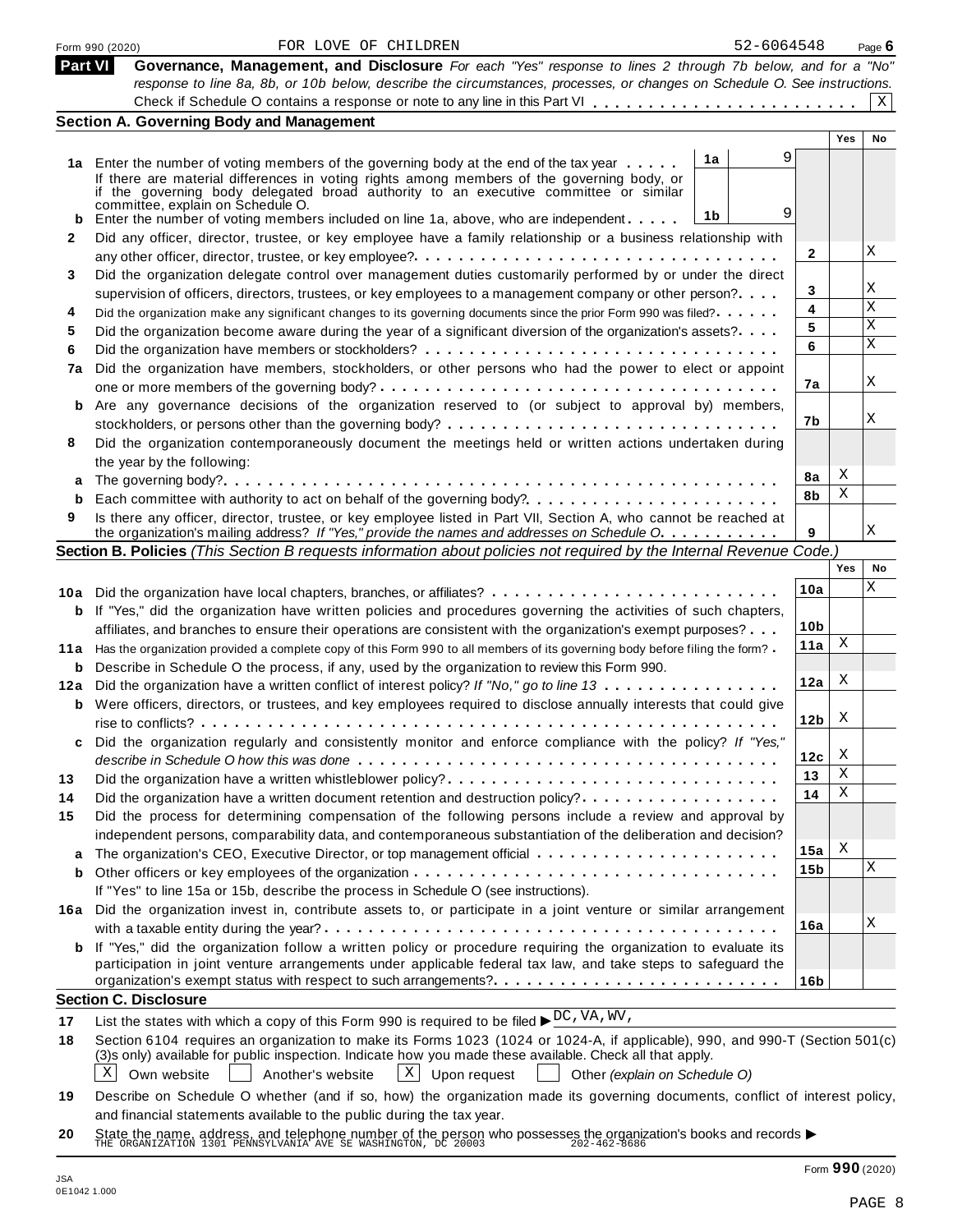Form 990 (2020) FOR LOVE OF CHILDREN 52-6064548 Page **6**

## Part VI Governance, Management, and Disclosure

*For each "Yes" response to lines 2 through 7b below, and for a "No" response to line 8a, 8b, or 10b below, describe the circumstances, processes, or changes on Schedule O. See instructions.*

Check if Schedule O contains a response or note to any line in this Part VI . . . . . . . . . . . . . . . . . . . . . . . . [X]

### Section A. Governing Body and Management

| | | | | Yes | No |
|---|---|---|---|---|---|
| **1a** | Enter the number of voting members of the governing body at the end of the tax year . . . . . | 1a | 9 | | |
| | If there are material differences in voting rights among members of the governing body, or if the governing body delegated broad authority to an executive committee or similar committee, explain on Schedule O. | | | | |
| **b** | Enter the number of voting members included on line 1a, above, who are independent . . . . . | 1b | 9 | | |
| **2** | Did any officer, director, trustee, or key employee have a family relationship or a business relationship with any other officer, director, trustee, or key employee? . . . . . | 2 | | | X |
| **3** | Did the organization delegate control over management duties customarily performed by or under the direct supervision of officers, directors, trustees, or key employees to a management company or other person? . . . . | 3 | | | X |
| **4** | Did the organization make any significant changes to its governing documents since the prior Form 990 was filed? . . . . . | 4 | | | X |
| **5** | Did the organization become aware during the year of a significant diversion of the organization's assets? . . . . | 5 | | | X |
| **6** | Did the organization have members or stockholders? . . . . . | 6 | | | X |
| **7a** | Did the organization have members, stockholders, or other persons who had the power to elect or appoint one or more members of the governing body? . . . . . | 7a | | | X |
| **b** | Are any governance decisions of the organization reserved to (or subject to approval by) members, stockholders, or persons other than the governing body? . . . . . | 7b | | | X |
| **8** | Did the organization contemporaneously document the meetings held or written actions undertaken during the year by the following: | | | | |
| **a** | The governing body? . . . . . | 8a | | X | |
| **b** | Each committee with authority to act on behalf of the governing body? . . . . . | 8b | | X | |
| **9** | Is there any officer, director, trustee, or key employee listed in Part VII, Section A, who cannot be reached at the organization's mailing address? *If "Yes," provide the names and addresses on Schedule O* . . . . . | 9 | | | X |

### Section B. Policies *(This Section B requests information about policies not required by the Internal Revenue Code.)*

| | | | Yes | No |
|---|---|---|---|---|
| **10a** | Did the organization have local chapters, branches, or affiliates? . . . . . | 10a | | X |
| **b** | If "Yes," did the organization have written policies and procedures governing the activities of such chapters, affiliates, and branches to ensure their operations are consistent with the organization's exempt purposes? . . . | 10b | | |
| **11a** | Has the organization provided a complete copy of this Form 990 to all members of its governing body before filing the form? . | 11a | X | |
| **b** | Describe in Schedule O the process, if any, used by the organization to review this Form 990. | | | |
| **12a** | Did the organization have a written conflict of interest policy? *If "No," go to line 13* . . . . . | 12a | X | |
| **b** | Were officers, directors, or trustees, and key employees required to disclose annually interests that could give rise to conflicts? . . . . . | 12b | X | |
| **c** | Did the organization regularly and consistently monitor and enforce compliance with the policy? *If "Yes," describe in Schedule O how this was done* . . . . . | 12c | X | |
| **13** | Did the organization have a written whistleblower policy? . . . . . | 13 | X | |
| **14** | Did the organization have a written document retention and destruction policy? . . . . . | 14 | X | |
| **15** | Did the process for determining compensation of the following persons include a review and approval by independent persons, comparability data, and contemporaneous substantiation of the deliberation and decision? | | | |
| **a** | The organization's CEO, Executive Director, or top management official . . . . . | 15a | X | |
| **b** | Other officers or key employees of the organization . . . . . | 15b | | X |
| | If "Yes" to line 15a or 15b, describe the process in Schedule O (see instructions). | | | |
| **16a** | Did the organization invest in, contribute assets to, or participate in a joint venture or similar arrangement with a taxable entity during the year? . . . . . | 16a | | X |
| **b** | If "Yes," did the organization follow a written policy or procedure requiring the organization to evaluate its participation in joint venture arrangements under applicable federal tax law, and take steps to safeguard the organization's exempt status with respect to such arrangements? . . . . . | 16b | | |

### Section C. Disclosure

**17** List the states with which a copy of this Form 990 is required to be filed ▶ DC,VA,WV,

**18** Section 6104 requires an organization to make its Forms 1023 (1024 or 1024-A, if applicable), 990, and 990-T (Section 501(c)(3)s only) available for public inspection. Indicate how you made these available. Check all that apply.

[X] Own website [ ] Another's website [X] Upon request [ ] Other *(explain on Schedule O)*

**19** Describe on Schedule O whether (and if so, how) the organization made its governing documents, conflict of interest policy, and financial statements available to the public during the tax year.

**20** State the name, address, and telephone number of the person who possesses the organization's books and records ▶
THE ORGANIZATION 1301 PENNSYLVANIA AVE SE WASHINGTON, DC 20003 202-462-8686

JSA
0E1042 1.000

Form **990** (2020)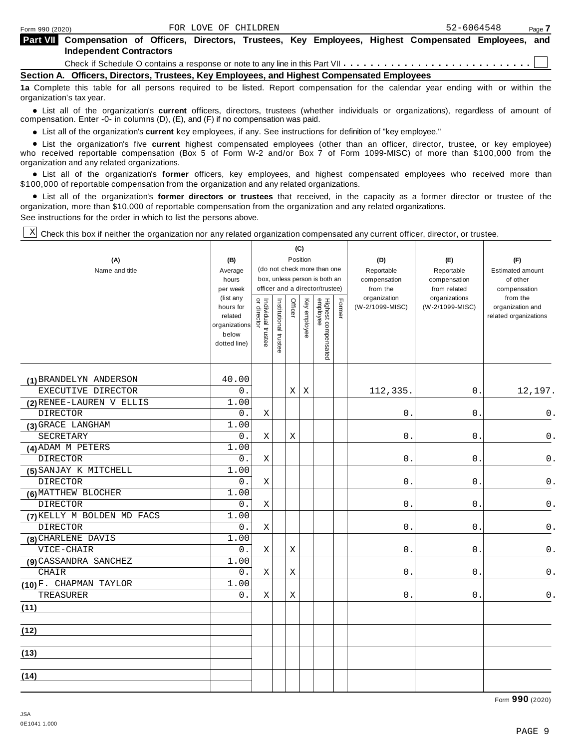FOR LOVE OF CHILDREN 52-6064548

**Part VII Compensation of Officers, Directors, Trustees, Key Employees, Highest Compensated Employees, and Independent Contractors**

Check if Schedule O contains a response or note to any line in this Part VII . . . . . . . . . . . . . . . . . . . . . . . . . . . ☐

**Section A. Officers, Directors, Trustees, Key Employees, and Highest Compensated Employees**

**1a** Complete this table for all persons required to be listed. Report compensation for the calendar year ending with or within the organization's tax year.

- List all of the organization's **current** officers, directors, trustees (whether individuals or organizations), regardless of amount of compensation. Enter -0- in columns (D), (E), and (F) if no compensation was paid.
- List all of the organization's **current** key employees, if any. See instructions for definition of "key employee."
- List the organization's five **current** highest compensated employees (other than an officer, director, trustee, or key employee) who received reportable compensation (Box 5 of Form W-2 and/or Box 7 of Form 1099-MISC) of more than $100,000 from the organization and any related organizations.
- List all of the organization's **former** officers, key employees, and highest compensated employees who received more than $100,000 of reportable compensation from the organization and any related organizations.
- List all of the organization's **former directors or trustees** that received, in the capacity as a former director or trustee of the organization, more than $10,000 of reportable compensation from the organization and any related organizations.

See instructions for the order in which to list the persons above.

☒ Check this box if neither the organization nor any related organization compensated any current officer, director, or trustee.

| (A) Name and title | (B) Average hours per week (list any hours for related organizations below dotted line) | (C) Position: Individual trustee or director | Institutional trustee | Officer | Key employee | Highest compensated employee | Former | (D) Reportable compensation from the organization (W-2/1099-MISC) | (E) Reportable compensation from related organizations (W-2/1099-MISC) | (F) Estimated amount of other compensation from the organization and related organizations |
|---|---|---|---|---|---|---|---|---|---|---|
| (1) BRANDELYN ANDERSON<br>EXECUTIVE DIRECTOR | 40.00<br>0. | | | X | X | | | 112,335. | 0. | 12,197. |
| (2) RENEE-LAUREN V ELLIS<br>DIRECTOR | 1.00<br>0. | X | | | | | | 0. | 0. | 0. |
| (3) GRACE LANGHAM<br>SECRETARY | 1.00<br>0. | X | | X | | | | 0. | 0. | 0. |
| (4) ADAM M PETERS<br>DIRECTOR | 1.00<br>0. | X | | | | | | 0. | 0. | 0. |
| (5) SANJAY K MITCHELL<br>DIRECTOR | 1.00<br>0. | X | | | | | | 0. | 0. | 0. |
| (6) MATTHEW BLOCHER<br>DIRECTOR | 1.00<br>0. | X | | | | | | 0. | 0. | 0. |
| (7) KELLY M BOLDEN MD FACS<br>DIRECTOR | 1.00<br>0. | X | | | | | | 0. | 0. | 0. |
| (8) CHARLENE DAVIS<br>VICE-CHAIR | 1.00<br>0. | X | | X | | | | 0. | 0. | 0. |
| (9) CASSANDRA SANCHEZ<br>CHAIR | 1.00<br>0. | X | | X | | | | 0. | 0. | 0. |
| (10) F. CHAPMAN TAYLOR<br>TREASURER | 1.00<br>0. | X | | X | | | | 0. | 0. | 0. |
| (11) | | | | | | | | | | |
| (12) | | | | | | | | | | |
| (13) | | | | | | | | | | |
| (14) | | | | | | | | | | |

Form **990** (2020)

JSA
0E1041 1.000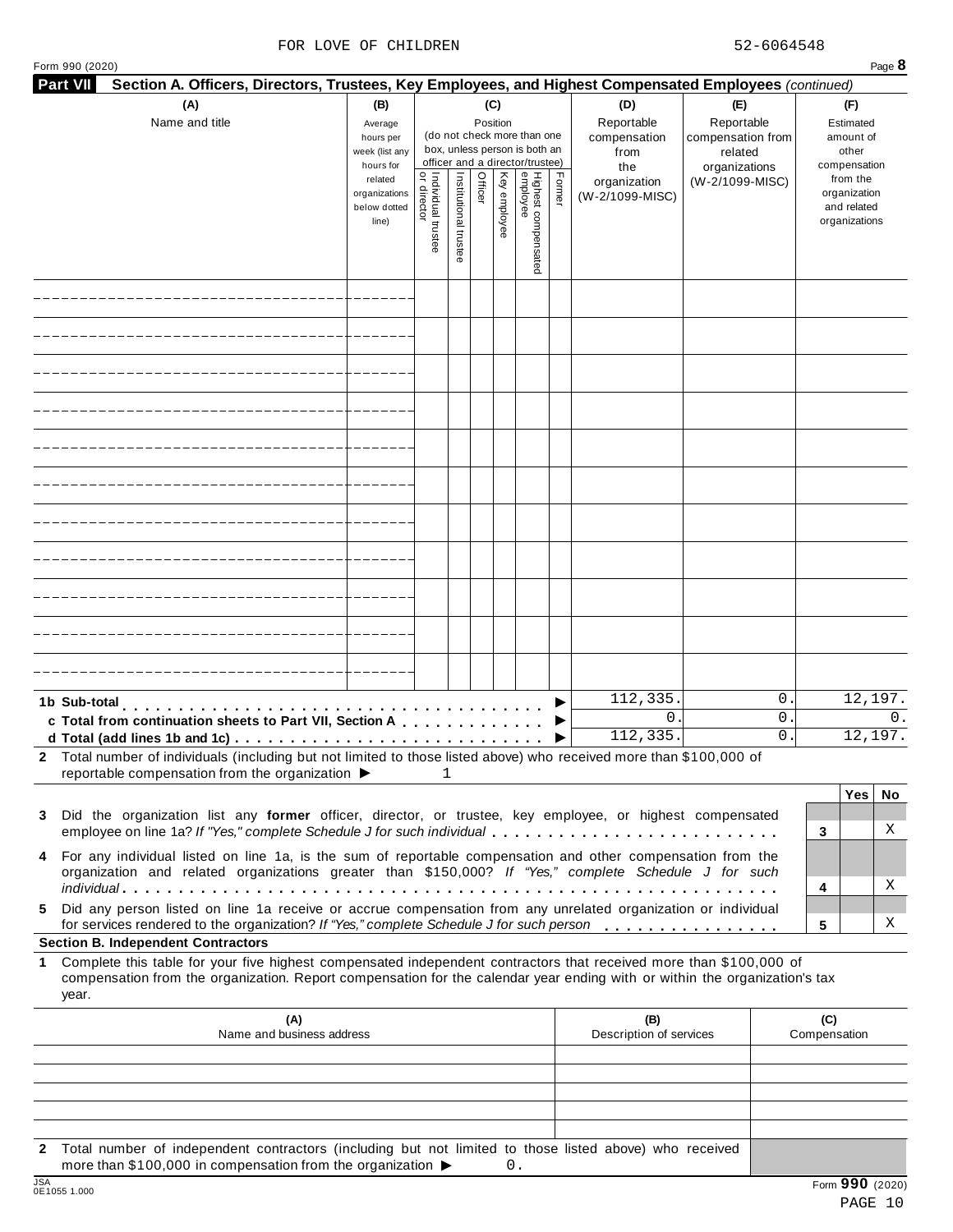FOR LOVE OF CHILDREN 52-6064548

Form 990 (2020) Page **8**

**Part VII Section A. Officers, Directors, Trustees, Key Employees, and Highest Compensated Employees** *(continued)*

| (A) Name and title | (B) Average hours per week (list any hours for related organizations below dotted line) | (C) Position (do not check more than one box, unless person is both an officer and a director/trustee): Individual trustee or director | Institutional trustee | Officer | Key employee | Highest compensated employee | Former | (D) Reportable compensation from the organization (W-2/1099-MISC) | (E) Reportable compensation from related organizations (W-2/1099-MISC) | (F) Estimated amount of other compensation from the organization and related organizations |
|---|---|---|---|---|---|---|---|---|---|---|
| | | | | | | | | | | |
| | | | | | | | | | | |
| | | | | | | | | | | |
| | | | | | | | | | | |
| | | | | | | | | | | |
| | | | | | | | | | | |
| | | | | | | | | | | |
| | | | | | | | | | | |
| | | | | | | | | | | |
| | | | | | | | | | | |
| | | | | | | | | | | |
| **1b Sub-total** ▶ | | | | | | | | 112,335. | 0. | 12,197. |
| **c Total from continuation sheets to Part VII, Section A** ▶ | | | | | | | | 0. | 0. | 0. |
| **d Total (add lines 1b and 1c)** ▶ | | | | | | | | 112,335. | 0. | 12,197. |

**2** Total number of individuals (including but not limited to those listed above) who received more than $100,000 of reportable compensation from the organization ▶ 1

| | | Yes | No |
|---|---|---|---|
| **3** Did the organization list any **former** officer, director, or trustee, key employee, or highest compensated employee on line 1a? *If "Yes," complete Schedule J for such individual* | 3 | | X |
| **4** For any individual listed on line 1a, is the sum of reportable compensation and other compensation from the organization and related organizations greater than $150,000? *If "Yes," complete Schedule J for such individual* | 4 | | X |
| **5** Did any person listed on line 1a receive or accrue compensation from any unrelated organization or individual for services rendered to the organization? *If "Yes," complete Schedule J for such person* | 5 | | X |

**Section B. Independent Contractors**

**1** Complete this table for your five highest compensated independent contractors that received more than $100,000 of compensation from the organization. Report compensation for the calendar year ending with or within the organization's tax year.

| (A) Name and business address | (B) Description of services | (C) Compensation |
|---|---|---|
| | | |
| | | |
| | | |
| | | |
| | | |

**2** Total number of independent contractors (including but not limited to those listed above) who received more than $100,000 in compensation from the organization ▶ 0.

JSA 0E1055 1.000

Form **990** (2020)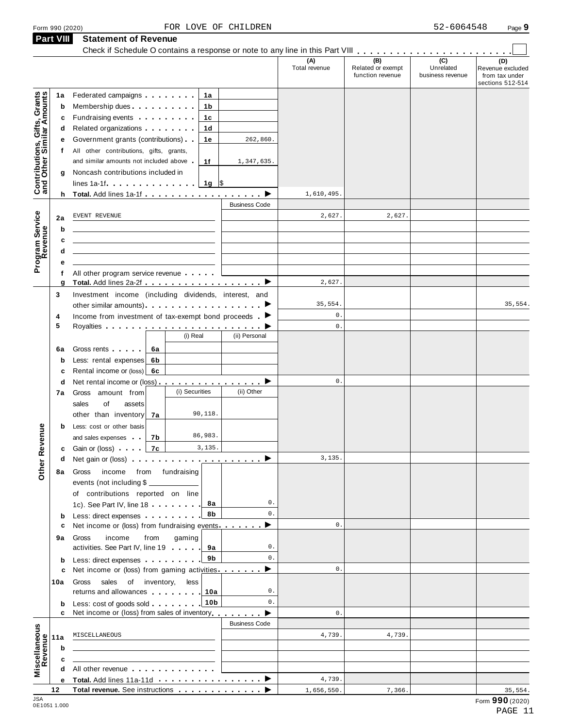Form 990 (2020) FOR LOVE OF CHILDREN 52-6064548 Page 9

## Part VIII Statement of Revenue

Check if Schedule O contains a response or note to any line in this Part VIII . . . . . . . . . . . . . . . . . . . . . . . ☐

| | | | | (A) Total revenue | (B) Related or exempt function revenue | (C) Unrelated business revenue | (D) Revenue excluded from tax under sections 512-514 |
|---|---|---|---|---|---|---|---|
| **Contributions, Gifts, Grants and Other Similar Amounts** | 1a Federated campaigns | 1a | | | | | |
| | b Membership dues | 1b | | | | | |
| | c Fundraising events | 1c | | | | | |
| | d Related organizations | 1d | | | | | |
| | e Government grants (contributions) | 1e | 262,860. | | | | |
| | f All other contributions, gifts, grants, and similar amounts not included above | 1f | 1,347,635. | | | | |
| | g Noncash contributions included in lines 1a-1f | 1g | $ | | | | |
| | h **Total.** Add lines 1a-1f ▶ | | | 1,610,495. | | | |
| **Program Service Revenue** | | | Business Code | | | | |
| | 2a EVENT REVENUE | | | 2,627. | 2,627. | | |
| | b | | | | | | |
| | c | | | | | | |
| | d | | | | | | |
| | e | | | | | | |
| | f All other program service revenue | | | | | | |
| | g **Total.** Add lines 2a-2f ▶ | | | 2,627. | | | |
| **Other Revenue** | 3 Investment income (including dividends, interest, and other similar amounts) ▶ | | | 35,554. | | | 35,554. |
| | 4 Income from investment of tax-exempt bond proceeds ▶ | | | 0. | | | |
| | 5 Royalties ▶ | | | 0. | | | |
| | | (i) Real | (ii) Personal | | | | |
| | 6a Gross rents | 6a | | | | | |
| | b Less: rental expenses | 6b | | | | | |
| | c Rental income or (loss) | 6c | | | | | |
| | d Net rental income or (loss) ▶ | | | 0. | | | |
| | | (i) Securities | (ii) Other | | | | |
| | 7a Gross amount from sales of assets other than inventory | 7a 90,118. | | | | | |
| | b Less: cost or other basis and sales expenses | 7b 86,983. | | | | | |
| | c Gain or (loss) | 7c 3,135. | | | | | |
| | d Net gain or (loss) ▶ | | | 3,135. | | | |
| | 8a Gross income from fundraising events (not including $ ______ of contributions reported on line 1c). See Part IV, line 18 | 8a | 0. | | | | |
| | b Less: direct expenses | 8b | 0. | | | | |
| | c Net income or (loss) from fundraising events ▶ | | | 0. | | | |
| | 9a Gross income from gaming activities. See Part IV, line 19 | 9a | 0. | | | | |
| | b Less: direct expenses | 9b | 0. | | | | |
| | c Net income or (loss) from gaming activities ▶ | | | 0. | | | |
| | 10a Gross sales of inventory, less returns and allowances | 10a | 0. | | | | |
| | b Less: cost of goods sold | 10b | 0. | | | | |
| | c Net income or (loss) from sales of inventory ▶ | | | 0. | | | |
| **Miscellaneous Revenue** | | | Business Code | | | | |
| | 11a MISCELLANEOUS | | | 4,739. | 4,739. | | |
| | b | | | | | | |
| | c | | | | | | |
| | d All other revenue | | | | | | |
| | e **Total.** Add lines 11a-11d ▶ | | | 4,739. | | | |
| | 12 **Total revenue.** See instructions ▶ | | | 1,656,550. | 7,366. | | 35,554. |

JSA 0E1051 1.000

Form **990** (2020)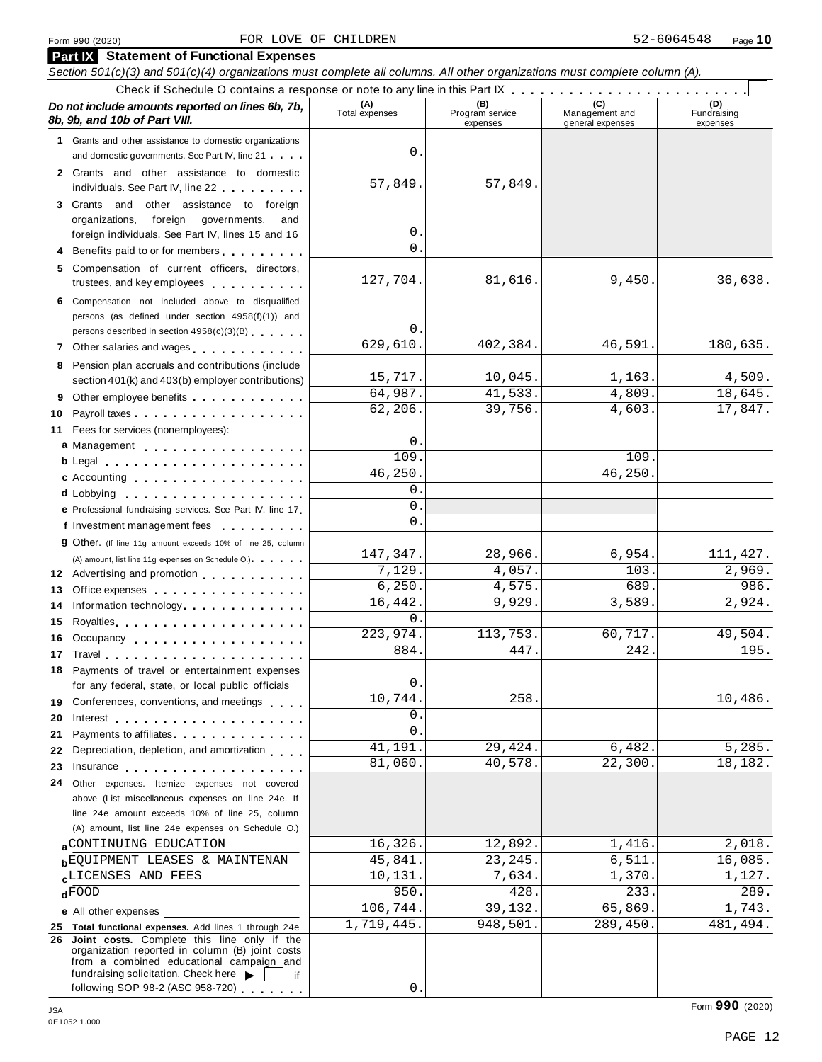Form 990 (2020) FOR LOVE OF CHILDREN 52-6064548 Page **10**

## Part IX Statement of Functional Expenses

*Section 501(c)(3) and 501(c)(4) organizations must complete all columns. All other organizations must complete column (A).*

Check if Schedule O contains a response or note to any line in this Part IX . . . . . . . . . . . . . . . . . . . . . . . . ☐

| *Do not include amounts reported on lines 6b, 7b, 8b, 9b, and 10b of Part VIII.* | (A) Total expenses | (B) Program service expenses | (C) Management and general expenses | (D) Fundraising expenses |
|---|---|---|---|---|
| **1** Grants and other assistance to domestic organizations and domestic governments. See Part IV, line 21 | 0. | | | |
| **2** Grants and other assistance to domestic individuals. See Part IV, line 22 | 57,849. | 57,849. | | |
| **3** Grants and other assistance to foreign organizations, foreign governments, and foreign individuals. See Part IV, lines 15 and 16 | 0. | | | |
| **4** Benefits paid to or for members | 0. | | | |
| **5** Compensation of current officers, directors, trustees, and key employees | 127,704. | 81,616. | 9,450. | 36,638. |
| **6** Compensation not included above to disqualified persons (as defined under section 4958(f)(1)) and persons described in section 4958(c)(3)(B) | 0. | | | |
| **7** Other salaries and wages | 629,610. | 402,384. | 46,591. | 180,635. |
| **8** Pension plan accruals and contributions (include section 401(k) and 403(b) employer contributions) | 15,717. | 10,045. | 1,163. | 4,509. |
| **9** Other employee benefits | 64,987. | 41,533. | 4,809. | 18,645. |
| **10** Payroll taxes | 62,206. | 39,756. | 4,603. | 17,847. |
| **11** Fees for services (nonemployees): | | | | |
| **a** Management | 0. | | | |
| **b** Legal | 109. | | 109. | |
| **c** Accounting | 46,250. | | 46,250. | |
| **d** Lobbying | 0. | | | |
| **e** Professional fundraising services. See Part IV, line 17 | 0. | | | |
| **f** Investment management fees | 0. | | | |
| **g** Other. (If line 11g amount exceeds 10% of line 25, column (A) amount, list line 11g expenses on Schedule O.) | 147,347. | 28,966. | 6,954. | 111,427. |
| **12** Advertising and promotion | 7,129. | 4,057. | 103. | 2,969. |
| **13** Office expenses | 6,250. | 4,575. | 689. | 986. |
| **14** Information technology | 16,442. | 9,929. | 3,589. | 2,924. |
| **15** Royalties | 0. | | | |
| **16** Occupancy | 223,974. | 113,753. | 60,717. | 49,504. |
| **17** Travel | 884. | 447. | 242. | 195. |
| **18** Payments of travel or entertainment expenses for any federal, state, or local public officials | 0. | | | |
| **19** Conferences, conventions, and meetings | 10,744. | 258. | | 10,486. |
| **20** Interest | 0. | | | |
| **21** Payments to affiliates | 0. | | | |
| **22** Depreciation, depletion, and amortization | 41,191. | 29,424. | 6,482. | 5,285. |
| **23** Insurance | 81,060. | 40,578. | 22,300. | 18,182. |
| **24** Other expenses. Itemize expenses not covered above (List miscellaneous expenses on line 24e. If line 24e amount exceeds 10% of line 25, column (A) amount, list line 24e expenses on Schedule O.) | | | | |
| **a** CONTINUING EDUCATION | 16,326. | 12,892. | 1,416. | 2,018. |
| **b** EQUIPMENT LEASES & MAINTENAN | 45,841. | 23,245. | 6,511. | 16,085. |
| **c** LICENSES AND FEES | 10,131. | 7,634. | 1,370. | 1,127. |
| **d** FOOD | 950. | 428. | 233. | 289. |
| **e** All other expenses | 106,744. | 39,132. | 65,869. | 1,743. |
| **25 Total functional expenses.** Add lines 1 through 24e | 1,719,445. | 948,501. | 289,450. | 481,494. |
| **26 Joint costs.** Complete this line only if the organization reported in column (B) joint costs from a combined educational campaign and fundraising solicitation. Check here ▶ ☐ if following SOP 98-2 (ASC 958-720) | 0. | | | |

JSA 0E1052 1.000

Form **990** (2020)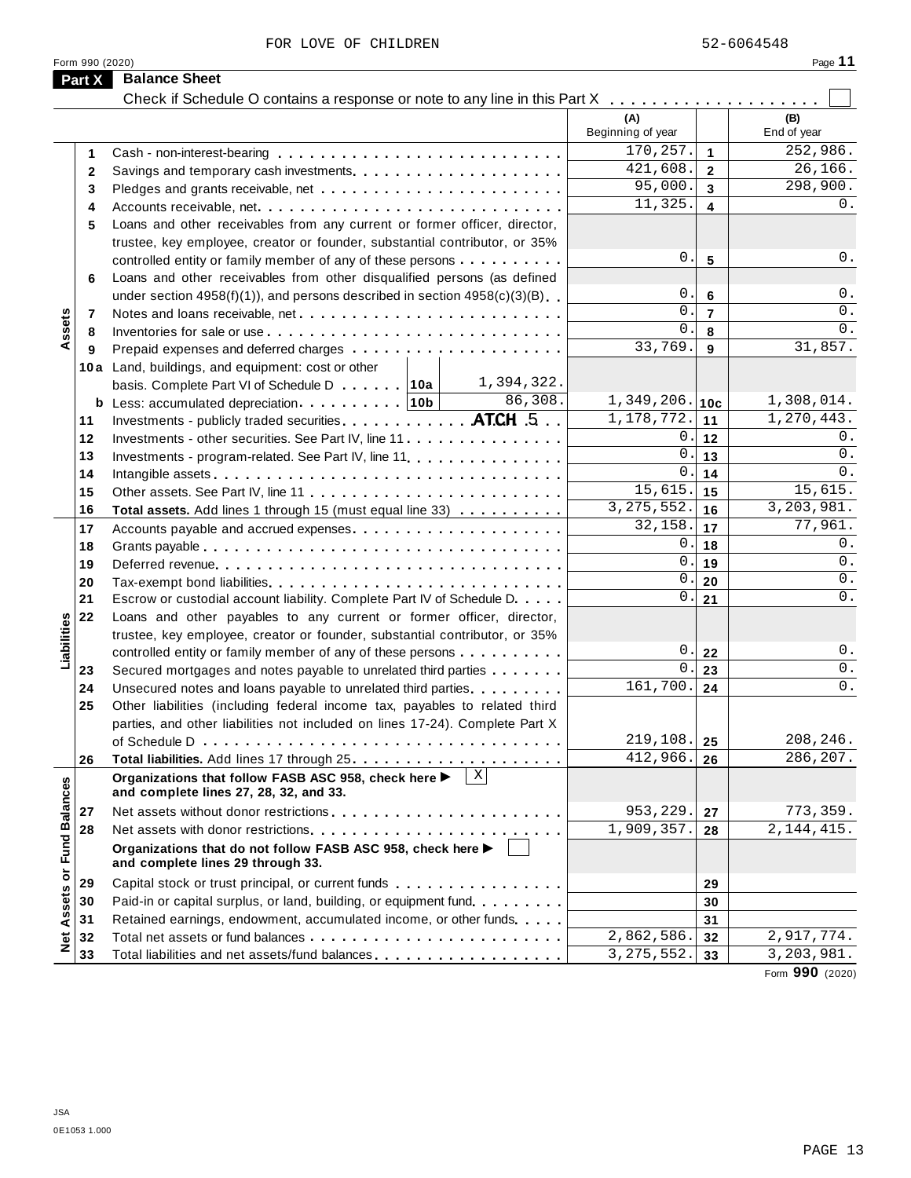FOR LOVE OF CHILDREN 52-6064548

Form 990 (2020)

## Part X Balance Sheet

Check if Schedule O contains a response or note to any line in this Part X . . . . . . . . . . . . . . . . . . . . ☐

| | | | (A) Beginning of year | | (B) End of year |
|---|---|---|---|---|---|
| Assets | 1 | Cash - non-interest-bearing | 170,257. | 1 | 252,986. |
| | 2 | Savings and temporary cash investments | 421,608. | 2 | 26,166. |
| | 3 | Pledges and grants receivable, net | 95,000. | 3 | 298,900. |
| | 4 | Accounts receivable, net | 11,325. | 4 | 0. |
| | 5 | Loans and other receivables from any current or former officer, director, trustee, key employee, creator or founder, substantial contributor, or 35% controlled entity or family member of any of these persons | 0. | 5 | 0. |
| | 6 | Loans and other receivables from other disqualified persons (as defined under section 4958(f)(1)), and persons described in section 4958(c)(3)(B) | 0. | 6 | 0. |
| | 7 | Notes and loans receivable, net | 0. | 7 | 0. |
| | 8 | Inventories for sale or use | 0. | 8 | 0. |
| | 9 | Prepaid expenses and deferred charges | 33,769. | 9 | 31,857. |
| | 10a | Land, buildings, and equipment: cost or other basis. Complete Part VI of Schedule D . . . 10a 1,394,322. | | | |
| | b | Less: accumulated depreciation . . . 10b 86,308. | 1,349,206. | 10c | 1,308,014. |
| | 11 | Investments - publicly traded securities ATCH 5 | 1,178,772. | 11 | 1,270,443. |
| | 12 | Investments - other securities. See Part IV, line 11 | 0. | 12 | 0. |
| | 13 | Investments - program-related. See Part IV, line 11 | 0. | 13 | 0. |
| | 14 | Intangible assets | 0. | 14 | 0. |
| | 15 | Other assets. See Part IV, line 11 | 15,615. | 15 | 15,615. |
| | 16 | **Total assets.** Add lines 1 through 15 (must equal line 33) | 3,275,552. | 16 | 3,203,981. |
| Liabilities | 17 | Accounts payable and accrued expenses | 32,158. | 17 | 77,961. |
| | 18 | Grants payable | 0. | 18 | 0. |
| | 19 | Deferred revenue | 0. | 19 | 0. |
| | 20 | Tax-exempt bond liabilities | 0. | 20 | 0. |
| | 21 | Escrow or custodial account liability. Complete Part IV of Schedule D | 0. | 21 | 0. |
| | 22 | Loans and other payables to any current or former officer, director, trustee, key employee, creator or founder, substantial contributor, or 35% controlled entity or family member of any of these persons | 0. | 22 | 0. |
| | 23 | Secured mortgages and notes payable to unrelated third parties | 0. | 23 | 0. |
| | 24 | Unsecured notes and loans payable to unrelated third parties | 161,700. | 24 | 0. |
| | 25 | Other liabilities (including federal income tax, payables to related third parties, and other liabilities not included on lines 17-24). Complete Part X of Schedule D | 219,108. | 25 | 208,246. |
| | 26 | **Total liabilities.** Add lines 17 through 25 | 412,966. | 26 | 286,207. |
| Net Assets or Fund Balances | | **Organizations that follow FASB ASC 958, check here ▶** ☒ **and complete lines 27, 28, 32, and 33.** | | | |
| | 27 | Net assets without donor restrictions | 953,229. | 27 | 773,359. |
| | 28 | Net assets with donor restrictions | 1,909,357. | 28 | 2,144,415. |
| | | **Organizations that do not follow FASB ASC 958, check here ▶** ☐ **and complete lines 29 through 33.** | | | |
| | 29 | Capital stock or trust principal, or current funds | | 29 | |
| | 30 | Paid-in or capital surplus, or land, building, or equipment fund | | 30 | |
| | 31 | Retained earnings, endowment, accumulated income, or other funds | | 31 | |
| | 32 | Total net assets or fund balances | 2,862,586. | 32 | 2,917,774. |
| | 33 | Total liabilities and net assets/fund balances | 3,275,552. | 33 | 3,203,981. |

Form **990** (2020)

JSA
0E1053 1.000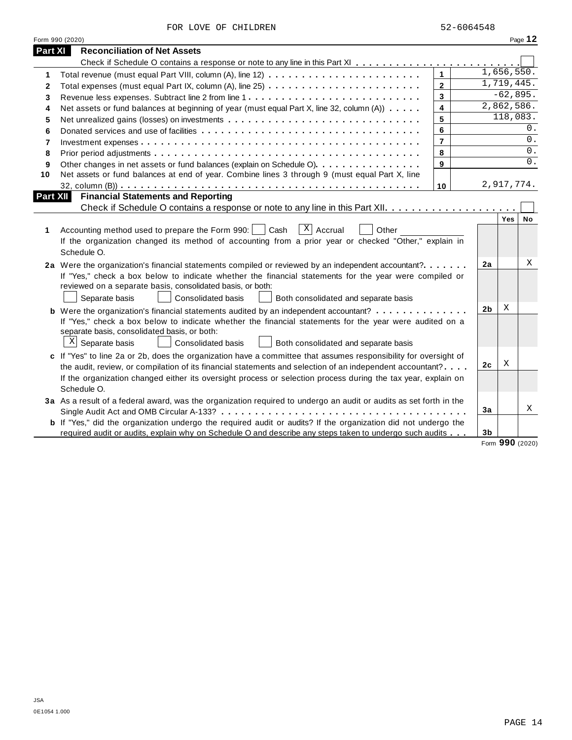FOR LOVE OF CHILDREN 52-6064548

Form 990 (2020) Page **12**

## Part XI Reconciliation of Net Assets

Check if Schedule O contains a response or note to any line in this Part XI . . . . . . . . . . . . . . . . . . . . . . . . ☐

| | | | |
|---|---|---|---|
| 1 | Total revenue (must equal Part VIII, column (A), line 12) | 1 | 1,656,550. |
| 2 | Total expenses (must equal Part IX, column (A), line 25) | 2 | 1,719,445. |
| 3 | Revenue less expenses. Subtract line 2 from line 1 | 3 | -62,895. |
| 4 | Net assets or fund balances at beginning of year (must equal Part X, line 32, column (A)) | 4 | 2,862,586. |
| 5 | Net unrealized gains (losses) on investments | 5 | 118,083. |
| 6 | Donated services and use of facilities | 6 | 0. |
| 7 | Investment expenses | 7 | 0. |
| 8 | Prior period adjustments | 8 | 0. |
| 9 | Other changes in net assets or fund balances (explain on Schedule O) | 9 | 0. |
| 10 | Net assets or fund balances at end of year. Combine lines 3 through 9 (must equal Part X, line 32, column (B)) | 10 | 2,917,774. |

## Part XII Financial Statements and Reporting

Check if Schedule O contains a response or note to any line in this Part XII . . . . . . . . . . . . . . . . . . . . ☐

| | | | Yes | No |
|---|---|---|---|---|
| 1 | Accounting method used to prepare the Form 990: ☐ Cash ☒ Accrual ☐ Other ______ <br> If the organization changed its method of accounting from a prior year or checked "Other," explain in Schedule O. | | | |
| 2a | Were the organization's financial statements compiled or reviewed by an independent accountant? <br> If "Yes," check a box below to indicate whether the financial statements for the year were compiled or reviewed on a separate basis, consolidated basis, or both: <br> ☐ Separate basis ☐ Consolidated basis ☐ Both consolidated and separate basis | 2a | | X |
| b | Were the organization's financial statements audited by an independent accountant? <br> If "Yes," check a box below to indicate whether the financial statements for the year were audited on a separate basis, consolidated basis, or both: <br> ☒ Separate basis ☐ Consolidated basis ☐ Both consolidated and separate basis | 2b | X | |
| c | If "Yes" to line 2a or 2b, does the organization have a committee that assumes responsibility for oversight of the audit, review, or compilation of its financial statements and selection of an independent accountant? <br> If the organization changed either its oversight process or selection process during the tax year, explain on Schedule O. | 2c | X | |
| 3a | As a result of a federal award, was the organization required to undergo an audit or audits as set forth in the Single Audit Act and OMB Circular A-133? | 3a | | X |
| b | If "Yes," did the organization undergo the required audit or audits? If the organization did not undergo the required audit or audits, explain why on Schedule O and describe any steps taken to undergo such audits | 3b | | |

Form **990** (2020)

JSA
0E1054 1.000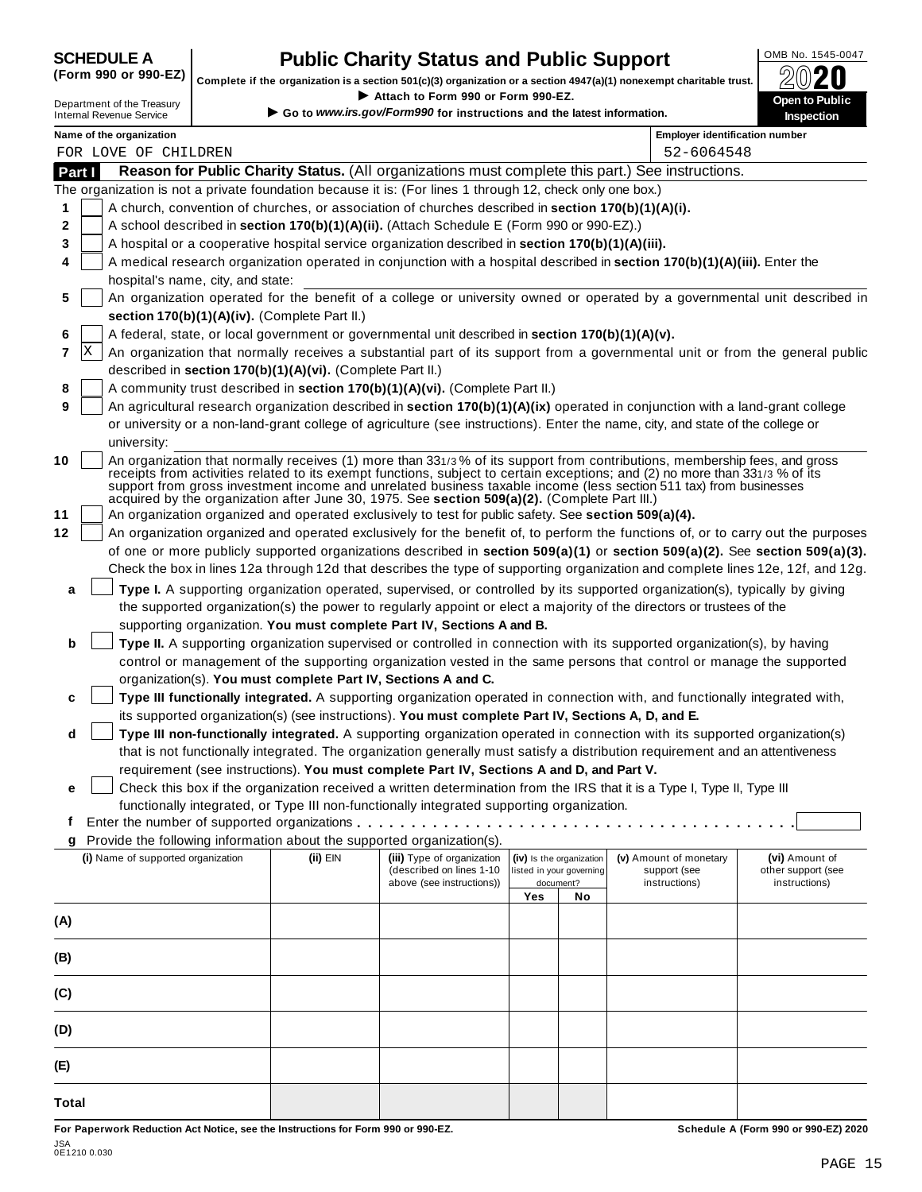**SCHEDULE A**
**(Form 990 or 990-EZ)**

Department of the Treasury
Internal Revenue Service

# Public Charity Status and Public Support

**Complete if the organization is a section 501(c)(3) organization or a section 4947(a)(1) nonexempt charitable trust.**
► **Attach to Form 990 or Form 990-EZ.**
► **Go to** ***www.irs.gov/Form990*** **for instructions and the latest information.**

OMB No. 1545-0047
**2020**
**Open to Public Inspection**

**Name of the organization**
FOR LOVE OF CHILDREN

**Employer identification number**
52-6064548

## Part I Reason for Public Charity Status. (All organizations must complete this part.) See instructions.

The organization is not a private foundation because it is: (For lines 1 through 12, check only one box.)

1 [ ] A church, convention of churches, or association of churches described in **section 170(b)(1)(A)(i).**

2 [ ] A school described in **section 170(b)(1)(A)(ii).** (Attach Schedule E (Form 990 or 990-EZ).)

3 [ ] A hospital or a cooperative hospital service organization described in **section 170(b)(1)(A)(iii).**

4 [ ] A medical research organization operated in conjunction with a hospital described in **section 170(b)(1)(A)(iii).** Enter the hospital's name, city, and state:

5 [ ] An organization operated for the benefit of a college or university owned or operated by a governmental unit described in **section 170(b)(1)(A)(iv).** (Complete Part II.)

6 [ ] A federal, state, or local government or governmental unit described in **section 170(b)(1)(A)(v).**

7 [X] An organization that normally receives a substantial part of its support from a governmental unit or from the general public described in **section 170(b)(1)(A)(vi).** (Complete Part II.)

8 [ ] A community trust described in **section 170(b)(1)(A)(vi).** (Complete Part II.)

9 [ ] An agricultural research organization described in **section 170(b)(1)(A)(ix)** operated in conjunction with a land-grant college or university or a non-land-grant college of agriculture (see instructions). Enter the name, city, and state of the college or university:

10 [ ] An organization that normally receives (1) more than 33 1/3 % of its support from contributions, membership fees, and gross receipts from activities related to its exempt functions, subject to certain exceptions; and (2) no more than 33 1/3 % of its support from gross investment income and unrelated business taxable income (less section 511 tax) from businesses acquired by the organization after June 30, 1975. See **section 509(a)(2).** (Complete Part III.)

11 [ ] An organization organized and operated exclusively to test for public safety. See **section 509(a)(4).**

12 [ ] An organization organized and operated exclusively for the benefit of, to perform the functions of, or to carry out the purposes of one or more publicly supported organizations described in **section 509(a)(1)** or **section 509(a)(2).** See **section 509(a)(3).** Check the box in lines 12a through 12d that describes the type of supporting organization and complete lines 12e, 12f, and 12g.

a [ ] **Type I.** A supporting organization operated, supervised, or controlled by its supported organization(s), typically by giving the supported organization(s) the power to regularly appoint or elect a majority of the directors or trustees of the supporting organization. **You must complete Part IV, Sections A and B.**

b [ ] **Type II.** A supporting organization supervised or controlled in connection with its supported organization(s), by having control or management of the supporting organization vested in the same persons that control or manage the supported organization(s). **You must complete Part IV, Sections A and C.**

c [ ] **Type III functionally integrated.** A supporting organization operated in connection with, and functionally integrated with, its supported organization(s) (see instructions). **You must complete Part IV, Sections A, D, and E.**

d [ ] **Type III non-functionally integrated.** A supporting organization operated in connection with its supported organization(s) that is not functionally integrated. The organization generally must satisfy a distribution requirement and an attentiveness requirement (see instructions). **You must complete Part IV, Sections A and D, and Part V.**

e [ ] Check this box if the organization received a written determination from the IRS that it is a Type I, Type II, Type III functionally integrated, or Type III non-functionally integrated supporting organization.

f Enter the number of supported organizations . . . . . . . . . . . . . . . . . . . . . . . . . . . . . . . . . . . . . . .

g Provide the following information about the supported organization(s).

| (i) Name of supported organization | (ii) EIN | (iii) Type of organization (described on lines 1-10 above (see instructions)) | (iv) Is the organization listed in your governing document? Yes | No | (v) Amount of monetary support (see instructions) | (vi) Amount of other support (see instructions) |
|---|---|---|---|---|---|---|
| (A) | | | | | | |
| (B) | | | | | | |
| (C) | | | | | | |
| (D) | | | | | | |
| (E) | | | | | | |
| Total | | | | | | |

**For Paperwork Reduction Act Notice, see the Instructions for Form 990 or 990-EZ.** **Schedule A (Form 990 or 990-EZ) 2020**

JSA
0E1210 0.030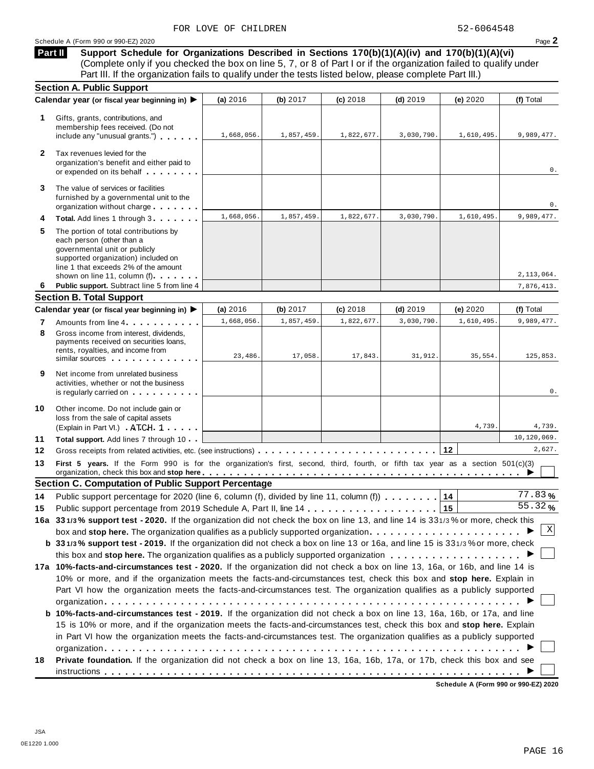FOR LOVE OF CHILDREN 52-6064548

Schedule A (Form 990 or 990-EZ) 2020

**Part II** **Support Schedule for Organizations Described in Sections 170(b)(1)(A)(iv) and 170(b)(1)(A)(vi)** (Complete only if you checked the box on line 5, 7, or 8 of Part I or if the organization failed to qualify under Part III. If the organization fails to qualify under the tests listed below, please complete Part III.)

### Section A. Public Support

| Calendar year (or fiscal year beginning in) ▶ | (a) 2016 | (b) 2017 | (c) 2018 | (d) 2019 | (e) 2020 | (f) Total |
|---|---|---|---|---|---|---|
| **1** Gifts, grants, contributions, and membership fees received. (Do not include any "unusual grants.") | 1,668,056. | 1,857,459. | 1,822,677. | 3,030,790. | 1,610,495. | 9,989,477. |
| **2** Tax revenues levied for the organization's benefit and either paid to or expended on its behalf | | | | | | 0. |
| **3** The value of services or facilities furnished by a governmental unit to the organization without charge | | | | | | 0. |
| **4** **Total.** Add lines 1 through 3 | 1,668,056. | 1,857,459. | 1,822,677. | 3,030,790. | 1,610,495. | 9,989,477. |
| **5** The portion of total contributions by each person (other than a governmental unit or publicly supported organization) included on line 1 that exceeds 2% of the amount shown on line 11, column (f) | | | | | | 2,113,064. |
| **6** **Public support.** Subtract line 5 from line 4 | | | | | | 7,876,413. |

### Section B. Total Support

| Calendar year (or fiscal year beginning in) ▶ | (a) 2016 | (b) 2017 | (c) 2018 | (d) 2019 | (e) 2020 | (f) Total |
|---|---|---|---|---|---|---|
| **7** Amounts from line 4 | 1,668,056. | 1,857,459. | 1,822,677. | 3,030,790. | 1,610,495. | 9,989,477. |
| **8** Gross income from interest, dividends, payments received on securities loans, rents, royalties, and income from similar sources | 23,486. | 17,058. | 17,843. | 31,912. | 35,554. | 125,853. |
| **9** Net income from unrelated business activities, whether or not the business is regularly carried on | | | | | | 0. |
| **10** Other income. Do not include gain or loss from the sale of capital assets (Explain in Part VI.) ATCH 1 | | | | | 4,739. | 4,739. |
| **11** **Total support.** Add lines 7 through 10 | | | | | | 10,120,069. |
| **12** Gross receipts from related activities, etc. (see instructions) | | | | | 12 | 2,627. |

**13** **First 5 years.** If the Form 990 is for the organization's first, second, third, fourth, or fifth tax year as a section 501(c)(3) organization, check this box and **stop here** ▶ ☐

### Section C. Computation of Public Support Percentage

**14** Public support percentage for 2020 (line 6, column (f), divided by line 11, column (f)) **14** 77.83 %

**15** Public support percentage from 2019 Schedule A, Part II, line 14 **15** 55.32 %

**16a** **33 1/3 % support test - 2020.** If the organization did not check the box on line 13, and line 14 is 33 1/3 % or more, check this box and **stop here.** The organization qualifies as a publicly supported organization ▶ ☒

**b** **33 1/3 % support test - 2019.** If the organization did not check a box on line 13 or 16a, and line 15 is 33 1/3 % or more, check this box and **stop here.** The organization qualifies as a publicly supported organization ▶ ☐

**17a** **10%-facts-and-circumstances test - 2020.** If the organization did not check a box on line 13, 16a, or 16b, and line 14 is 10% or more, and if the organization meets the facts-and-circumstances test, check this box and **stop here.** Explain in Part VI how the organization meets the facts-and-circumstances test. The organization qualifies as a publicly supported organization ▶ ☐

**b** **10%-facts-and-circumstances test - 2019.** If the organization did not check a box on line 13, 16a, 16b, or 17a, and line 15 is 10% or more, and if the organization meets the facts-and-circumstances test, check this box and **stop here.** Explain in Part VI how the organization meets the facts-and-circumstances test. The organization qualifies as a publicly supported organization ▶ ☐

**18** **Private foundation.** If the organization did not check a box on line 13, 16a, 16b, 17a, or 17b, check this box and see instructions ▶ ☐

**Schedule A (Form 990 or 990-EZ) 2020**

JSA
0E1220 1.000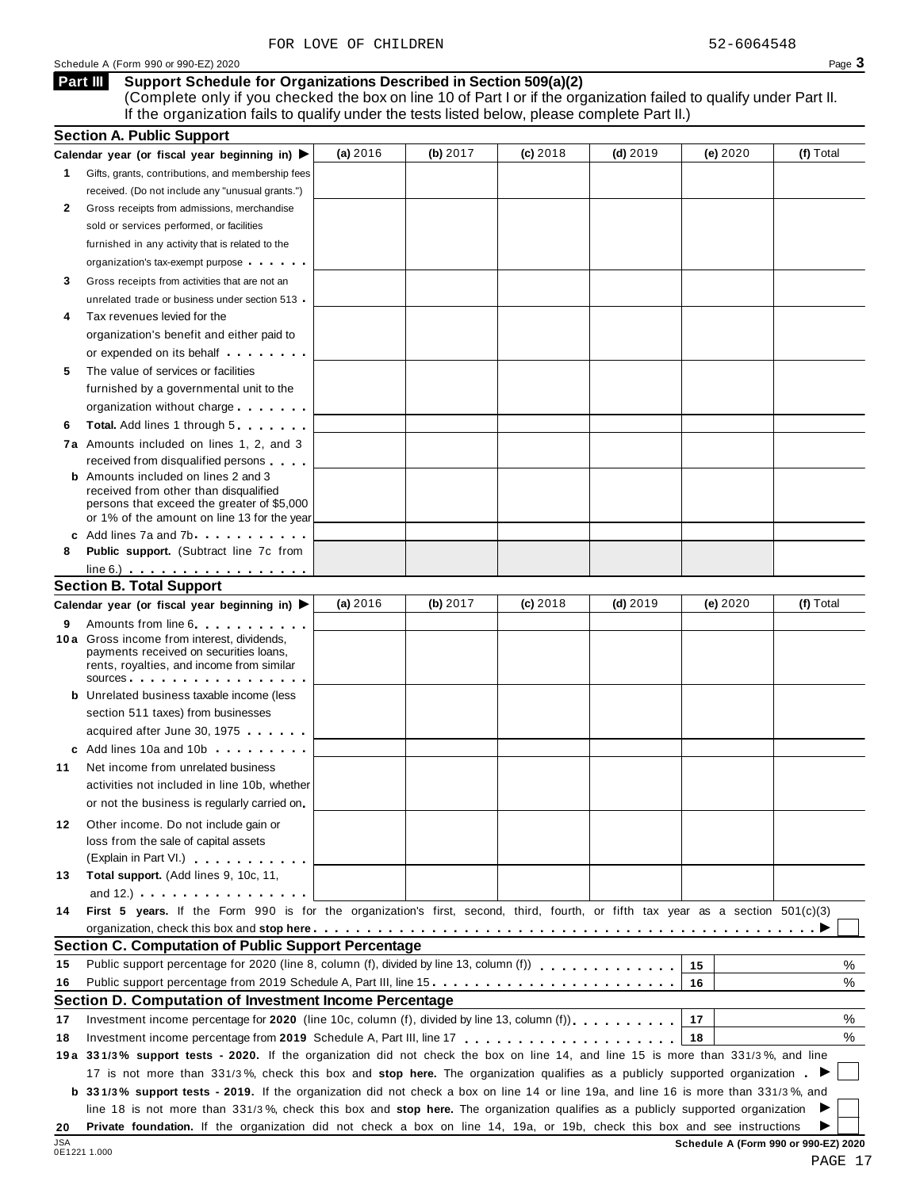FOR LOVE OF CHILDREN 52-6064548

Schedule A (Form 990 or 990-EZ) 2020

## Part III Support Schedule for Organizations Described in Section 509(a)(2)

(Complete only if you checked the box on line 10 of Part I or if the organization failed to qualify under Part II. If the organization fails to qualify under the tests listed below, please complete Part II.)

### Section A. Public Support

| Calendar year (or fiscal year beginning in) ▶ | (a) 2016 | (b) 2017 | (c) 2018 | (d) 2019 | (e) 2020 | (f) Total |
|---|---|---|---|---|---|---|
| **1** Gifts, grants, contributions, and membership fees received. (Do not include any "unusual grants.") | | | | | | |
| **2** Gross receipts from admissions, merchandise sold or services performed, or facilities furnished in any activity that is related to the organization's tax-exempt purpose | | | | | | |
| **3** Gross receipts from activities that are not an unrelated trade or business under section 513 | | | | | | |
| **4** Tax revenues levied for the organization's benefit and either paid to or expended on its behalf | | | | | | |
| **5** The value of services or facilities furnished by a governmental unit to the organization without charge | | | | | | |
| **6 Total.** Add lines 1 through 5 | | | | | | |
| **7a** Amounts included on lines 1, 2, and 3 received from disqualified persons | | | | | | |
| **b** Amounts included on lines 2 and 3 received from other than disqualified persons that exceed the greater of $5,000 or 1% of the amount on line 13 for the year | | | | | | |
| **c** Add lines 7a and 7b | | | | | | |
| **8 Public support.** (Subtract line 7c from line 6.) | | | | | | |

### Section B. Total Support

| Calendar year (or fiscal year beginning in) ▶ | (a) 2016 | (b) 2017 | (c) 2018 | (d) 2019 | (e) 2020 | (f) Total |
|---|---|---|---|---|---|---|
| **9** Amounts from line 6 | | | | | | |
| **10a** Gross income from interest, dividends, payments received on securities loans, rents, royalties, and income from similar sources | | | | | | |
| **b** Unrelated business taxable income (less section 511 taxes) from businesses acquired after June 30, 1975 | | | | | | |
| **c** Add lines 10a and 10b | | | | | | |
| **11** Net income from unrelated business activities not included in line 10b, whether or not the business is regularly carried on | | | | | | |
| **12** Other income. Do not include gain or loss from the sale of capital assets (Explain in Part VI.) | | | | | | |
| **13 Total support.** (Add lines 9, 10c, 11, and 12.) | | | | | | |

**14 First 5 years.** If the Form 990 is for the organization's first, second, third, fourth, or fifth tax year as a section 501(c)(3) organization, check this box and **stop here** ▶ ☐

### Section C. Computation of Public Support Percentage

| | | | |
|---|---|---|---|
| **15** | Public support percentage for 2020 (line 8, column (f), divided by line 13, column (f)) | 15 | % |
| **16** | Public support percentage from 2019 Schedule A, Part III, line 15 | 16 | % |

### Section D. Computation of Investment Income Percentage

| | | | |
|---|---|---|---|
| **17** | Investment income percentage for **2020** (line 10c, column (f), divided by line 13, column (f)) | 17 | % |
| **18** | Investment income percentage from **2019** Schedule A, Part III, line 17 | 18 | % |

**19a 33 1/3% support tests - 2020.** If the organization did not check the box on line 14, and line 15 is more than 33 1/3%, and line 17 is not more than 33 1/3%, check this box and **stop here.** The organization qualifies as a publicly supported organization ▶ ☐

**b 33 1/3% support tests - 2019.** If the organization did not check a box on line 14 or line 19a, and line 16 is more than 33 1/3%, and line 18 is not more than 33 1/3%, check this box and **stop here.** The organization qualifies as a publicly supported organization ▶ ☐

**20 Private foundation.** If the organization did not check a box on line 14, 19a, or 19b, check this box and see instructions ▶ ☐

Schedule A (Form 990 or 990-EZ) 2020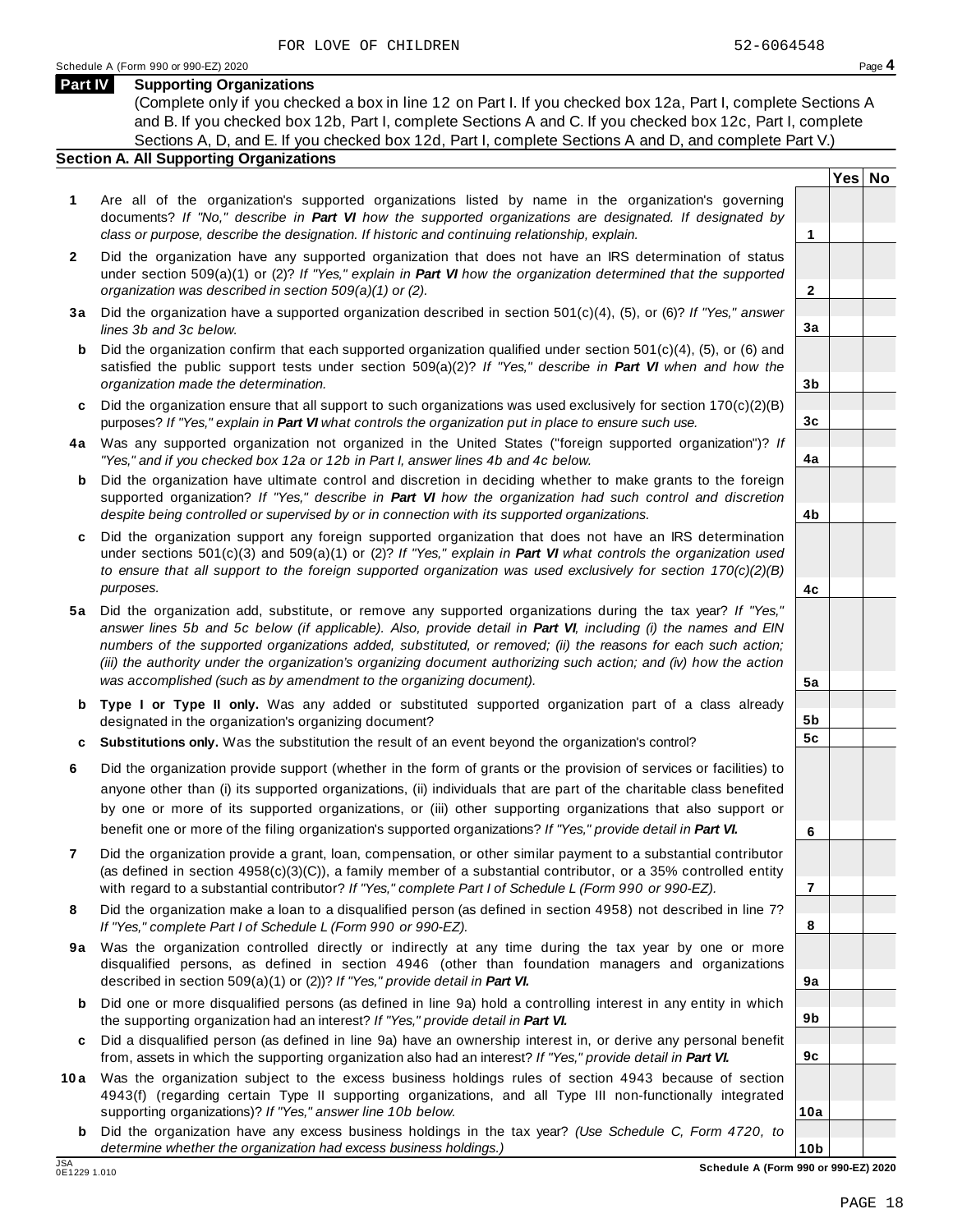FOR LOVE OF CHILDREN 52-6064548

Schedule A (Form 990 or 990-EZ) 2020

## Part IV Supporting Organizations

(Complete only if you checked a box in line 12 on Part I. If you checked box 12a, Part I, complete Sections A and B. If you checked box 12b, Part I, complete Sections A and C. If you checked box 12c, Part I, complete Sections A, D, and E. If you checked box 12d, Part I, complete Sections A and D, and complete Part V.)

### Section A. All Supporting Organizations

| | | | Yes | No |
|---|---|---|---|---|
| **1** | Are all of the organization's supported organizations listed by name in the organization's governing documents? *If "No," describe in **Part VI** how the supported organizations are designated. If designated by class or purpose, describe the designation. If historic and continuing relationship, explain.* | **1** | | |
| **2** | Did the organization have any supported organization that does not have an IRS determination of status under section 509(a)(1) or (2)? *If "Yes," explain in **Part VI** how the organization determined that the supported organization was described in section 509(a)(1) or (2).* | **2** | | |
| **3a** | Did the organization have a supported organization described in section 501(c)(4), (5), or (6)? *If "Yes," answer lines 3b and 3c below.* | **3a** | | |
| **b** | Did the organization confirm that each supported organization qualified under section 501(c)(4), (5), or (6) and satisfied the public support tests under section 509(a)(2)? *If "Yes," describe in **Part VI** when and how the organization made the determination.* | **3b** | | |
| **c** | Did the organization ensure that all support to such organizations was used exclusively for section 170(c)(2)(B) purposes? *If "Yes," explain in **Part VI** what controls the organization put in place to ensure such use.* | **3c** | | |
| **4a** | Was any supported organization not organized in the United States ("foreign supported organization")? *If "Yes," and if you checked box 12a or 12b in Part I, answer lines 4b and 4c below.* | **4a** | | |
| **b** | Did the organization have ultimate control and discretion in deciding whether to make grants to the foreign supported organization? *If "Yes," describe in **Part VI** how the organization had such control and discretion despite being controlled or supervised by or in connection with its supported organizations.* | **4b** | | |
| **c** | Did the organization support any foreign supported organization that does not have an IRS determination under sections 501(c)(3) and 509(a)(1) or (2)? *If "Yes," explain in **Part VI** what controls the organization used to ensure that all support to the foreign supported organization was used exclusively for section 170(c)(2)(B) purposes.* | **4c** | | |
| **5a** | Did the organization add, substitute, or remove any supported organizations during the tax year? *If "Yes," answer lines 5b and 5c below (if applicable). Also, provide detail in **Part VI**, including (i) the names and EIN numbers of the supported organizations added, substituted, or removed; (ii) the reasons for each such action; (iii) the authority under the organization's organizing document authorizing such action; and (iv) how the action was accomplished (such as by amendment to the organizing document).* | **5a** | | |
| **b** | **Type I or Type II only.** Was any added or substituted supported organization part of a class already designated in the organization's organizing document? | **5b** | | |
| **c** | **Substitutions only.** Was the substitution the result of an event beyond the organization's control? | **5c** | | |
| **6** | Did the organization provide support (whether in the form of grants or the provision of services or facilities) to anyone other than (i) its supported organizations, (ii) individuals that are part of the charitable class benefited by one or more of its supported organizations, or (iii) other supporting organizations that also support or benefit one or more of the filing organization's supported organizations? *If "Yes," provide detail in **Part VI.*** | **6** | | |
| **7** | Did the organization provide a grant, loan, compensation, or other similar payment to a substantial contributor (as defined in section 4958(c)(3)(C)), a family member of a substantial contributor, or a 35% controlled entity with regard to a substantial contributor? *If "Yes," complete Part I of Schedule L (Form 990 or 990-EZ).* | **7** | | |
| **8** | Did the organization make a loan to a disqualified person (as defined in section 4958) not described in line 7? *If "Yes," complete Part I of Schedule L (Form 990 or 990-EZ).* | **8** | | |
| **9a** | Was the organization controlled directly or indirectly at any time during the tax year by one or more disqualified persons, as defined in section 4946 (other than foundation managers and organizations described in section 509(a)(1) or (2))? *If "Yes," provide detail in **Part VI.*** | **9a** | | |
| **b** | Did one or more disqualified persons (as defined in line 9a) hold a controlling interest in any entity in which the supporting organization had an interest? *If "Yes," provide detail in **Part VI.*** | **9b** | | |
| **c** | Did a disqualified person (as defined in line 9a) have an ownership interest in, or derive any personal benefit from, assets in which the supporting organization also had an interest? *If "Yes," provide detail in **Part VI.*** | **9c** | | |
| **10a** | Was the organization subject to the excess business holdings rules of section 4943 because of section 4943(f) (regarding certain Type II supporting organizations, and all Type III non-functionally integrated supporting organizations)? *If "Yes," answer line 10b below.* | **10a** | | |
| **b** | Did the organization have any excess business holdings in the tax year? *(Use Schedule C, Form 4720, to determine whether the organization had excess business holdings.)* | **10b** | | |

JSA 0E1229 1.010

**Schedule A (Form 990 or 990-EZ) 2020**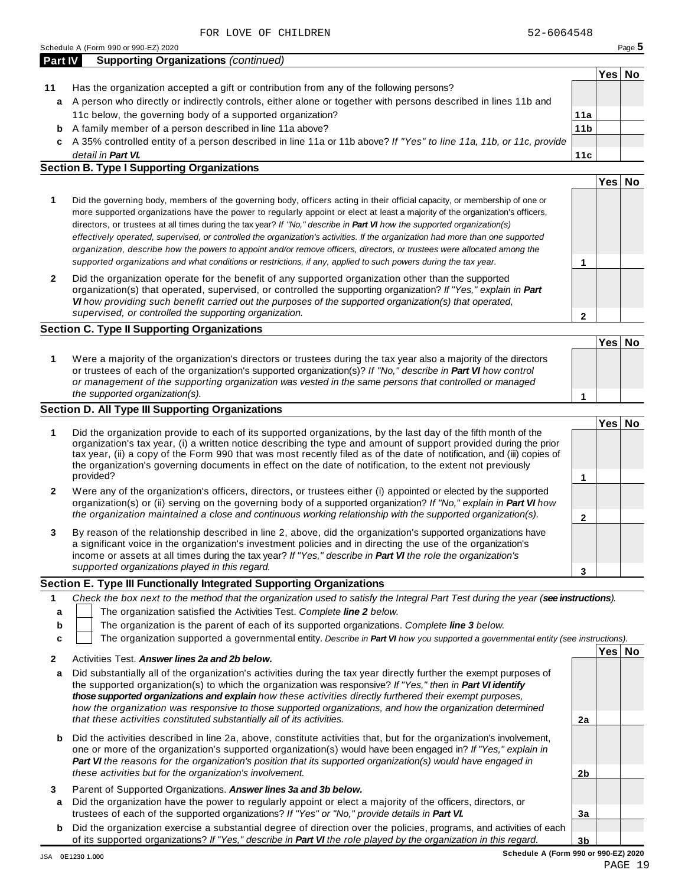FOR LOVE OF CHILDREN 52-6064548

Schedule A (Form 990 or 990-EZ) 2020

**Part IV Supporting Organizations** *(continued)*

| | | | Yes | No |
|---|---|---|---|---|
| **11** | Has the organization accepted a gift or contribution from any of the following persons? | | | |
| **a** | A person who directly or indirectly controls, either alone or together with persons described in lines 11b and 11c below, the governing body of a supported organization? | **11a** | | |
| **b** | A family member of a person described in line 11a above? | **11b** | | |
| **c** | A 35% controlled entity of a person described in line 11a or 11b above? *If "Yes" to line 11a, 11b, or 11c, provide detail in **Part VI.*** | **11c** | | |

**Section B. Type I Supporting Organizations**

| | | | Yes | No |
|---|---|---|---|---|
| **1** | Did the governing body, members of the governing body, officers acting in their official capacity, or membership of one or more supported organizations have the power to regularly appoint or elect at least a majority of the organization's officers, directors, or trustees at all times during the tax year? *If "No," describe in **Part VI** how the supported organization(s) effectively operated, supervised, or controlled the organization's activities. If the organization had more than one supported organization, describe how the powers to appoint and/or remove officers, directors, or trustees were allocated among the supported organizations and what conditions or restrictions, if any, applied to such powers during the tax year.* | **1** | | |
| **2** | Did the organization operate for the benefit of any supported organization other than the supported organization(s) that operated, supervised, or controlled the supporting organization? *If "Yes," explain in **Part VI** how providing such benefit carried out the purposes of the supported organization(s) that operated, supervised, or controlled the supporting organization.* | **2** | | |

**Section C. Type II Supporting Organizations**

| | | | Yes | No |
|---|---|---|---|---|
| **1** | Were a majority of the organization's directors or trustees during the tax year also a majority of the directors or trustees of each of the organization's supported organization(s)? *If "No," describe in **Part VI** how control or management of the supporting organization was vested in the same persons that controlled or managed the supported organization(s).* | **1** | | |

**Section D. All Type III Supporting Organizations**

| | | | Yes | No |
|---|---|---|---|---|
| **1** | Did the organization provide to each of its supported organizations, by the last day of the fifth month of the organization's tax year, (i) a written notice describing the type and amount of support provided during the prior tax year, (ii) a copy of the Form 990 that was most recently filed as of the date of notification, and (iii) copies of the organization's governing documents in effect on the date of notification, to the extent not previously provided? | **1** | | |
| **2** | Were any of the organization's officers, directors, or trustees either (i) appointed or elected by the supported organization(s) or (ii) serving on the governing body of a supported organization? *If "No," explain in **Part VI** how the organization maintained a close and continuous working relationship with the supported organization(s).* | **2** | | |
| **3** | By reason of the relationship described in line 2, above, did the organization's supported organizations have a significant voice in the organization's investment policies and in directing the use of the organization's income or assets at all times during the tax year? *If "Yes," describe in **Part VI** the role the organization's supported organizations played in this regard.* | **3** | | |

**Section E. Type III Functionally Integrated Supporting Organizations**

**1** *Check the box next to the method that the organization used to satisfy the Integral Part Test during the year (**see instructions**).*

- **a** ☐ The organization satisfied the Activities Test. *Complete **line 2** below.*
- **b** ☐ The organization is the parent of each of its supported organizations. *Complete **line 3** below.*
- **c** ☐ The organization supported a governmental entity. *Describe in **Part VI** how you supported a governmental entity (see instructions).*

| | | | Yes | No |
|---|---|---|---|---|
| **2** | Activities Test. ***Answer lines 2a and 2b below.*** | | | |
| **a** | Did substantially all of the organization's activities during the tax year directly further the exempt purposes of the supported organization(s) to which the organization was responsive? *If "Yes," then in **Part VI identify those supported organizations and explain** how these activities directly furthered their exempt purposes, how the organization was responsive to those supported organizations, and how the organization determined that these activities constituted substantially all of its activities.* | **2a** | | |
| **b** | Did the activities described in line 2a, above, constitute activities that, but for the organization's involvement, one or more of the organization's supported organization(s) would have been engaged in? *If "Yes," explain in **Part VI** the reasons for the organization's position that its supported organization(s) would have engaged in these activities but for the organization's involvement.* | **2b** | | |
| **3** | Parent of Supported Organizations. ***Answer lines 3a and 3b below.*** | | | |
| **a** | Did the organization have the power to regularly appoint or elect a majority of the officers, directors, or trustees of each of the supported organizations? *If "Yes" or "No," provide details in **Part VI.*** | **3a** | | |
| **b** | Did the organization exercise a substantial degree of direction over the policies, programs, and activities of each of its supported organizations? *If "Yes," describe in **Part VI** the role played by the organization in this regard.* | **3b** | | |

JSA 0E1230 1.000 **Schedule A (Form 990 or 990-EZ) 2020**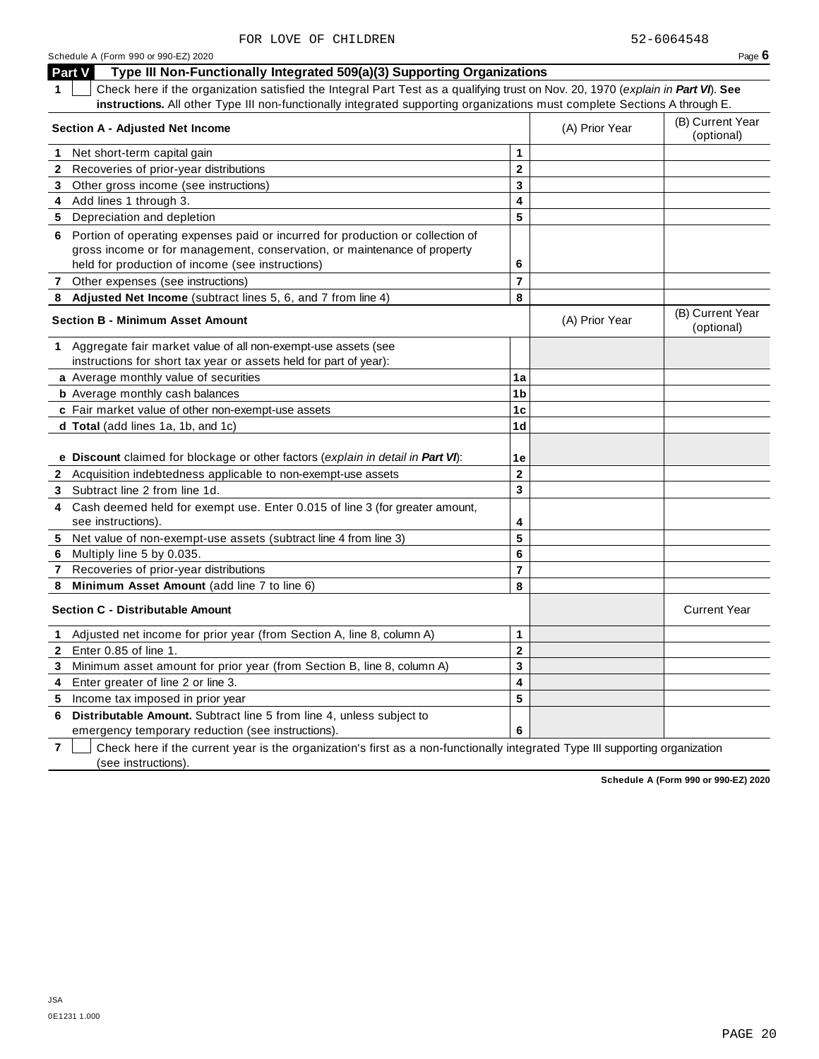FOR LOVE OF CHILDREN 52-6064548

Schedule A (Form 990 or 990-EZ) 2020

## Part V Type III Non-Functionally Integrated 509(a)(3) Supporting Organizations

**1** ☐ Check here if the organization satisfied the Integral Part Test as a qualifying trust on Nov. 20, 1970 (*explain in **Part VI***). **See instructions.** All other Type III non-functionally integrated supporting organizations must complete Sections A through E.

| **Section A - Adjusted Net Income** | | (A) Prior Year | (B) Current Year (optional) |
|---|---|---|---|
| **1** Net short-term capital gain | 1 | | |
| **2** Recoveries of prior-year distributions | 2 | | |
| **3** Other gross income (see instructions) | 3 | | |
| **4** Add lines 1 through 3. | 4 | | |
| **5** Depreciation and depletion | 5 | | |
| **6** Portion of operating expenses paid or incurred for production or collection of gross income or for management, conservation, or maintenance of property held for production of income (see instructions) | 6 | | |
| **7** Other expenses (see instructions) | 7 | | |
| **8** **Adjusted Net Income** (subtract lines 5, 6, and 7 from line 4) | 8 | | |

| **Section B - Minimum Asset Amount** | | (A) Prior Year | (B) Current Year (optional) |
|---|---|---|---|
| **1** Aggregate fair market value of all non-exempt-use assets (see instructions for short tax year or assets held for part of year): | | | |
| **a** Average monthly value of securities | 1a | | |
| **b** Average monthly cash balances | 1b | | |
| **c** Fair market value of other non-exempt-use assets | 1c | | |
| **d** **Total** (add lines 1a, 1b, and 1c) | 1d | | |
| **e** **Discount** claimed for blockage or other factors (*explain in detail in **Part VI***): | 1e | | |
| **2** Acquisition indebtedness applicable to non-exempt-use assets | 2 | | |
| **3** Subtract line 2 from line 1d. | 3 | | |
| **4** Cash deemed held for exempt use. Enter 0.015 of line 3 (for greater amount, see instructions). | 4 | | |
| **5** Net value of non-exempt-use assets (subtract line 4 from line 3) | 5 | | |
| **6** Multiply line 5 by 0.035. | 6 | | |
| **7** Recoveries of prior-year distributions | 7 | | |
| **8** **Minimum Asset Amount** (add line 7 to line 6) | 8 | | |

| **Section C - Distributable Amount** | | | Current Year |
|---|---|---|---|
| **1** Adjusted net income for prior year (from Section A, line 8, column A) | 1 | | |
| **2** Enter 0.85 of line 1. | 2 | | |
| **3** Minimum asset amount for prior year (from Section B, line 8, column A) | 3 | | |
| **4** Enter greater of line 2 or line 3. | 4 | | |
| **5** Income tax imposed in prior year | 5 | | |
| **6** **Distributable Amount.** Subtract line 5 from line 4, unless subject to emergency temporary reduction (see instructions). | 6 | | |

**7** ☐ Check here if the current year is the organization's first as a non-functionally integrated Type III supporting organization (see instructions).

**Schedule A (Form 990 or 990-EZ) 2020**

JSA
0E1231 1.000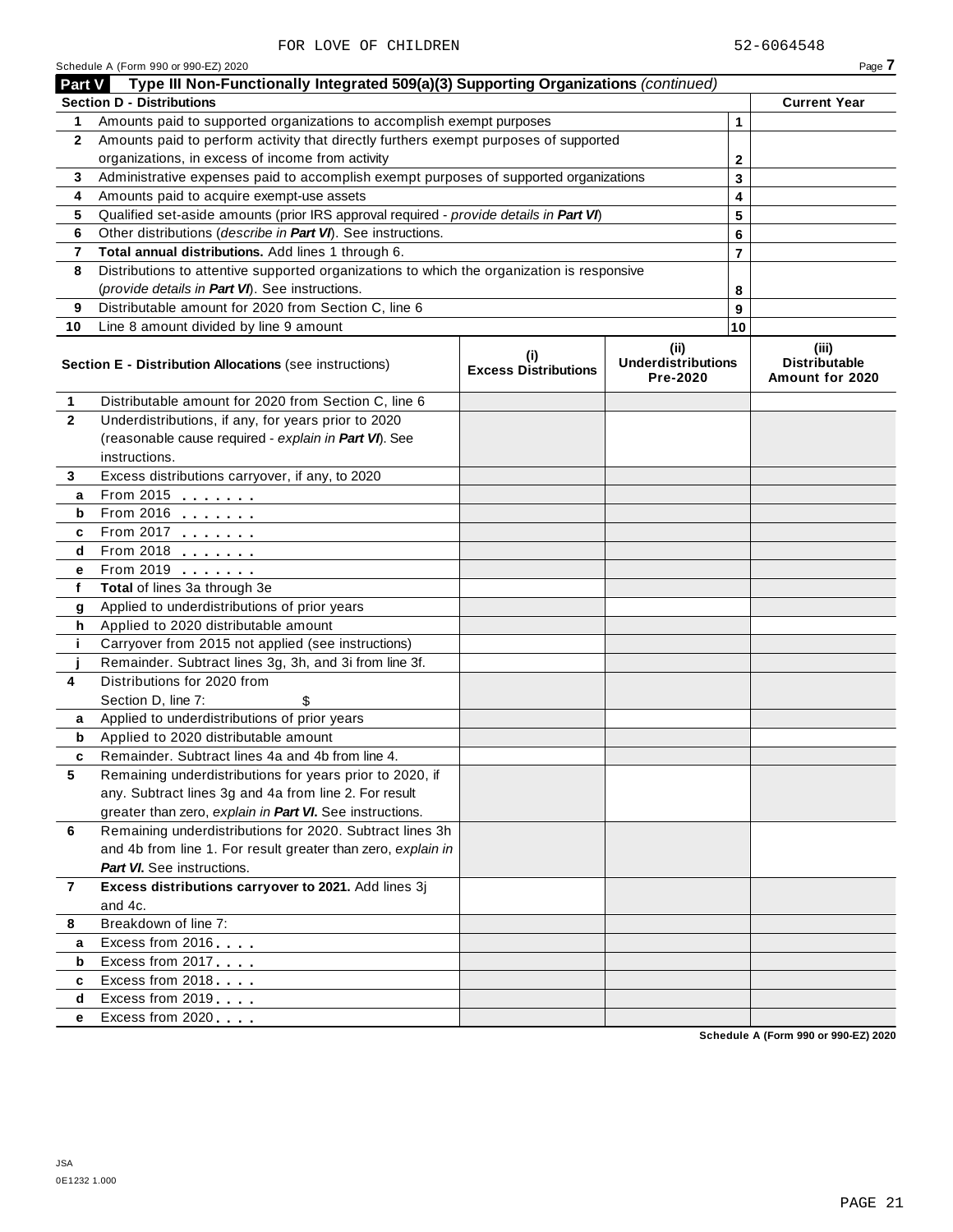FOR LOVE OF CHILDREN 52-6064548

Schedule A (Form 990 or 990-EZ) 2020

## Part V Type III Non-Functionally Integrated 509(a)(3) Supporting Organizations *(continued)*

| Section D - Distributions | | | Current Year |
|---|---|---|---|
| 1 | Amounts paid to supported organizations to accomplish exempt purposes | 1 | |
| 2 | Amounts paid to perform activity that directly furthers exempt purposes of supported organizations, in excess of income from activity | 2 | |
| 3 | Administrative expenses paid to accomplish exempt purposes of supported organizations | 3 | |
| 4 | Amounts paid to acquire exempt-use assets | 4 | |
| 5 | Qualified set-aside amounts (prior IRS approval required - *provide details in **Part VI***) | 5 | |
| 6 | Other distributions (*describe in **Part VI***). See instructions. | 6 | |
| 7 | **Total annual distributions.** Add lines 1 through 6. | 7 | |
| 8 | Distributions to attentive supported organizations to which the organization is responsive (*provide details in **Part VI***). See instructions. | 8 | |
| 9 | Distributable amount for 2020 from Section C, line 6 | 9 | |
| 10 | Line 8 amount divided by line 9 amount | 10 | |

| | **Section E - Distribution Allocations** (see instructions) | (i) Excess Distributions | (ii) Underdistributions Pre-2020 | (iii) Distributable Amount for 2020 |
|---|---|---|---|---|
| 1 | Distributable amount for 2020 from Section C, line 6 | | | |
| 2 | Underdistributions, if any, for years prior to 2020 (reasonable cause required - *explain in **Part VI***). See instructions. | | | |
| 3 | Excess distributions carryover, if any, to 2020 | | | |
| a | From 2015 | | | |
| b | From 2016 | | | |
| c | From 2017 | | | |
| d | From 2018 | | | |
| e | From 2019 | | | |
| f | **Total** of lines 3a through 3e | | | |
| g | Applied to underdistributions of prior years | | | |
| h | Applied to 2020 distributable amount | | | |
| i | Carryover from 2015 not applied (see instructions) | | | |
| j | Remainder. Subtract lines 3g, 3h, and 3i from line 3f. | | | |
| 4 | Distributions for 2020 from Section D, line 7: $ | | | |
| a | Applied to underdistributions of prior years | | | |
| b | Applied to 2020 distributable amount | | | |
| c | Remainder. Subtract lines 4a and 4b from line 4. | | | |
| 5 | Remaining underdistributions for years prior to 2020, if any. Subtract lines 3g and 4a from line 2. For result greater than zero, *explain in **Part VI***. See instructions. | | | |
| 6 | Remaining underdistributions for 2020. Subtract lines 3h and 4b from line 1. For result greater than zero, *explain in **Part VI***. See instructions. | | | |
| 7 | **Excess distributions carryover to 2021.** Add lines 3j and 4c. | | | |
| 8 | Breakdown of line 7: | | | |
| a | Excess from 2016 | | | |
| b | Excess from 2017 | | | |
| c | Excess from 2018 | | | |
| d | Excess from 2019 | | | |
| e | Excess from 2020 | | | |

Schedule A (Form 990 or 990-EZ) 2020

JSA
0E1232 1.000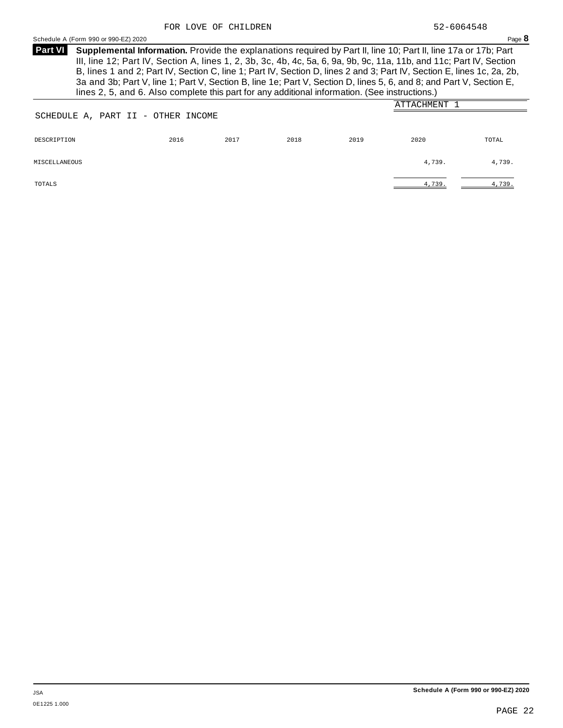FOR LOVE OF CHILDREN 52-6064548

Schedule A (Form 990 or 990-EZ) 2020

**Part VI** **Supplemental Information.** Provide the explanations required by Part II, line 10; Part II, line 17a or 17b; Part III, line 12; Part IV, Section A, lines 1, 2, 3b, 3c, 4b, 4c, 5a, 6, 9a, 9b, 9c, 11a, 11b, and 11c; Part IV, Section B, lines 1 and 2; Part IV, Section C, line 1; Part IV, Section D, lines 2 and 3; Part IV, Section E, lines 1c, 2a, 2b, 3a and 3b; Part V, line 1; Part V, Section B, line 1e; Part V, Section D, lines 5, 6, and 8; and Part V, Section E, lines 2, 5, and 6. Also complete this part for any additional information. (See instructions.)

ATTACHMENT 1

SCHEDULE A, PART II - OTHER INCOME

| DESCRIPTION | 2016 | 2017 | 2018 | 2019 | 2020 | TOTAL |
|---|---|---|---|---|---|---|
| MISCELLANEOUS | | | | | 4,739. | 4,739. |
| TOTALS | | | | | 4,739. | 4,739. |

JSA
0E1225 1.000

Schedule A (Form 990 or 990-EZ) 2020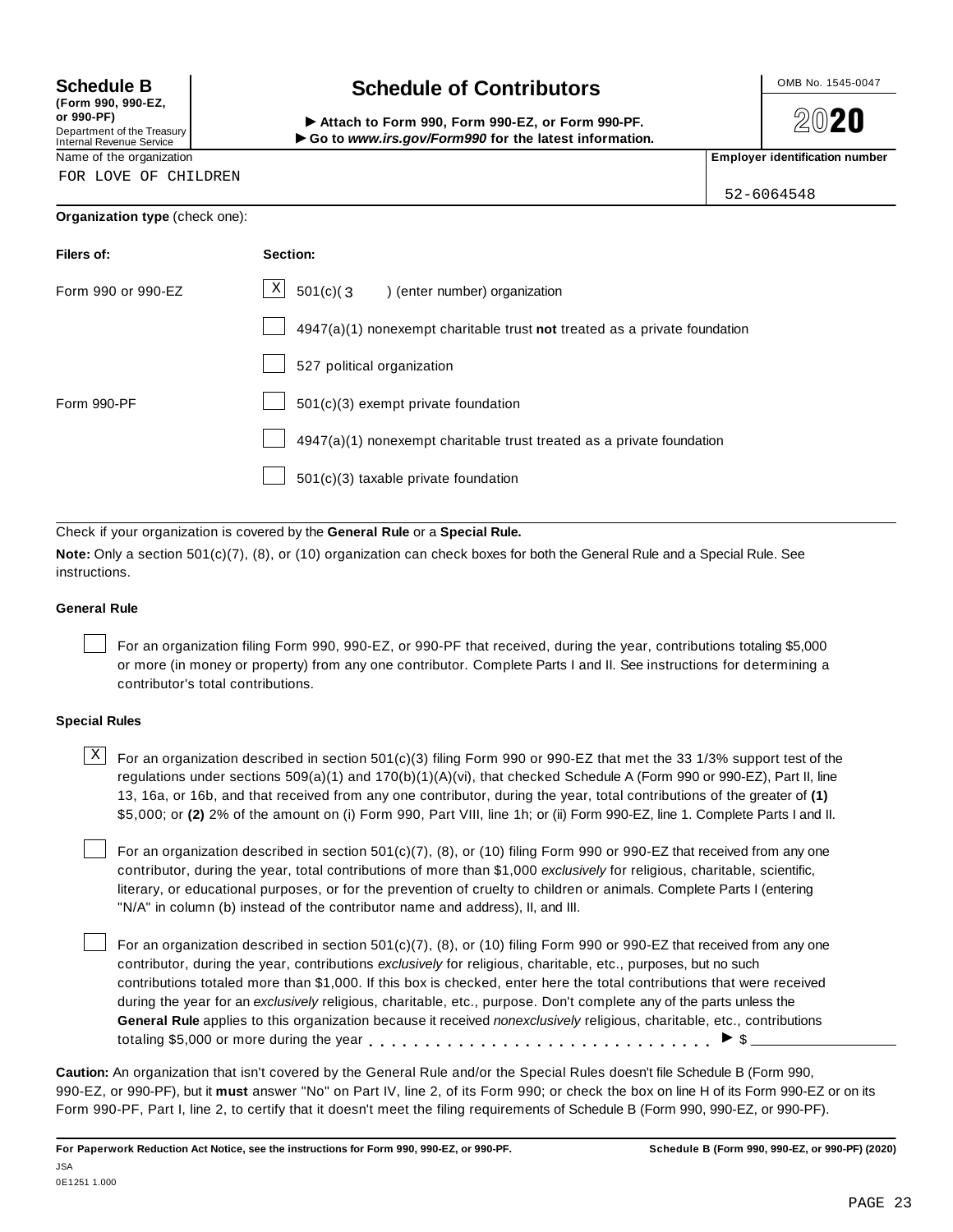**Schedule B**
**(Form 990, 990-EZ, or 990-PF)**
Department of the Treasury
Internal Revenue Service

# Schedule of Contributors

▶ **Attach to Form 990, Form 990-EZ, or Form 990-PF.**
▶ **Go to *www.irs.gov/Form990* for the latest information.**

OMB No. 1545-0047

**2020**

Name of the organization: FOR LOVE OF CHILDREN

**Employer identification number**: 52-6064548

**Organization type** (check one):

| **Filers of:** | **Section:** |
|---|---|
| Form 990 or 990-EZ | [X] 501(c)( 3 ) (enter number) organization |
| | [ ] 4947(a)(1) nonexempt charitable trust **not** treated as a private foundation |
| | [ ] 527 political organization |
| Form 990-PF | [ ] 501(c)(3) exempt private foundation |
| | [ ] 4947(a)(1) nonexempt charitable trust treated as a private foundation |
| | [ ] 501(c)(3) taxable private foundation |

Check if your organization is covered by the **General Rule** or a **Special Rule.**

**Note:** Only a section 501(c)(7), (8), or (10) organization can check boxes for both the General Rule and a Special Rule. See instructions.

**General Rule**

[ ] For an organization filing Form 990, 990-EZ, or 990-PF that received, during the year, contributions totaling $5,000 or more (in money or property) from any one contributor. Complete Parts I and II. See instructions for determining a contributor's total contributions.

**Special Rules**

[X] For an organization described in section 501(c)(3) filing Form 990 or 990-EZ that met the 33 1/3% support test of the regulations under sections 509(a)(1) and 170(b)(1)(A)(vi), that checked Schedule A (Form 990 or 990-EZ), Part II, line 13, 16a, or 16b, and that received from any one contributor, during the year, total contributions of the greater of **(1)** $5,000; or **(2)** 2% of the amount on (i) Form 990, Part VIII, line 1h; or (ii) Form 990-EZ, line 1. Complete Parts I and II.

[ ] For an organization described in section 501(c)(7), (8), or (10) filing Form 990 or 990-EZ that received from any one contributor, during the year, total contributions of more than $1,000 *exclusively* for religious, charitable, scientific, literary, or educational purposes, or for the prevention of cruelty to children or animals. Complete Parts I (entering "N/A" in column (b) instead of the contributor name and address), II, and III.

[ ] For an organization described in section 501(c)(7), (8), or (10) filing Form 990 or 990-EZ that received from any one contributor, during the year, contributions *exclusively* for religious, charitable, etc., purposes, but no such contributions totaled more than $1,000. If this box is checked, enter here the total contributions that were received during the year for an *exclusively* religious, charitable, etc., purpose. Don't complete any of the parts unless the **General Rule** applies to this organization because it received *nonexclusively* religious, charitable, etc., contributions totaling $5,000 or more during the year . . . . . . . . . . . . . . . . . . . . . . . . . . . . . ▶ $ \_\_\_\_\_\_\_\_\_\_

**Caution:** An organization that isn't covered by the General Rule and/or the Special Rules doesn't file Schedule B (Form 990, 990-EZ, or 990-PF), but it **must** answer "No" on Part IV, line 2, of its Form 990; or check the box on line H of its Form 990-EZ or on its Form 990-PF, Part I, line 2, to certify that it doesn't meet the filing requirements of Schedule B (Form 990, 990-EZ, or 990-PF).

**For Paperwork Reduction Act Notice, see the instructions for Form 990, 990-EZ, or 990-PF.** **Schedule B (Form 990, 990-EZ, or 990-PF) (2020)**

JSA
0E1251 1.000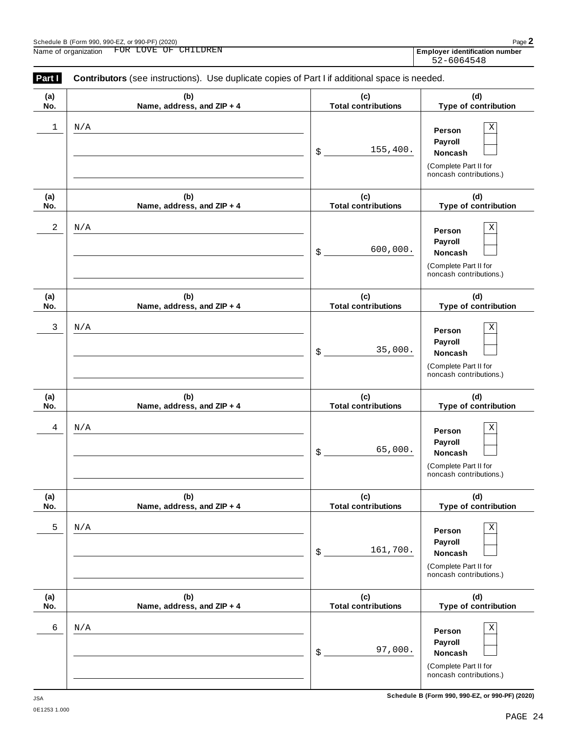Schedule B (Form 990, 990-EZ, or 990-PF) (2020)

Name of organization FOR LOVE OF CHILDREN

**Employer identification number** 52-6064548

**Part I** **Contributors** (see instructions). Use duplicate copies of Part I if additional space is needed.

| (a) No. | (b) Name, address, and ZIP + 4 | (c) Total contributions | (d) Type of contribution |
|---|---|---|---|
| 1 | N/A | $ 155,400. | Person [X] Payroll [ ] Noncash [ ] (Complete Part II for noncash contributions.) |
| 2 | N/A | $ 600,000. | Person [X] Payroll [ ] Noncash [ ] (Complete Part II for noncash contributions.) |
| 3 | N/A | $ 35,000. | Person [X] Payroll [ ] Noncash [ ] (Complete Part II for noncash contributions.) |
| 4 | N/A | $ 65,000. | Person [X] Payroll [ ] Noncash [ ] (Complete Part II for noncash contributions.) |
| 5 | N/A | $ 161,700. | Person [X] Payroll [ ] Noncash [ ] (Complete Part II for noncash contributions.) |
| 6 | N/A | $ 97,000. | Person [X] Payroll [ ] Noncash [ ] (Complete Part II for noncash contributions.) |

JSA
0E1253 1.000

Schedule B (Form 990, 990-EZ, or 990-PF) (2020)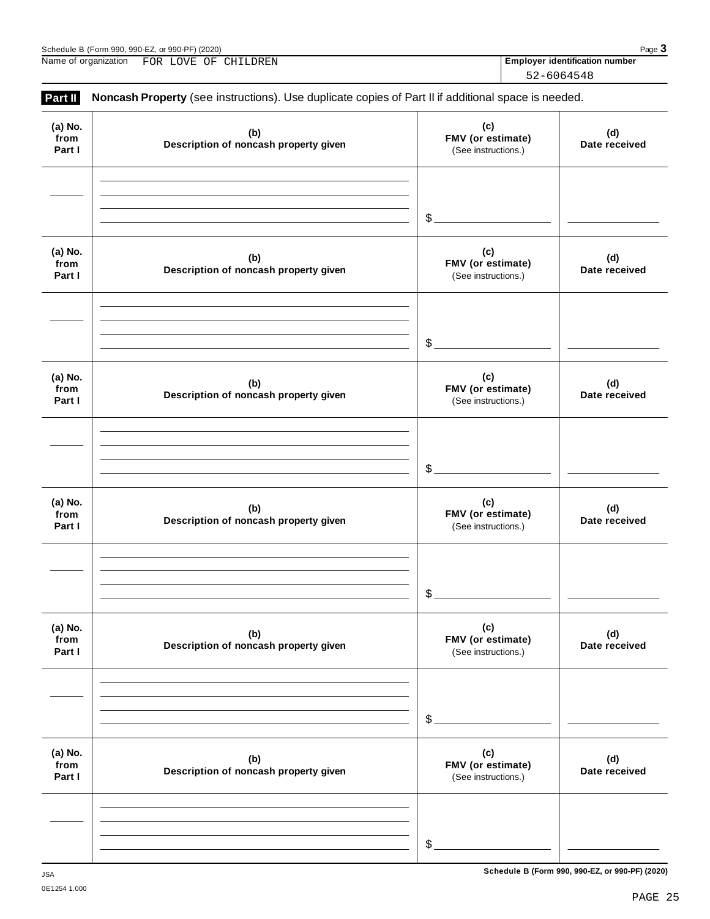Name of organization FOR LOVE OF CHILDREN

**Employer identification number** 52-6064548

**Part II** **Noncash Property** (see instructions). Use duplicate copies of Part II if additional space is needed.

| (a) No. from Part I | (b) Description of noncash property given | (c) FMV (or estimate) (See instructions.) | (d) Date received |
|---|---|---|---|
| | | $ | |

| (a) No. from Part I | (b) Description of noncash property given | (c) FMV (or estimate) (See instructions.) | (d) Date received |
|---|---|---|---|
| | | $ | |

| (a) No. from Part I | (b) Description of noncash property given | (c) FMV (or estimate) (See instructions.) | (d) Date received |
|---|---|---|---|
| | | $ | |

| (a) No. from Part I | (b) Description of noncash property given | (c) FMV (or estimate) (See instructions.) | (d) Date received |
|---|---|---|---|
| | | $ | |

| (a) No. from Part I | (b) Description of noncash property given | (c) FMV (or estimate) (See instructions.) | (d) Date received |
|---|---|---|---|
| | | $ | |

| (a) No. from Part I | (b) Description of noncash property given | (c) FMV (or estimate) (See instructions.) | (d) Date received |
|---|---|---|---|
| | | $ | |

JSA
0E1254 1.000

**Schedule B (Form 990, 990-EZ, or 990-PF) (2020)**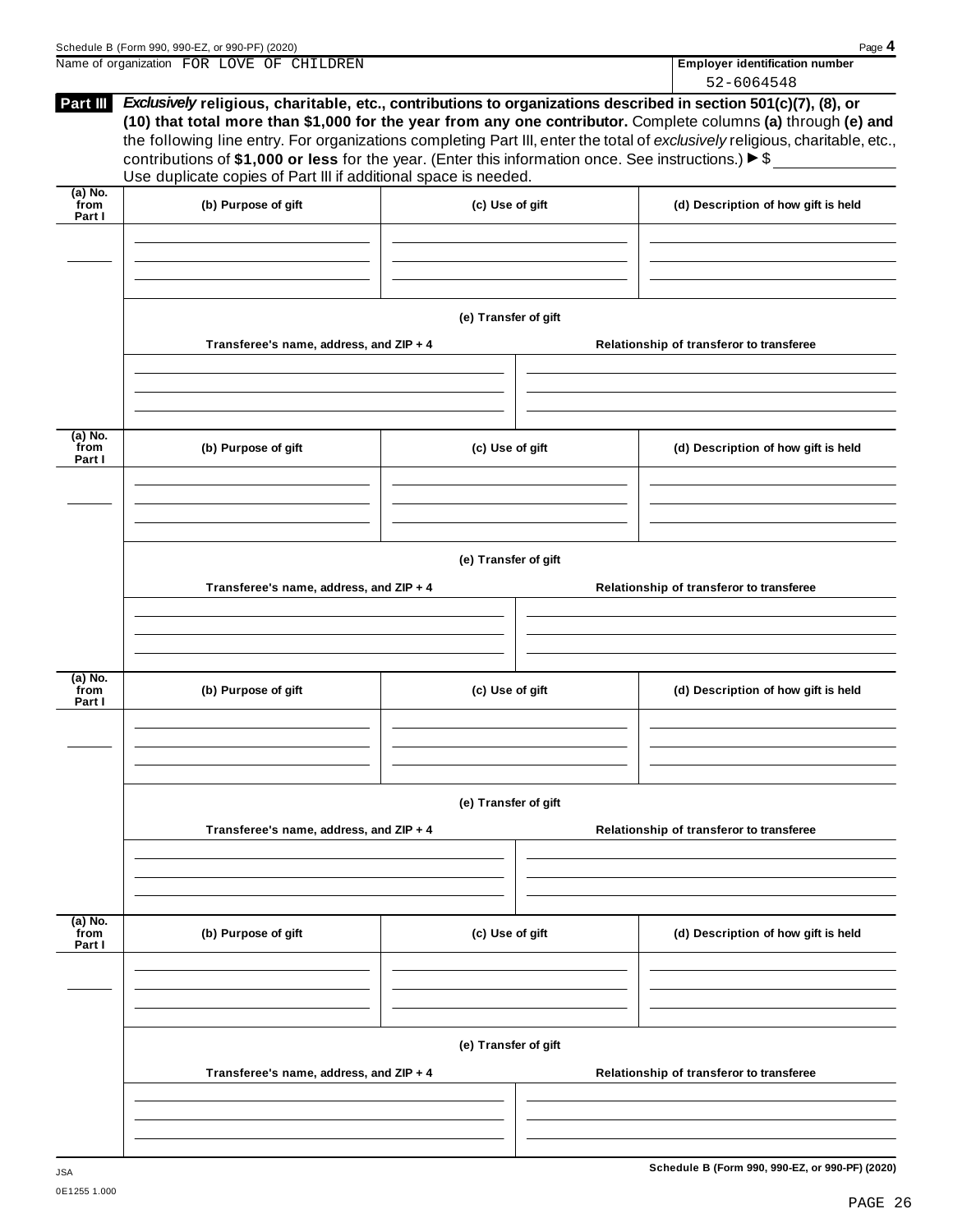Name of organization FOR LOVE OF CHILDREN

**Employer identification number**

52-6064548

**Part III** ***Exclusively*** **religious, charitable, etc., contributions to organizations described in section 501(c)(7), (8), or (10) that total more than $1,000 for the year from any one contributor.** Complete columns **(a)** through **(e) and** the following line entry. For organizations completing Part III, enter the total of *exclusively* religious, charitable, etc., contributions of **$1,000 or less** for the year. (Enter this information once. See instructions.) ▶ $ ____________

Use duplicate copies of Part III if additional space is needed.

| (a) No. from Part I | (b) Purpose of gift | (c) Use of gift | (d) Description of how gift is held |
|---|---|---|---|
| | | | |

**(e) Transfer of gift**

| Transferee's name, address, and ZIP + 4 | Relationship of transferor to transferee |
|---|---|
| | |

| (a) No. from Part I | (b) Purpose of gift | (c) Use of gift | (d) Description of how gift is held |
|---|---|---|---|
| | | | |

**(e) Transfer of gift**

| Transferee's name, address, and ZIP + 4 | Relationship of transferor to transferee |
|---|---|
| | |

| (a) No. from Part I | (b) Purpose of gift | (c) Use of gift | (d) Description of how gift is held |
|---|---|---|---|
| | | | |

**(e) Transfer of gift**

| Transferee's name, address, and ZIP + 4 | Relationship of transferor to transferee |
|---|---|
| | |

| (a) No. from Part I | (b) Purpose of gift | (c) Use of gift | (d) Description of how gift is held |
|---|---|---|---|
| | | | |

**(e) Transfer of gift**

| Transferee's name, address, and ZIP + 4 | Relationship of transferor to transferee |
|---|---|
| | |

JSA

0E1255 1.000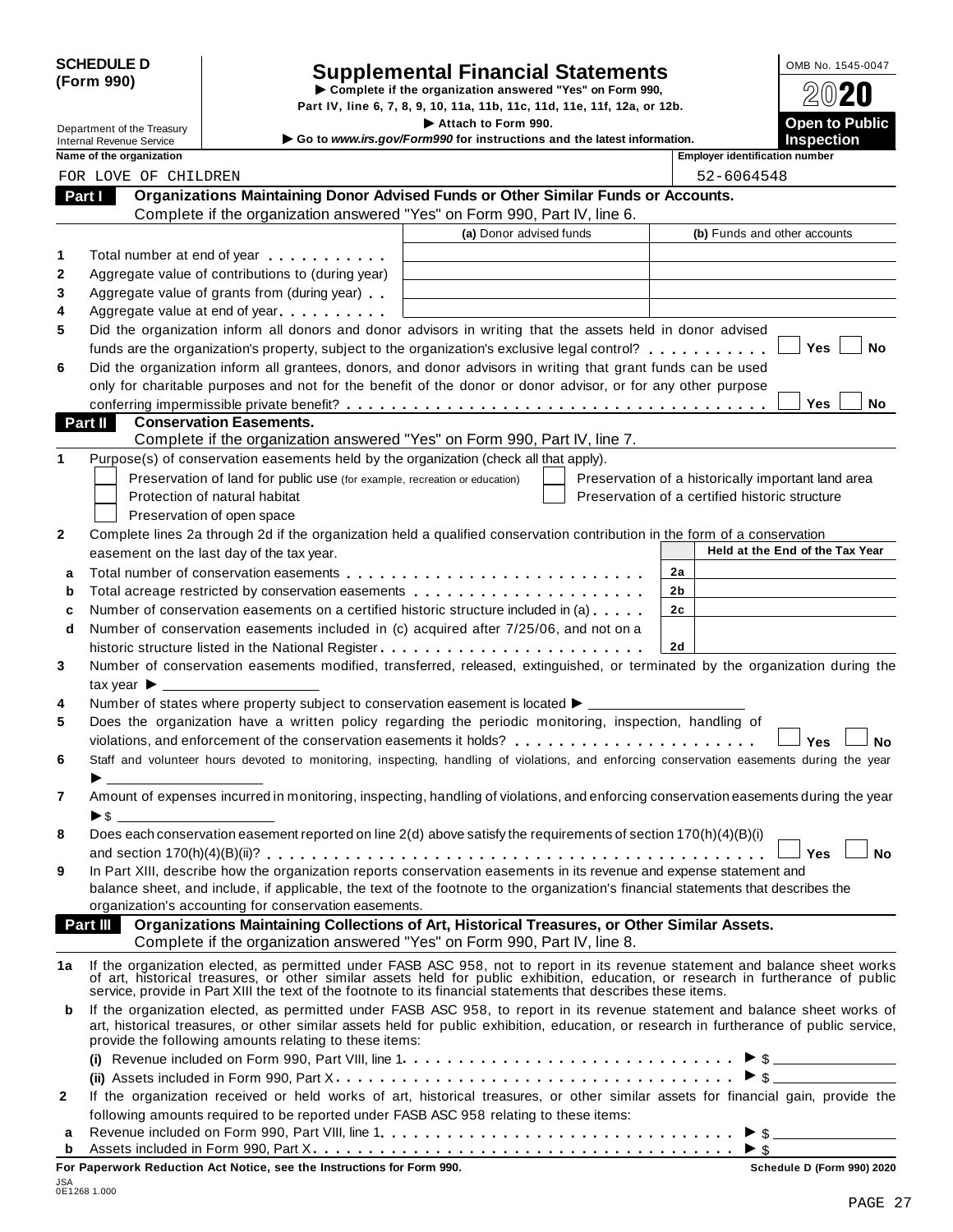**SCHEDULE D (Form 990)**

Department of the Treasury
Internal Revenue Service

# Supplemental Financial Statements

▶ Complete if the organization answered "Yes" on Form 990, Part IV, line 6, 7, 8, 9, 10, 11a, 11b, 11c, 11d, 11e, 11f, 12a, or 12b.

▶ Attach to Form 990.

▶ Go to *www.irs.gov/Form990* for instructions and the latest information.

OMB No. 1545-0047

2020

**Open to Public Inspection**

| Name of the organization | Employer identification number |
|---|---|
| FOR LOVE OF CHILDREN | 52-6064548 |

## Part I Organizations Maintaining Donor Advised Funds or Other Similar Funds or Accounts.

Complete if the organization answered "Yes" on Form 990, Part IV, line 6.

| | | (a) Donor advised funds | (b) Funds and other accounts |
|---|---|---|---|
| 1 | Total number at end of year | | |
| 2 | Aggregate value of contributions to (during year) | | |
| 3 | Aggregate value of grants from (during year) | | |
| 4 | Aggregate value at end of year | | |

5 Did the organization inform all donors and donor advisors in writing that the assets held in donor advised funds are the organization's property, subject to the organization's exclusive legal control? ☐ Yes ☐ No

6 Did the organization inform all grantees, donors, and donor advisors in writing that grant funds can be used only for charitable purposes and not for the benefit of the donor or donor advisor, or for any other purpose conferring impermissible private benefit? ☐ Yes ☐ No

## Part II Conservation Easements.

Complete if the organization answered "Yes" on Form 990, Part IV, line 7.

1 Purpose(s) of conservation easements held by the organization (check all that apply).

- ☐ Preservation of land for public use (for example, recreation or education)
- ☐ Protection of natural habitat
- ☐ Preservation of open space
- ☐ Preservation of a historically important land area
- ☐ Preservation of a certified historic structure

2 Complete lines 2a through 2d if the organization held a qualified conservation contribution in the form of a conservation easement on the last day of the tax year.

| | | | Held at the End of the Tax Year |
|---|---|---|---|
| a | Total number of conservation easements | 2a | |
| b | Total acreage restricted by conservation easements | 2b | |
| c | Number of conservation easements on a certified historic structure included in (a) | 2c | |
| d | Number of conservation easements included in (c) acquired after 7/25/06, and not on a historic structure listed in the National Register | 2d | |

3 Number of conservation easements modified, transferred, released, extinguished, or terminated by the organization during the tax year ▶

4 Number of states where property subject to conservation easement is located ▶

5 Does the organization have a written policy regarding the periodic monitoring, inspection, handling of violations, and enforcement of the conservation easements it holds? ☐ Yes ☐ No

6 Staff and volunteer hours devoted to monitoring, inspecting, handling of violations, and enforcing conservation easements during the year ▶

7 Amount of expenses incurred in monitoring, inspecting, handling of violations, and enforcing conservation easements during the year ▶ $

8 Does each conservation easement reported on line 2(d) above satisfy the requirements of section 170(h)(4)(B)(i) and section 170(h)(4)(B)(ii)? ☐ Yes ☐ No

9 In Part XIII, describe how the organization reports conservation easements in its revenue and expense statement and balance sheet, and include, if applicable, the text of the footnote to the organization's financial statements that describes the organization's accounting for conservation easements.

## Part III Organizations Maintaining Collections of Art, Historical Treasures, or Other Similar Assets.

Complete if the organization answered "Yes" on Form 990, Part IV, line 8.

1a If the organization elected, as permitted under FASB ASC 958, not to report in its revenue statement and balance sheet works of art, historical treasures, or other similar assets held for public exhibition, education, or research in furtherance of public service, provide in Part XIII the text of the footnote to its financial statements that describes these items.

b If the organization elected, as permitted under FASB ASC 958, to report in its revenue statement and balance sheet works of art, historical treasures, or other similar assets held for public exhibition, education, or research in furtherance of public service, provide the following amounts relating to these items:

(i) Revenue included on Form 990, Part VIII, line 1 ▶ $

(ii) Assets included in Form 990, Part X ▶ $

2 If the organization received or held works of art, historical treasures, or other similar assets for financial gain, provide the following amounts required to be reported under FASB ASC 958 relating to these items:

a Revenue included on Form 990, Part VIII, line 1 ▶ $

b Assets included in Form 990, Part X ▶ $

**For Paperwork Reduction Act Notice, see the Instructions for Form 990.** Schedule D (Form 990) 2020

JSA
0E1268 1.000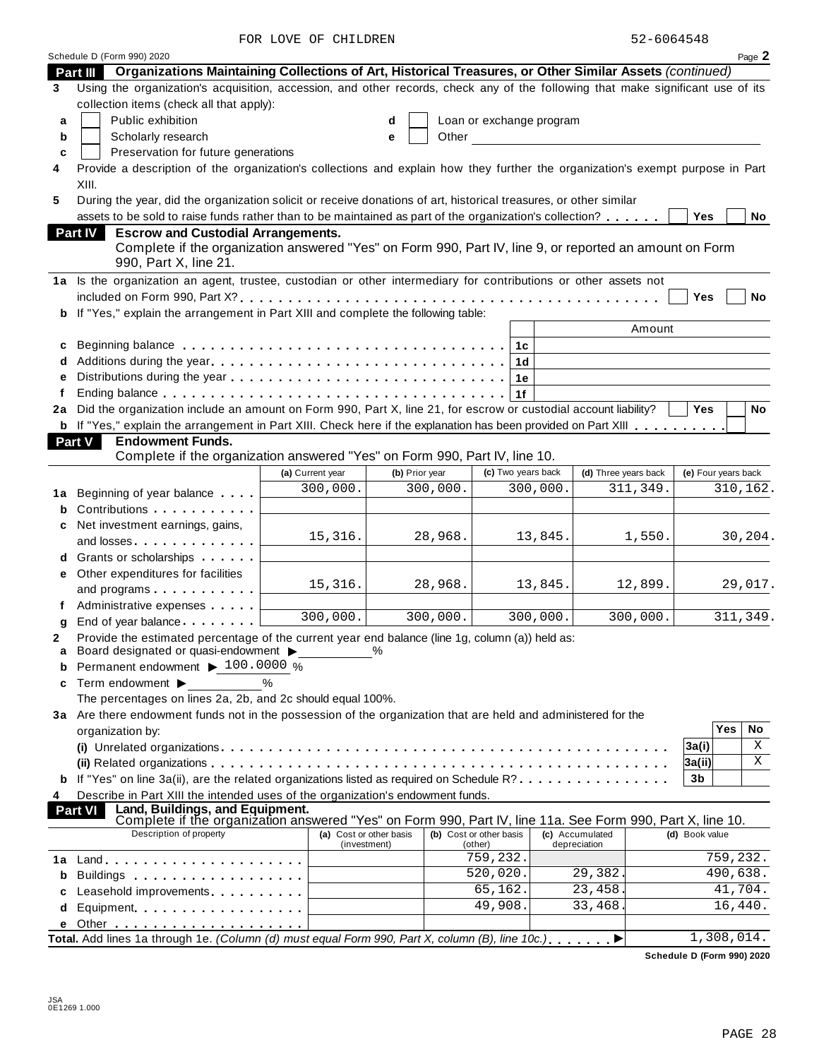FOR LOVE OF CHILDREN 52-6064548

Schedule D (Form 990) 2020 Page **2**

## Part III Organizations Maintaining Collections of Art, Historical Treasures, or Other Similar Assets *(continued)*

**3** Using the organization's acquisition, accession, and other records, check any of the following that make significant use of its collection items (check all that apply):

- **a** ☐ Public exhibition
- **b** ☐ Scholarly research
- **c** ☐ Preservation for future generations
- **d** ☐ Loan or exchange program
- **e** ☐ Other

**4** Provide a description of the organization's collections and explain how they further the organization's exempt purpose in Part XIII.

**5** During the year, did the organization solicit or receive donations of art, historical treasures, or other similar assets to be sold to raise funds rather than to be maintained as part of the organization's collection? ☐ Yes ☐ No

## Part IV Escrow and Custodial Arrangements.

Complete if the organization answered "Yes" on Form 990, Part IV, line 9, or reported an amount on Form 990, Part X, line 21.

**1a** Is the organization an agent, trustee, custodian or other intermediary for contributions or other assets not included on Form 990, Part X? ☐ Yes ☐ No

**b** If "Yes," explain the arrangement in Part XIII and complete the following table:

| | | | Amount |
|---|---|---|---|
| **c** | Beginning balance | 1c | |
| **d** | Additions during the year | 1d | |
| **e** | Distributions during the year | 1e | |
| **f** | Ending balance | 1f | |

**2a** Did the organization include an amount on Form 990, Part X, line 21, for escrow or custodial account liability? ☐ Yes ☐ No

**b** If "Yes," explain the arrangement in Part XIII. Check here if the explanation has been provided on Part XIII ☐

## Part V Endowment Funds.

Complete if the organization answered "Yes" on Form 990, Part IV, line 10.

| | | (a) Current year | (b) Prior year | (c) Two years back | (d) Three years back | (e) Four years back |
|---|---|---|---|---|---|---|
| **1a** | Beginning of year balance | 300,000. | 300,000. | 300,000. | 311,349. | 310,162. |
| **b** | Contributions | | | | | |
| **c** | Net investment earnings, gains, and losses | 15,316. | 28,968. | 13,845. | 1,550. | 30,204. |
| **d** | Grants or scholarships | | | | | |
| **e** | Other expenditures for facilities and programs | 15,316. | 28,968. | 13,845. | 12,899. | 29,017. |
| **f** | Administrative expenses | | | | | |
| **g** | End of year balance | 300,000. | 300,000. | 300,000. | 300,000. | 311,349. |

**2** Provide the estimated percentage of the current year end balance (line 1g, column (a)) held as:

- **a** Board designated or quasi-endowment ▶ ______ %
- **b** Permanent endowment ▶ 100.0000 %
- **c** Term endowment ▶ ______ %

The percentages on lines 2a, 2b, and 2c should equal 100%.

**3a** Are there endowment funds not in the possession of the organization that are held and administered for the organization by:

| | | | Yes | No |
|---|---|---|---|---|
| | **(i)** Unrelated organizations | 3a(i) | | X |
| | **(ii)** Related organizations | 3a(ii) | | X |
| **b** | If "Yes" on line 3a(ii), are the related organizations listed as required on Schedule R? | 3b | | |

**4** Describe in Part XIII the intended uses of the organization's endowment funds.

## Part VI Land, Buildings, and Equipment.

Complete if the organization answered "Yes" on Form 990, Part IV, line 11a. See Form 990, Part X, line 10.

| | Description of property | (a) Cost or other basis (investment) | (b) Cost or other basis (other) | (c) Accumulated depreciation | (d) Book value |
|---|---|---|---|---|---|
| **1a** | Land | | 759,232. | | 759,232. |
| **b** | Buildings | | 520,020. | 29,382. | 490,638. |
| **c** | Leasehold improvements | | 65,162. | 23,458. | 41,704. |
| **d** | Equipment | | 49,908. | 33,468. | 16,440. |
| **e** | Other | | | | |
| | **Total.** Add lines 1a through 1e. *(Column (d) must equal Form 990, Part X, column (B), line 10c.)* ▶ | | | | 1,308,014. |

**Schedule D (Form 990) 2020**

JSA
0E1269 1.000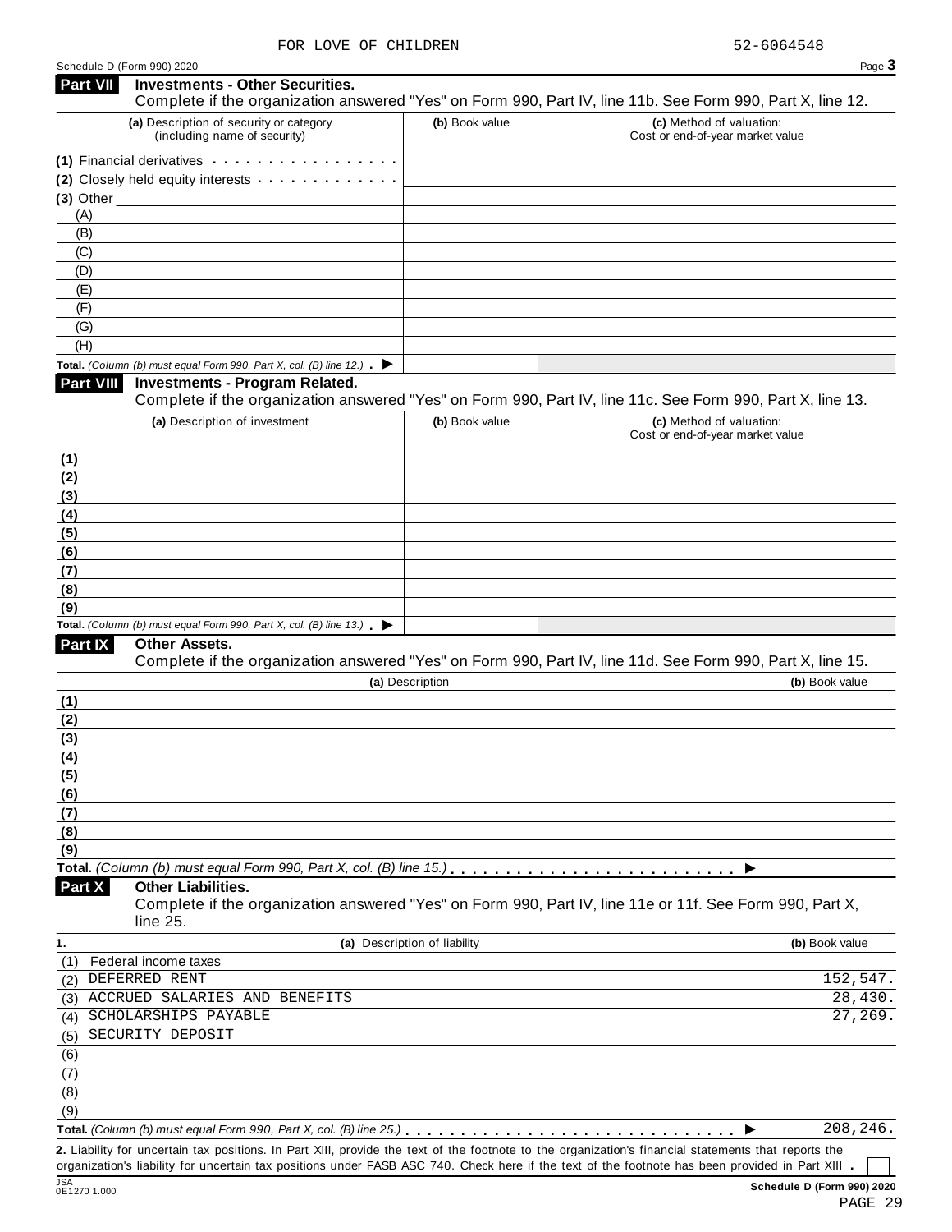FOR LOVE OF CHILDREN 52-6064548

Schedule D (Form 990) 2020

## Part VII Investments - Other Securities.

Complete if the organization answered "Yes" on Form 990, Part IV, line 11b. See Form 990, Part X, line 12.

| (a) Description of security or category (including name of security) | (b) Book value | (c) Method of valuation: Cost or end-of-year market value |
|---|---|---|
| (1) Financial derivatives | | |
| (2) Closely held equity interests | | |
| (3) Other | | |
| (A) | | |
| (B) | | |
| (C) | | |
| (D) | | |
| (E) | | |
| (F) | | |
| (G) | | |
| (H) | | |
| Total. *(Column (b) must equal Form 990, Part X, col. (B) line 12.)* ▶ | | |

## Part VIII Investments - Program Related.

Complete if the organization answered "Yes" on Form 990, Part IV, line 11c. See Form 990, Part X, line 13.

| (a) Description of investment | (b) Book value | (c) Method of valuation: Cost or end-of-year market value |
|---|---|---|
| (1) | | |
| (2) | | |
| (3) | | |
| (4) | | |
| (5) | | |
| (6) | | |
| (7) | | |
| (8) | | |
| (9) | | |
| Total. *(Column (b) must equal Form 990, Part X, col. (B) line 13.)* ▶ | | |

## Part IX Other Assets.

Complete if the organization answered "Yes" on Form 990, Part IV, line 11d. See Form 990, Part X, line 15.

| (a) Description | (b) Book value |
|---|---|
| (1) | |
| (2) | |
| (3) | |
| (4) | |
| (5) | |
| (6) | |
| (7) | |
| (8) | |
| (9) | |
| Total. *(Column (b) must equal Form 990, Part X, col. (B) line 15.)* ▶ | |

## Part X Other Liabilities.

Complete if the organization answered "Yes" on Form 990, Part IV, line 11e or 11f. See Form 990, Part X, line 25.

| 1. (a) Description of liability | (b) Book value |
|---|---|
| (1) Federal income taxes | |
| (2) DEFERRED RENT | 152,547. |
| (3) ACCRUED SALARIES AND BENEFITS | 28,430. |
| (4) SCHOLARSHIPS PAYABLE | 27,269. |
| (5) SECURITY DEPOSIT | |
| (6) | |
| (7) | |
| (8) | |
| (9) | |
| Total. *(Column (b) must equal Form 990, Part X, col. (B) line 25.)* ▶ | 208,246. |

**2.** Liability for uncertain tax positions. In Part XIII, provide the text of the footnote to the organization's financial statements that reports the organization's liability for uncertain tax positions under FASB ASC 740. Check here if the text of the footnote has been provided in Part XIII ☐

Schedule D (Form 990) 2020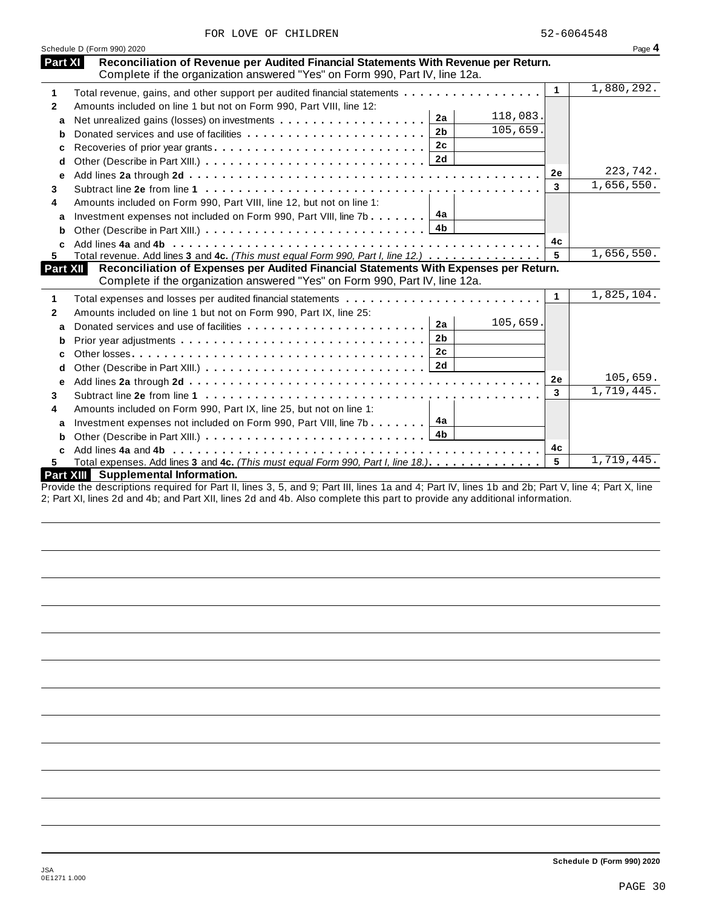FOR LOVE OF CHILDREN 52-6064548

Schedule D (Form 990) 2020 Page **4**

## Part XI Reconciliation of Revenue per Audited Financial Statements With Revenue per Return.

Complete if the organization answered "Yes" on Form 990, Part IV, line 12a.

| | | | | | |
|---|---|---|---|---|---|
| **1** | Total revenue, gains, and other support per audited financial statements | | | 1 | 1,880,292. |
| **2** | Amounts included on line 1 but not on Form 990, Part VIII, line 12: | | | | |
| **a** | Net unrealized gains (losses) on investments | 2a | 118,083. | | |
| **b** | Donated services and use of facilities | 2b | 105,659. | | |
| **c** | Recoveries of prior year grants | 2c | | | |
| **d** | Other (Describe in Part XIII.) | 2d | | | |
| **e** | Add lines **2a** through **2d** | | | 2e | 223,742. |
| **3** | Subtract line **2e** from line **1** | | | 3 | 1,656,550. |
| **4** | Amounts included on Form 990, Part VIII, line 12, but not on line 1: | | | | |
| **a** | Investment expenses not included on Form 990, Part VIII, line 7b | 4a | | | |
| **b** | Other (Describe in Part XIII.) | 4b | | | |
| **c** | Add lines **4a** and **4b** | | | 4c | |
| **5** | Total revenue. Add lines **3** and **4c.** *(This must equal Form 990, Part I, line 12.)* | | | 5 | 1,656,550. |

## Part XII Reconciliation of Expenses per Audited Financial Statements With Expenses per Return.

Complete if the organization answered "Yes" on Form 990, Part IV, line 12a.

| | | | | | |
|---|---|---|---|---|---|
| **1** | Total expenses and losses per audited financial statements | | | 1 | 1,825,104. |
| **2** | Amounts included on line 1 but not on Form 990, Part IX, line 25: | | | | |
| **a** | Donated services and use of facilities | 2a | 105,659. | | |
| **b** | Prior year adjustments | 2b | | | |
| **c** | Other losses | 2c | | | |
| **d** | Other (Describe in Part XIII.) | 2d | | | |
| **e** | Add lines **2a** through **2d** | | | 2e | 105,659. |
| **3** | Subtract line **2e** from line **1** | | | 3 | 1,719,445. |
| **4** | Amounts included on Form 990, Part IX, line 25, but not on line 1: | | | | |
| **a** | Investment expenses not included on Form 990, Part VIII, line 7b | 4a | | | |
| **b** | Other (Describe in Part XIII.) | 4b | | | |
| **c** | Add lines **4a** and **4b** | | | 4c | |
| **5** | Total expenses. Add lines **3** and **4c.** *(This must equal Form 990, Part I, line 18.)* | | | 5 | 1,719,445. |

## Part XIII Supplemental Information.

Provide the descriptions required for Part II, lines 3, 5, and 9; Part III, lines 1a and 4; Part IV, lines 1b and 2b; Part V, line 4; Part X, line 2; Part XI, lines 2d and 4b; and Part XII, lines 2d and 4b. Also complete this part to provide any additional information.

Schedule D (Form 990) 2020

JSA
0E1271 1.000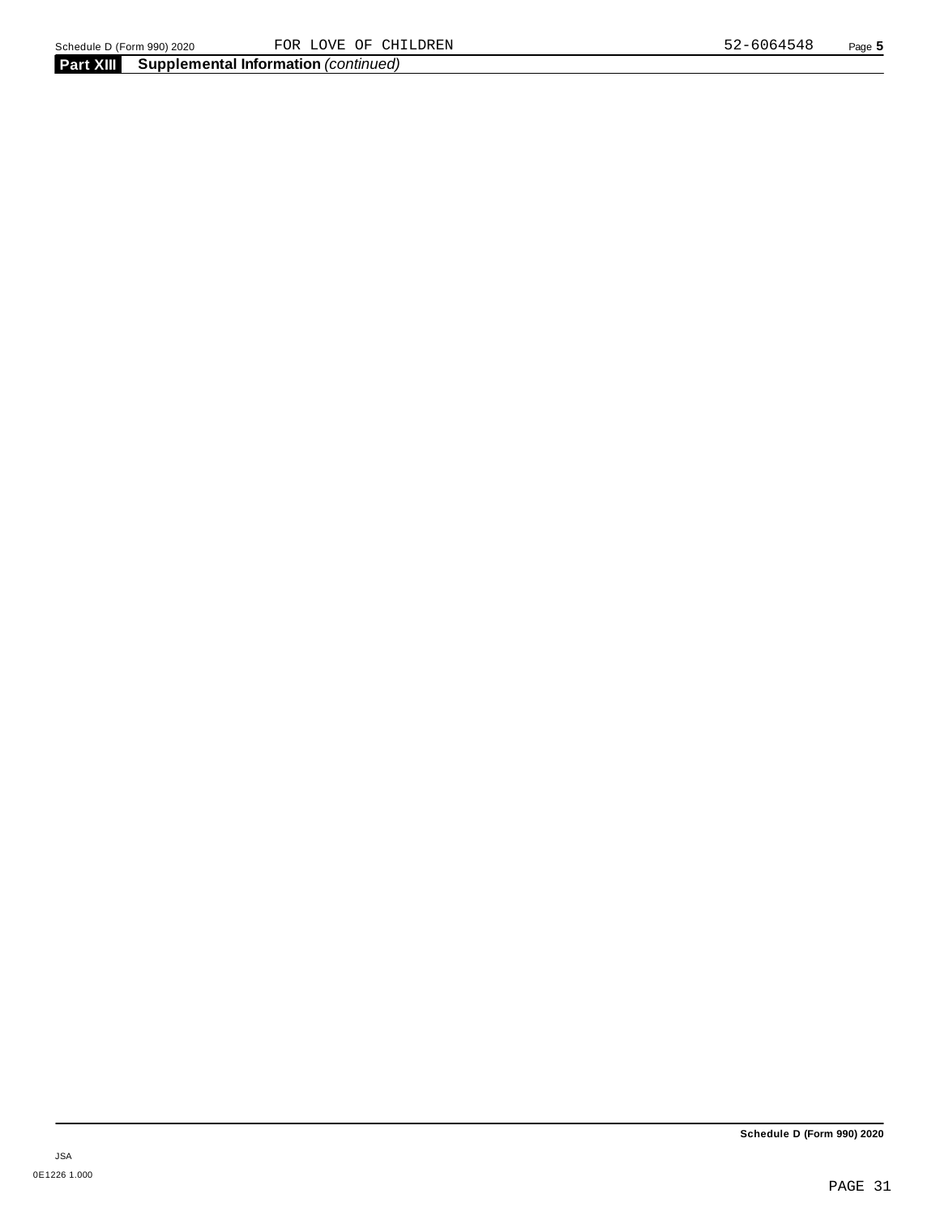## Part XIII Supplemental Information *(continued)*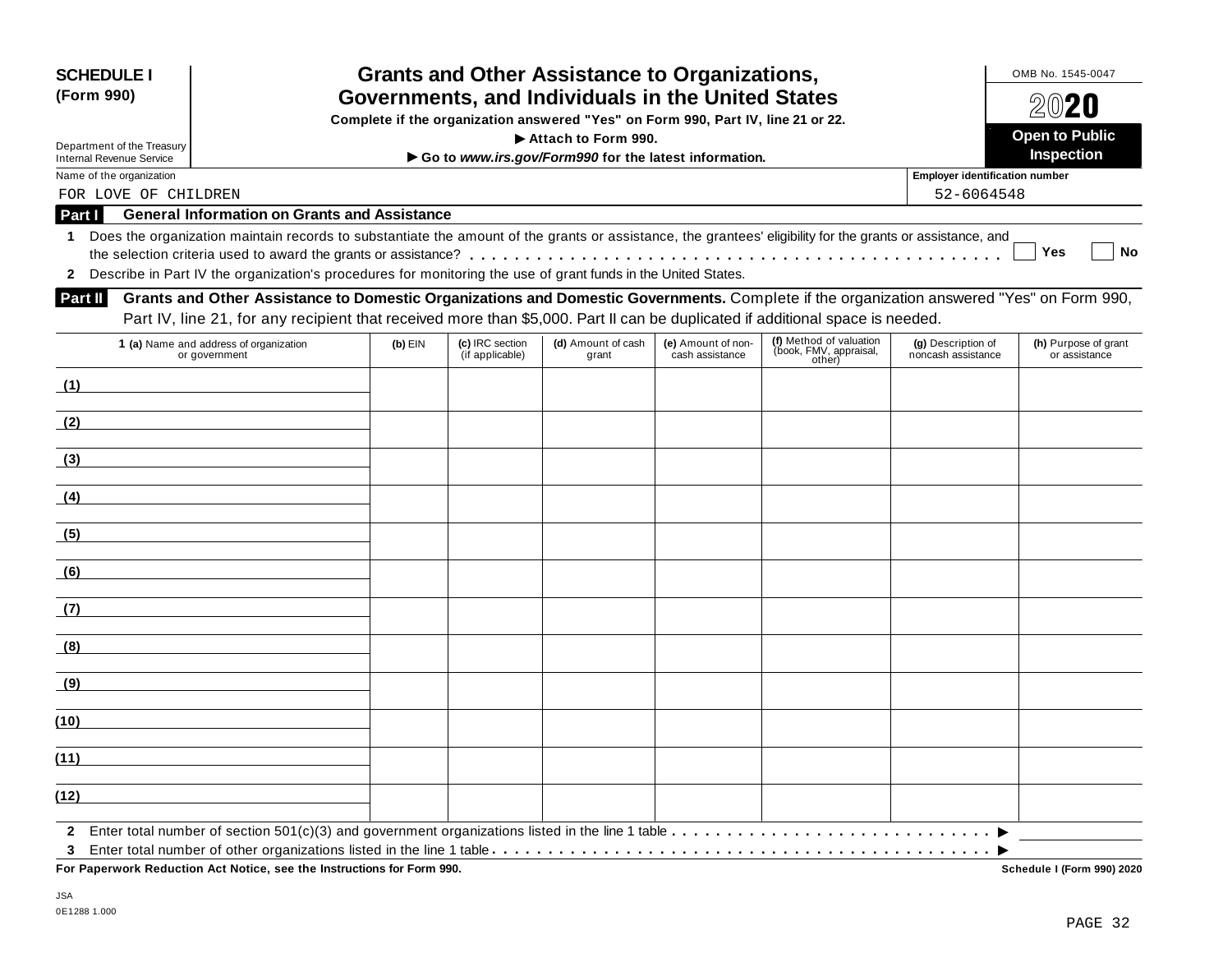**SCHEDULE I (Form 990)**

Department of the Treasury
Internal Revenue Service

# Grants and Other Assistance to Organizations, Governments, and Individuals in the United States

**Complete if the organization answered "Yes" on Form 990, Part IV, line 21 or 22.**
**▶ Attach to Form 990.**
**▶ Go to *www.irs.gov/Form990* for the latest information.**

OMB No. 1545-0047

**2020**

**Open to Public Inspection**

Name of the organization: FOR LOVE OF CHILDREN

Employer identification number: 52-6064548

## Part I General Information on Grants and Assistance

**1** Does the organization maintain records to substantiate the amount of the grants or assistance, the grantees' eligibility for the grants or assistance, and the selection criteria used to award the grants or assistance? . . . . . . . . . . . . ☐ **Yes** ☐ **No**

**2** Describe in Part IV the organization's procedures for monitoring the use of grant funds in the United States.

## Part II Grants and Other Assistance to Domestic Organizations and Domestic Governments.

Complete if the organization answered "Yes" on Form 990, Part IV, line 21, for any recipient that received more than $5,000. Part II can be duplicated if additional space is needed.

| 1 (a) Name and address of organization or government | (b) EIN | (c) IRC section (if applicable) | (d) Amount of cash grant | (e) Amount of non-cash assistance | (f) Method of valuation (book, FMV, appraisal, other) | (g) Description of noncash assistance | (h) Purpose of grant or assistance |
|---|---|---|---|---|---|---|---|
| (1) | | | | | | | |
| (2) | | | | | | | |
| (3) | | | | | | | |
| (4) | | | | | | | |
| (5) | | | | | | | |
| (6) | | | | | | | |
| (7) | | | | | | | |
| (8) | | | | | | | |
| (9) | | | | | | | |
| (10) | | | | | | | |
| (11) | | | | | | | |
| (12) | | | | | | | |

**2** Enter total number of section 501(c)(3) and government organizations listed in the line 1 table . . . . . . . . . . . . ▶

**3** Enter total number of other organizations listed in the line 1 table . . . . . . . . . . . . ▶

**For Paperwork Reduction Act Notice, see the Instructions for Form 990.**

**Schedule I (Form 990) 2020**

JSA
0E1288 1.000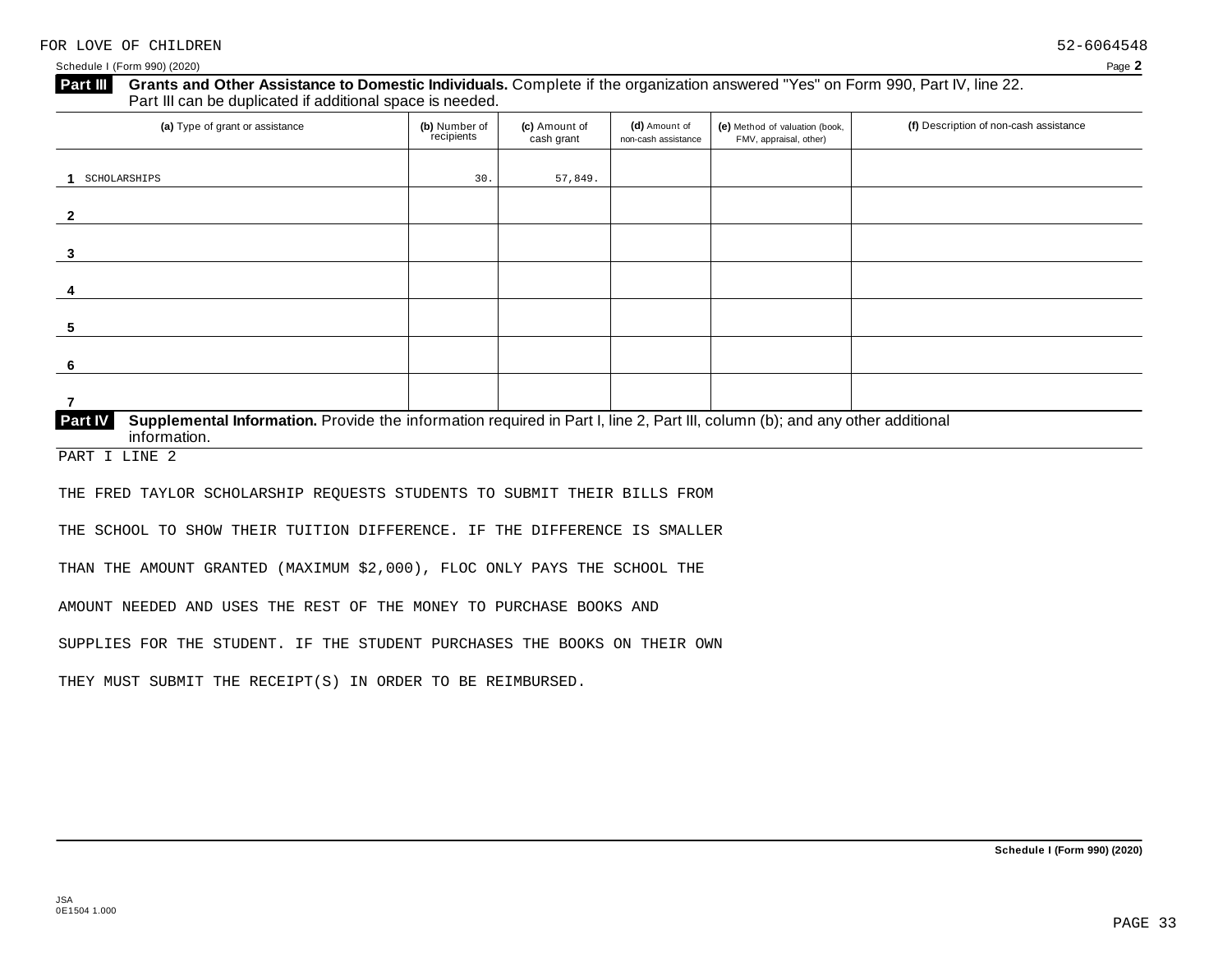FOR LOVE OF CHILDREN 52-6064548

Schedule I (Form 990) (2020) Page **2**

**Part III** **Grants and Other Assistance to Domestic Individuals.** Complete if the organization answered "Yes" on Form 990, Part IV, line 22. Part III can be duplicated if additional space is needed.

| (a) Type of grant or assistance | (b) Number of recipients | (c) Amount of cash grant | (d) Amount of non-cash assistance | (e) Method of valuation (book, FMV, appraisal, other) | (f) Description of non-cash assistance |
|---|---|---|---|---|---|
| 1 SCHOLARSHIPS | 30. | 57,849. | | | |
| 2 | | | | | |
| 3 | | | | | |
| 4 | | | | | |
| 5 | | | | | |
| 6 | | | | | |
| 7 | | | | | |

**Part IV** **Supplemental Information.** Provide the information required in Part I, line 2, Part III, column (b); and any other additional information.

PART I LINE 2

THE FRED TAYLOR SCHOLARSHIP REQUESTS STUDENTS TO SUBMIT THEIR BILLS FROM THE SCHOOL TO SHOW THEIR TUITION DIFFERENCE. IF THE DIFFERENCE IS SMALLER THAN THE AMOUNT GRANTED (MAXIMUM $2,000), FLOC ONLY PAYS THE SCHOOL THE AMOUNT NEEDED AND USES THE REST OF THE MONEY TO PURCHASE BOOKS AND SUPPLIES FOR THE STUDENT. IF THE STUDENT PURCHASES THE BOOKS ON THEIR OWN THEY MUST SUBMIT THE RECEIPT(S) IN ORDER TO BE REIMBURSED.

**Schedule I (Form 990) (2020)**

JSA
0E1504 1.000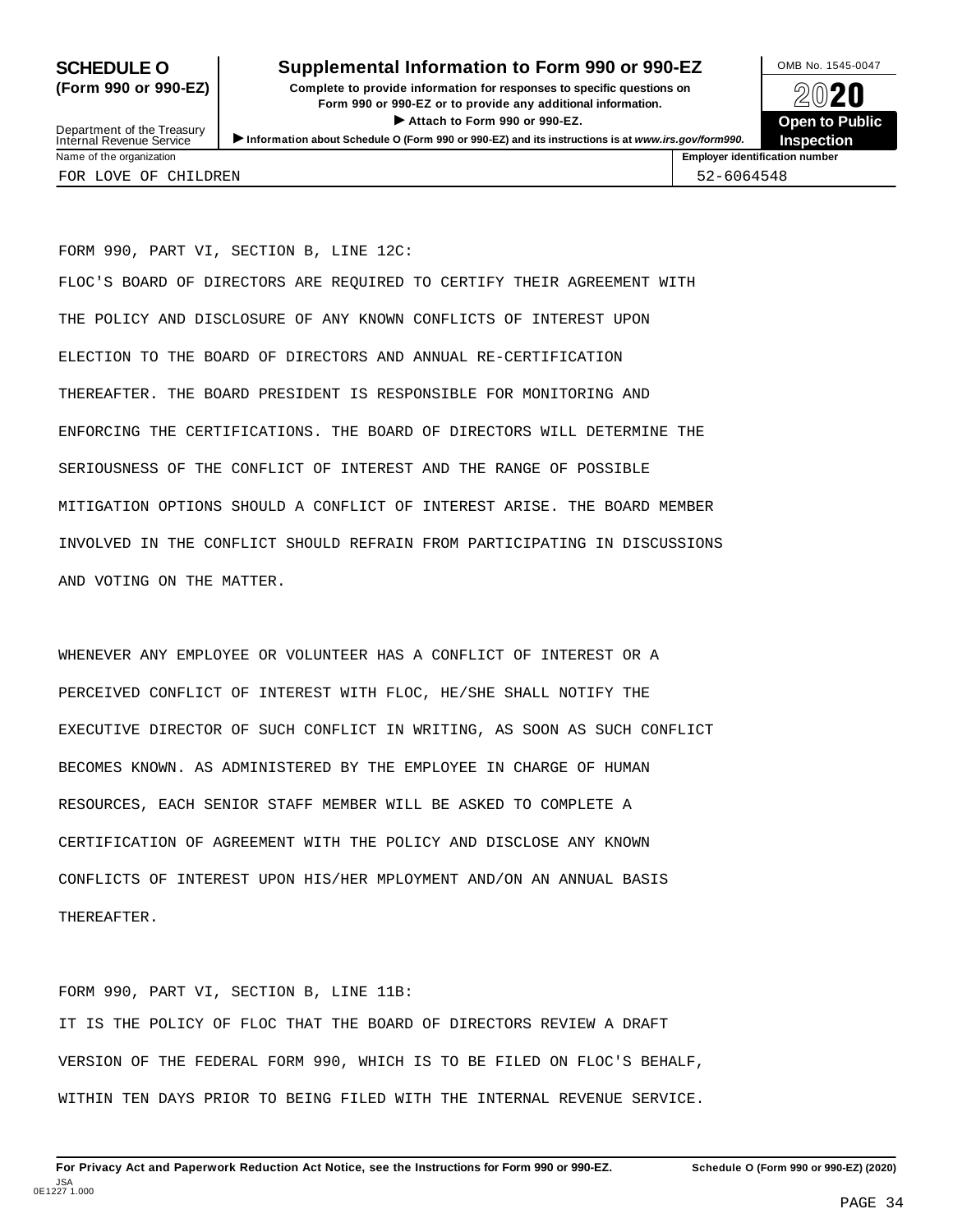**SCHEDULE O (Form 990 or 990-EZ)**

Department of the Treasury
Internal Revenue Service

# Supplemental Information to Form 990 or 990-EZ

**Complete to provide information for responses to specific questions on Form 990 or 990-EZ or to provide any additional information.**

**▶ Attach to Form 990 or 990-EZ.**

**▶ Information about Schedule O (Form 990 or 990-EZ) and its instructions is at *www.irs.gov/form990.***

OMB No. 1545-0047

**2020**

**Open to Public Inspection**

| Name of the organization | Employer identification number |
|---|---|
| FOR LOVE OF CHILDREN | 52-6064548 |

FORM 990, PART VI, SECTION B, LINE 12C:

FLOC'S BOARD OF DIRECTORS ARE REQUIRED TO CERTIFY THEIR AGREEMENT WITH THE POLICY AND DISCLOSURE OF ANY KNOWN CONFLICTS OF INTEREST UPON ELECTION TO THE BOARD OF DIRECTORS AND ANNUAL RE-CERTIFICATION THEREAFTER. THE BOARD PRESIDENT IS RESPONSIBLE FOR MONITORING AND ENFORCING THE CERTIFICATIONS. THE BOARD OF DIRECTORS WILL DETERMINE THE SERIOUSNESS OF THE CONFLICT OF INTEREST AND THE RANGE OF POSSIBLE MITIGATION OPTIONS SHOULD A CONFLICT OF INTEREST ARISE. THE BOARD MEMBER INVOLVED IN THE CONFLICT SHOULD REFRAIN FROM PARTICIPATING IN DISCUSSIONS AND VOTING ON THE MATTER.

WHENEVER ANY EMPLOYEE OR VOLUNTEER HAS A CONFLICT OF INTEREST OR A PERCEIVED CONFLICT OF INTEREST WITH FLOC, HE/SHE SHALL NOTIFY THE EXECUTIVE DIRECTOR OF SUCH CONFLICT IN WRITING, AS SOON AS SUCH CONFLICT BECOMES KNOWN. AS ADMINISTERED BY THE EMPLOYEE IN CHARGE OF HUMAN RESOURCES, EACH SENIOR STAFF MEMBER WILL BE ASKED TO COMPLETE A CERTIFICATION OF AGREEMENT WITH THE POLICY AND DISCLOSE ANY KNOWN CONFLICTS OF INTEREST UPON HIS/HER MPLOYMENT AND/ON AN ANNUAL BASIS THEREAFTER.

FORM 990, PART VI, SECTION B, LINE 11B:

IT IS THE POLICY OF FLOC THAT THE BOARD OF DIRECTORS REVIEW A DRAFT VERSION OF THE FEDERAL FORM 990, WHICH IS TO BE FILED ON FLOC'S BEHALF, WITHIN TEN DAYS PRIOR TO BEING FILED WITH THE INTERNAL REVENUE SERVICE.

**For Privacy Act and Paperwork Reduction Act Notice, see the Instructions for Form 990 or 990-EZ.** **Schedule O (Form 990 or 990-EZ) (2020)**

JSA
0E1227 1.000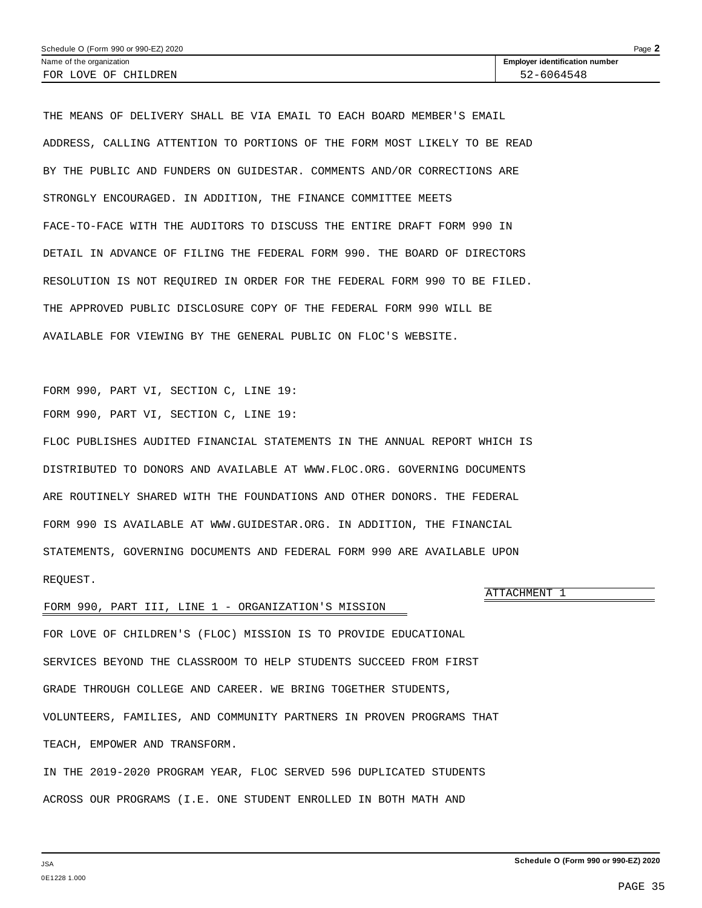| Name of the organization | Employer identification number |
|---|---|
| FOR LOVE OF CHILDREN | 52-6064548 |

THE MEANS OF DELIVERY SHALL BE VIA EMAIL TO EACH BOARD MEMBER'S EMAIL ADDRESS, CALLING ATTENTION TO PORTIONS OF THE FORM MOST LIKELY TO BE READ BY THE PUBLIC AND FUNDERS ON GUIDESTAR. COMMENTS AND/OR CORRECTIONS ARE STRONGLY ENCOURAGED. IN ADDITION, THE FINANCE COMMITTEE MEETS FACE-TO-FACE WITH THE AUDITORS TO DISCUSS THE ENTIRE DRAFT FORM 990 IN DETAIL IN ADVANCE OF FILING THE FEDERAL FORM 990. THE BOARD OF DIRECTORS RESOLUTION IS NOT REQUIRED IN ORDER FOR THE FEDERAL FORM 990 TO BE FILED. THE APPROVED PUBLIC DISCLOSURE COPY OF THE FEDERAL FORM 990 WILL BE AVAILABLE FOR VIEWING BY THE GENERAL PUBLIC ON FLOC'S WEBSITE.

FORM 990, PART VI, SECTION C, LINE 19:

FORM 990, PART VI, SECTION C, LINE 19:

FLOC PUBLISHES AUDITED FINANCIAL STATEMENTS IN THE ANNUAL REPORT WHICH IS DISTRIBUTED TO DONORS AND AVAILABLE AT WWW.FLOC.ORG. GOVERNING DOCUMENTS ARE ROUTINELY SHARED WITH THE FOUNDATIONS AND OTHER DONORS. THE FEDERAL FORM 990 IS AVAILABLE AT WWW.GUIDESTAR.ORG. IN ADDITION, THE FINANCIAL STATEMENTS, GOVERNING DOCUMENTS AND FEDERAL FORM 990 ARE AVAILABLE UPON REQUEST.

ATTACHMENT 1

FORM 990, PART III, LINE 1 - ORGANIZATION'S MISSION

FOR LOVE OF CHILDREN'S (FLOC) MISSION IS TO PROVIDE EDUCATIONAL SERVICES BEYOND THE CLASSROOM TO HELP STUDENTS SUCCEED FROM FIRST GRADE THROUGH COLLEGE AND CAREER. WE BRING TOGETHER STUDENTS, VOLUNTEERS, FAMILIES, AND COMMUNITY PARTNERS IN PROVEN PROGRAMS THAT TEACH, EMPOWER AND TRANSFORM.

IN THE 2019-2020 PROGRAM YEAR, FLOC SERVED 596 DUPLICATED STUDENTS ACROSS OUR PROGRAMS (I.E. ONE STUDENT ENROLLED IN BOTH MATH AND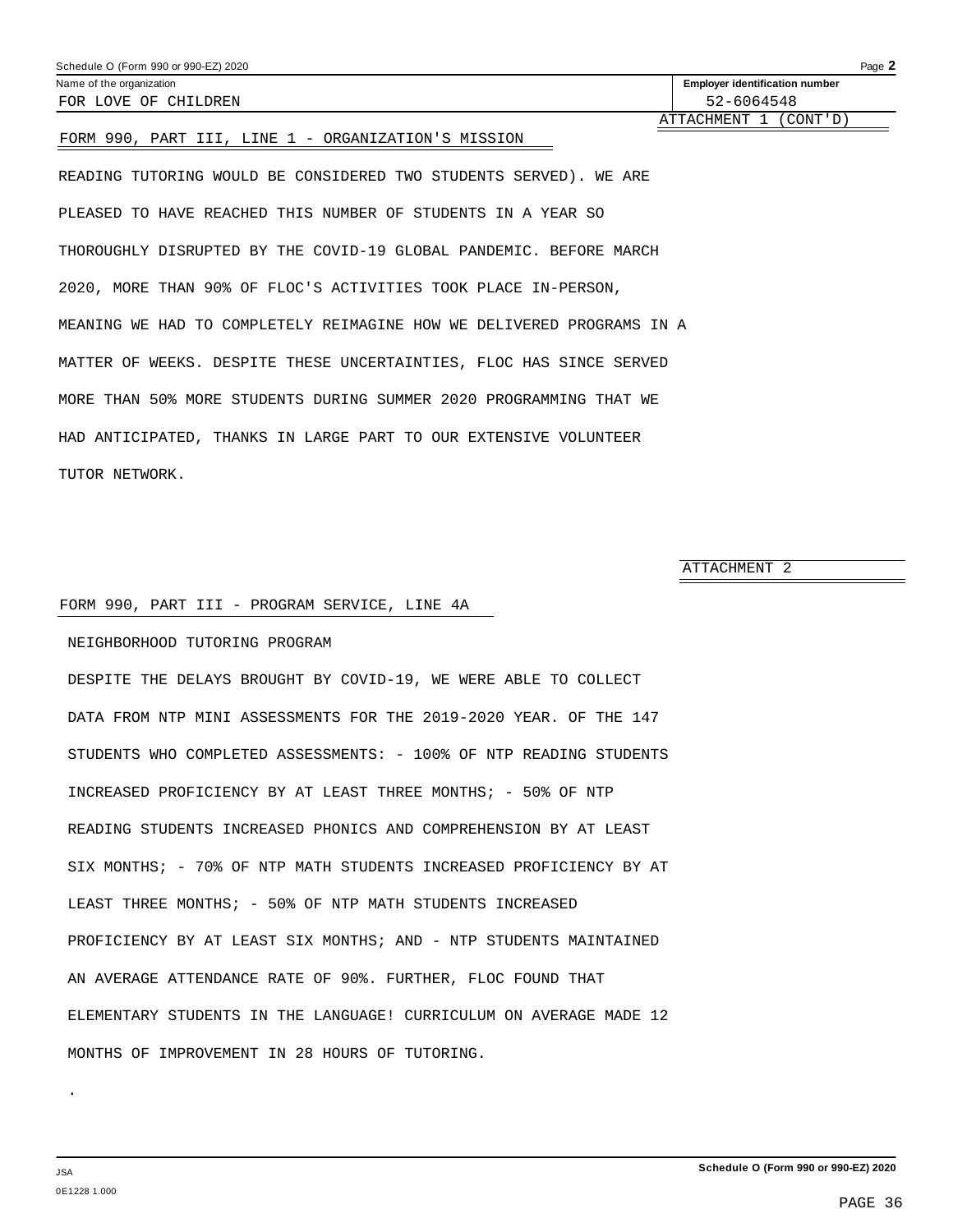Schedule O (Form 990 or 990-EZ) 2020

Name of the organization: FOR LOVE OF CHILDREN

Employer identification number: 52-6064548

ATTACHMENT 1 (CONT'D)

FORM 990, PART III, LINE 1 - ORGANIZATION'S MISSION

READING TUTORING WOULD BE CONSIDERED TWO STUDENTS SERVED). WE ARE PLEASED TO HAVE REACHED THIS NUMBER OF STUDENTS IN A YEAR SO THOROUGHLY DISRUPTED BY THE COVID-19 GLOBAL PANDEMIC. BEFORE MARCH 2020, MORE THAN 90% OF FLOC'S ACTIVITIES TOOK PLACE IN-PERSON, MEANING WE HAD TO COMPLETELY REIMAGINE HOW WE DELIVERED PROGRAMS IN A MATTER OF WEEKS. DESPITE THESE UNCERTAINTIES, FLOC HAS SINCE SERVED MORE THAN 50% MORE STUDENTS DURING SUMMER 2020 PROGRAMMING THAT WE HAD ANTICIPATED, THANKS IN LARGE PART TO OUR EXTENSIVE VOLUNTEER TUTOR NETWORK.

ATTACHMENT 2

FORM 990, PART III - PROGRAM SERVICE, LINE 4A

NEIGHBORHOOD TUTORING PROGRAM

DESPITE THE DELAYS BROUGHT BY COVID-19, WE WERE ABLE TO COLLECT DATA FROM NTP MINI ASSESSMENTS FOR THE 2019-2020 YEAR. OF THE 147 STUDENTS WHO COMPLETED ASSESSMENTS: - 100% OF NTP READING STUDENTS INCREASED PROFICIENCY BY AT LEAST THREE MONTHS; - 50% OF NTP READING STUDENTS INCREASED PHONICS AND COMPREHENSION BY AT LEAST SIX MONTHS; - 70% OF NTP MATH STUDENTS INCREASED PROFICIENCY BY AT LEAST THREE MONTHS; - 50% OF NTP MATH STUDENTS INCREASED PROFICIENCY BY AT LEAST SIX MONTHS; AND - NTP STUDENTS MAINTAINED AN AVERAGE ATTENDANCE RATE OF 90%. FURTHER, FLOC FOUND THAT ELEMENTARY STUDENTS IN THE LANGUAGE! CURRICULUM ON AVERAGE MADE 12 MONTHS OF IMPROVEMENT IN 28 HOURS OF TUTORING.

.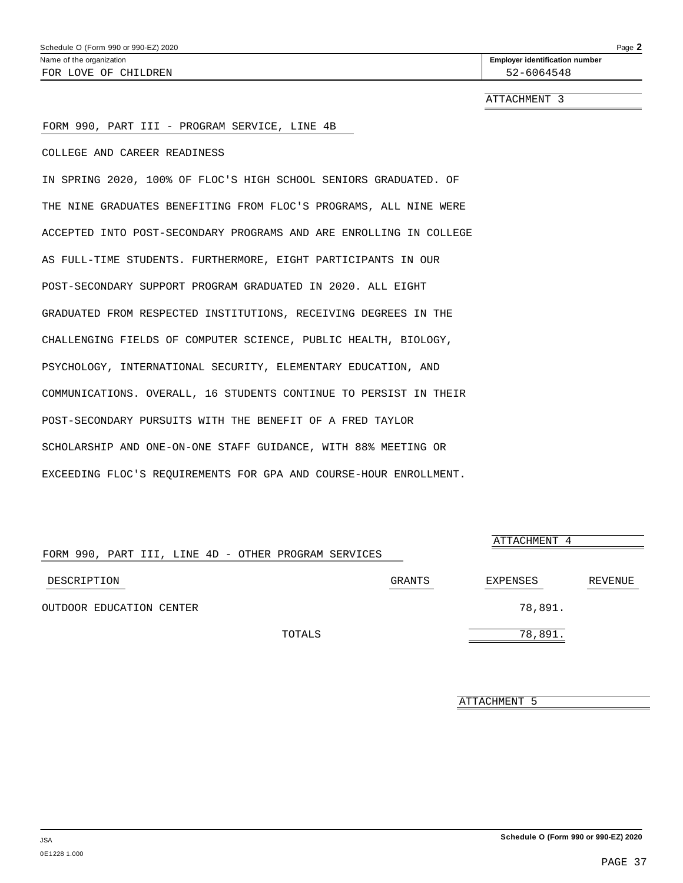Schedule O (Form 990 or 990-EZ) 2020

| Name of the organization | Employer identification number |
|---|---|
| FOR LOVE OF CHILDREN | 52-6064548 |

ATTACHMENT 3

FORM 990, PART III - PROGRAM SERVICE, LINE 4B

COLLEGE AND CAREER READINESS

IN SPRING 2020, 100% OF FLOC'S HIGH SCHOOL SENIORS GRADUATED. OF THE NINE GRADUATES BENEFITING FROM FLOC'S PROGRAMS, ALL NINE WERE ACCEPTED INTO POST-SECONDARY PROGRAMS AND ARE ENROLLING IN COLLEGE AS FULL-TIME STUDENTS. FURTHERMORE, EIGHT PARTICIPANTS IN OUR POST-SECONDARY SUPPORT PROGRAM GRADUATED IN 2020. ALL EIGHT GRADUATED FROM RESPECTED INSTITUTIONS, RECEIVING DEGREES IN THE CHALLENGING FIELDS OF COMPUTER SCIENCE, PUBLIC HEALTH, BIOLOGY, PSYCHOLOGY, INTERNATIONAL SECURITY, ELEMENTARY EDUCATION, AND COMMUNICATIONS. OVERALL, 16 STUDENTS CONTINUE TO PERSIST IN THEIR POST-SECONDARY PURSUITS WITH THE BENEFIT OF A FRED TAYLOR SCHOLARSHIP AND ONE-ON-ONE STAFF GUIDANCE, WITH 88% MEETING OR EXCEEDING FLOC'S REQUIREMENTS FOR GPA AND COURSE-HOUR ENROLLMENT.

ATTACHMENT 4

FORM 990, PART III, LINE 4D - OTHER PROGRAM SERVICES

| DESCRIPTION | GRANTS | EXPENSES | REVENUE |
|---|---|---|---|
| OUTDOOR EDUCATION CENTER | | 78,891. | |
| TOTALS | | 78,891. | |

ATTACHMENT 5

JSA
0E1228 1.000

Schedule O (Form 990 or 990-EZ) 2020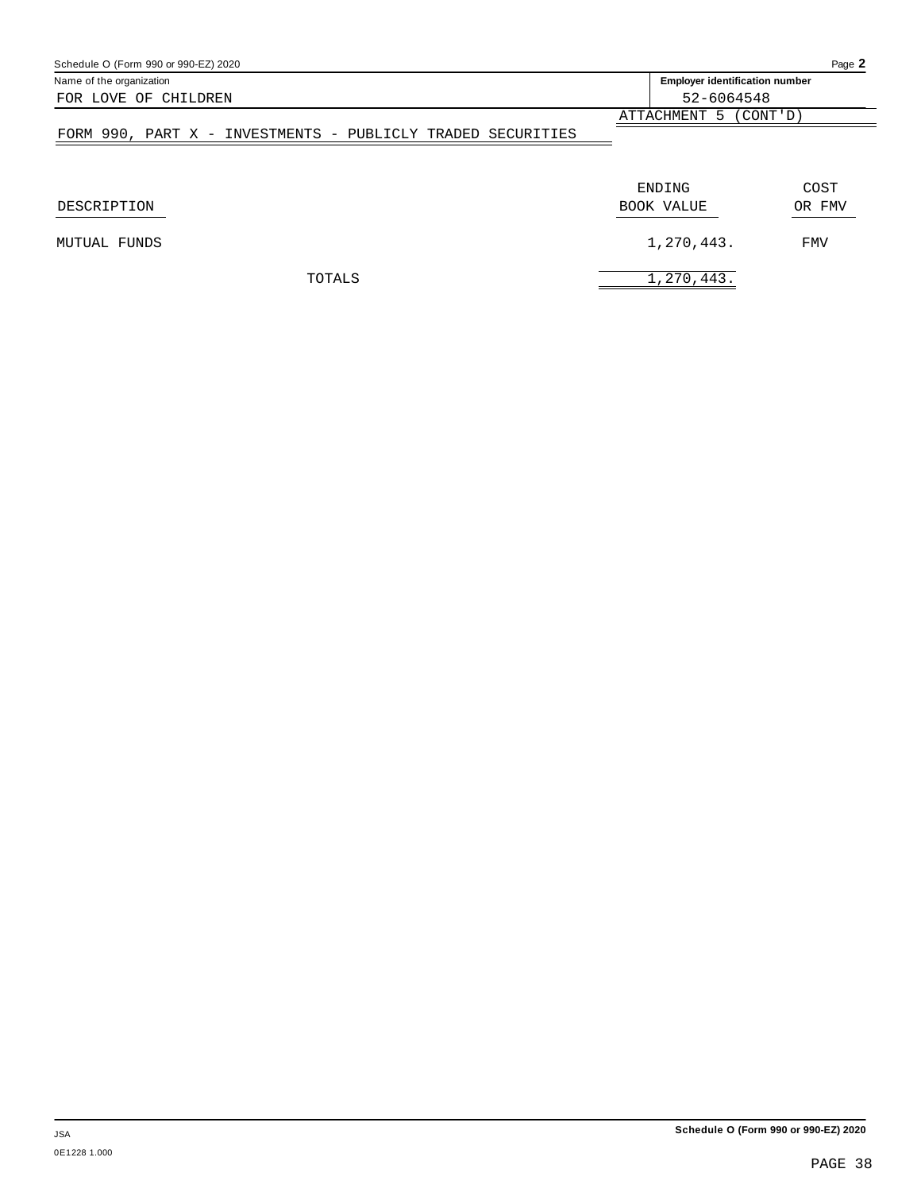Schedule O (Form 990 or 990-EZ) 2020

Name of the organization: FOR LOVE OF CHILDREN

Employer identification number: 52-6064548

ATTACHMENT 5 (CONT'D)

## FORM 990, PART X - INVESTMENTS - PUBLICLY TRADED SECURITIES

| DESCRIPTION | ENDING BOOK VALUE | COST OR FMV |
|---|---|---|
| MUTUAL FUNDS | 1,270,443. | FMV |
| TOTALS | 1,270,443. | |

Schedule O (Form 990 or 990-EZ) 2020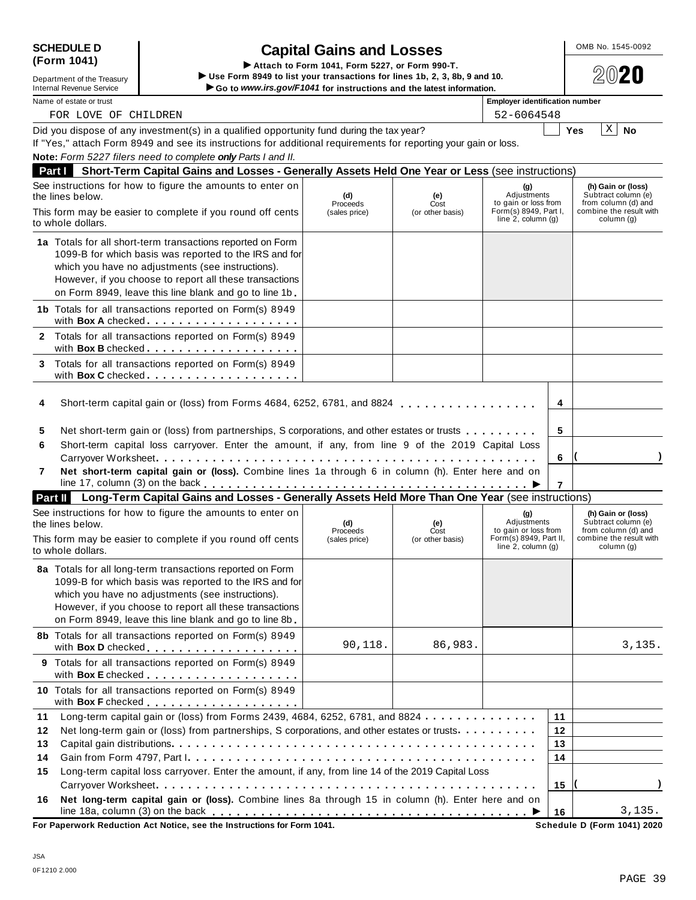# SCHEDULE D (Form 1041)

Department of the Treasury
Internal Revenue Service

## Capital Gains and Losses

▶ Attach to Form 1041, Form 5227, or Form 990-T.
▶ Use Form 8949 to list your transactions for lines 1b, 2, 3, 8b, 9 and 10.
▶ Go to *www.irs.gov/F1041* for instructions and the latest information.

OMB No. 1545-0092

2020

| Name of estate or trust | Employer identification number |
|---|---|
| FOR LOVE OF CHILDREN | 52-6064548 |

Did you dispose of any investment(s) in a qualified opportunity fund during the tax year? [ ] Yes [X] No

If "Yes," attach Form 8949 and see its instructions for additional requirements for reporting your gain or loss.

**Note:** *Form 5227 filers need to complete **only** Parts I and II.*

### Part I Short-Term Capital Gains and Losses - Generally Assets Held One Year or Less (see instructions)

| See instructions for how to figure the amounts to enter on the lines below. This form may be easier to complete if you round off cents to whole dollars. | (d) Proceeds (sales price) | (e) Cost (or other basis) | (g) Adjustments to gain or loss from Form(s) 8949, Part I, line 2, column (g) | (h) Gain or (loss) Subtract column (e) from column (d) and combine the result with column (g) |
|---|---|---|---|---|
| **1a** Totals for all short-term transactions reported on Form 1099-B for which basis was reported to the IRS and for which you have no adjustments (see instructions). However, if you choose to report all these transactions on Form 8949, leave this line blank and go to line 1b | | | | |
| **1b** Totals for all transactions reported on Form(s) 8949 with **Box A** checked | | | | |
| **2** Totals for all transactions reported on Form(s) 8949 with **Box B** checked | | | | |
| **3** Totals for all transactions reported on Form(s) 8949 with **Box C** checked | | | | |

| | | | |
|---|---|---|---|
| **4** | Short-term capital gain or (loss) from Forms 4684, 6252, 6781, and 8824 | 4 | |
| **5** | Net short-term gain or (loss) from partnerships, S corporations, and other estates or trusts | 5 | |
| **6** | Short-term capital loss carryover. Enter the amount, if any, from line 9 of the 2019 Capital Loss Carryover Worksheet | 6 | ( ) |
| **7** | **Net short-term capital gain or (loss).** Combine lines 1a through 6 in column (h). Enter here and on line 17, column (3) on the back ▶ | 7 | |

### Part II Long-Term Capital Gains and Losses - Generally Assets Held More Than One Year (see instructions)

| See instructions for how to figure the amounts to enter on the lines below. This form may be easier to complete if you round off cents to whole dollars. | (d) Proceeds (sales price) | (e) Cost (or other basis) | (g) Adjustments to gain or loss from Form(s) 8949, Part II, line 2, column (g) | (h) Gain or (loss) Subtract column (e) from column (d) and combine the result with column (g) |
|---|---|---|---|---|
| **8a** Totals for all long-term transactions reported on Form 1099-B for which basis was reported to the IRS and for which you have no adjustments (see instructions). However, if you choose to report all these transactions on Form 8949, leave this line blank and go to line 8b | | | | |
| **8b** Totals for all transactions reported on Form(s) 8949 with **Box D** checked | 90,118. | 86,983. | | 3,135. |
| **9** Totals for all transactions reported on Form(s) 8949 with **Box E** checked | | | | |
| **10** Totals for all transactions reported on Form(s) 8949 with **Box F** checked | | | | |

| | | | |
|---|---|---|---|
| **11** | Long-term capital gain or (loss) from Forms 2439, 4684, 6252, 6781, and 8824 | 11 | |
| **12** | Net long-term gain or (loss) from partnerships, S corporations, and other estates or trusts | 12 | |
| **13** | Capital gain distributions | 13 | |
| **14** | Gain from Form 4797, Part I | 14 | |
| **15** | Long-term capital loss carryover. Enter the amount, if any, from line 14 of the 2019 Capital Loss Carryover Worksheet | 15 | ( ) |
| **16** | **Net long-term capital gain or (loss).** Combine lines 8a through 15 in column (h). Enter here and on line 18a, column (3) on the back ▶ | 16 | 3,135. |

**For Paperwork Reduction Act Notice, see the Instructions for Form 1041.** **Schedule D (Form 1041) 2020**

JSA
0F1210 2.000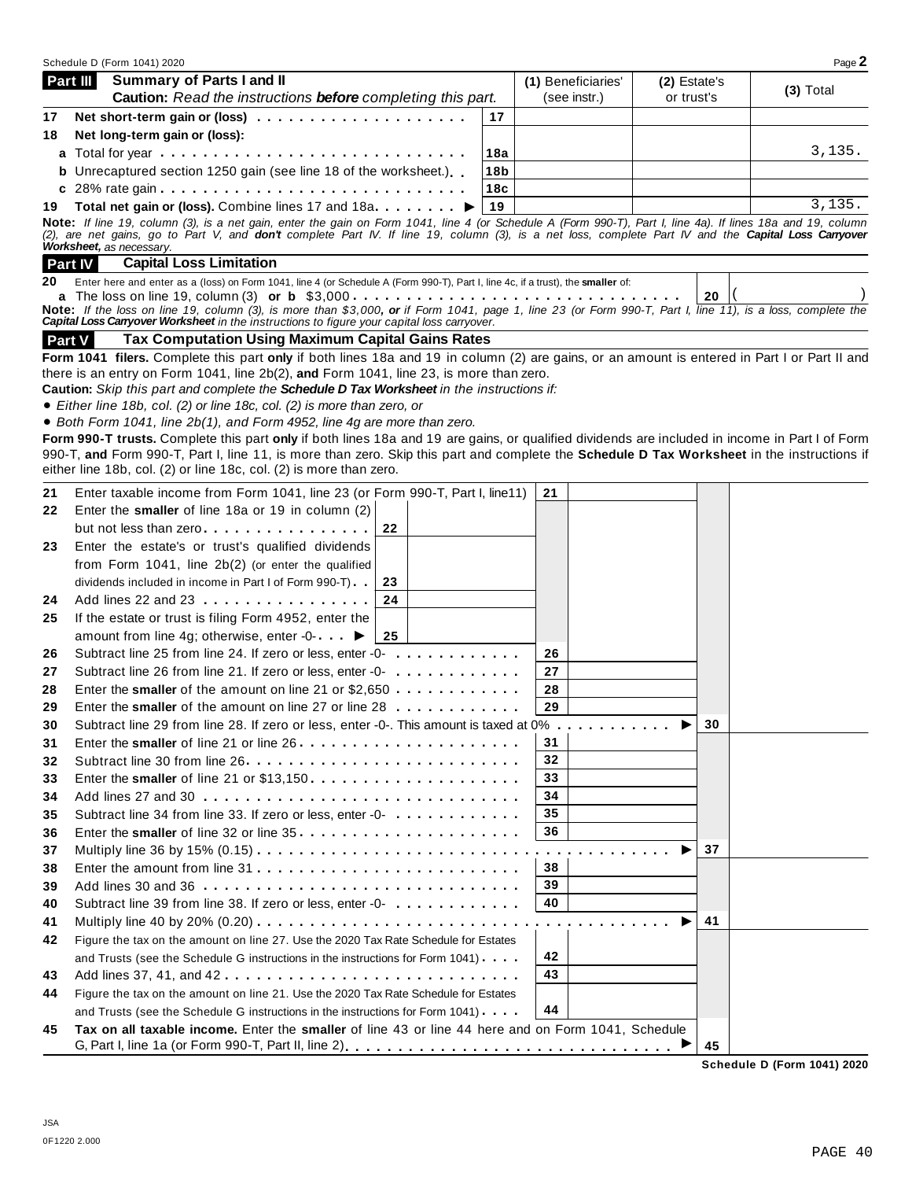Schedule D (Form 1041) 2020 Page **2**

## Part III Summary of Parts I and II

**Caution:** *Read the instructions **before** completing this part.*

| | | | (1) Beneficiaries' (see instr.) | (2) Estate's or trust's | (3) Total |
|---|---|---|---|---|---|
| 17 | **Net short-term gain or (loss)** | 17 | | | |
| 18 | **Net long-term gain or (loss):** | | | | |
| a | Total for year | 18a | | | 3,135. |
| b | Unrecaptured section 1250 gain (see line 18 of the worksheet.) | 18b | | | |
| c | 28% rate gain | 18c | | | |
| 19 | **Total net gain or (loss).** Combine lines 17 and 18a ▶ | 19 | | | 3,135. |

**Note:** *If line 19, column (3), is a net gain, enter the gain on Form 1041, line 4 (or Schedule A (Form 990-T), Part I, line 4a). If lines 18a and 19, column (2), are net gains, go to Part V, and **don't** complete Part IV. If line 19, column (3), is a net loss, complete Part IV and the **Capital Loss Carryover Worksheet,** as necessary.*

## Part IV Capital Loss Limitation

**20** Enter here and enter as a (loss) on Form 1041, line 4 (or Schedule A (Form 990-T), Part I, line 4c, if a trust), the **smaller** of:

**a** The loss on line 19, column (3) **or b** $3,000 . . . . . . . . . . . . . . . . . . . . . . . . . . . . . . **20** ( )

**Note:** *If the loss on line 19, column (3), is more than $3,000, **or** if Form 1041, page 1, line 23 (or Form 990-T, Part I, line 11), is a loss, complete the **Capital Loss Carryover Worksheet** in the instructions to figure your capital loss carryover.*

## Part V Tax Computation Using Maximum Capital Gains Rates

**Form 1041 filers.** Complete this part **only** if both lines 18a and 19 in column (2) are gains, or an amount is entered in Part I or Part II and there is an entry on Form 1041, line 2b(2), **and** Form 1041, line 23, is more than zero.

**Caution:** *Skip this part and complete the **Schedule D Tax Worksheet** in the instructions if:*

- *Either line 18b, col. (2) or line 18c, col. (2) is more than zero, or*
- *Both Form 1041, line 2b(1), and Form 4952, line 4g are more than zero.*

**Form 990-T trusts.** Complete this part **only** if both lines 18a and 19 are gains, or qualified dividends are included in income in Part I of Form 990-T, **and** Form 990-T, Part I, line 11, is more than zero. Skip this part and complete the **Schedule D Tax Worksheet** in the instructions if either line 18b, col. (2) or line 18c, col. (2) is more than zero.

| | | | | | |
|---|---|---|---|---|---|
| 21 | Enter taxable income from Form 1041, line 23 (or Form 990-T, Part I, line11) | 21 | | | |
| 22 | Enter the **smaller** of line 18a or 19 in column (2) but not less than zero | 22 | | | |
| 23 | Enter the estate's or trust's qualified dividends from Form 1041, line 2b(2) (or enter the qualified dividends included in income in Part I of Form 990-T) | 23 | | | |
| 24 | Add lines 22 and 23 | 24 | | | |
| 25 | If the estate or trust is filing Form 4952, enter the amount from line 4g; otherwise, enter -0- ▶ | 25 | | | |
| 26 | Subtract line 25 from line 24. If zero or less, enter -0- | 26 | | | |
| 27 | Subtract line 26 from line 21. If zero or less, enter -0- | 27 | | | |
| 28 | Enter the **smaller** of the amount on line 21 or $2,650 | 28 | | | |
| 29 | Enter the **smaller** of the amount on line 27 or line 28 | 29 | | | |
| 30 | Subtract line 29 from line 28. If zero or less, enter -0-. This amount is taxed at 0% ▶ | | | 30 | |
| 31 | Enter the **smaller** of line 21 or line 26 | 31 | | | |
| 32 | Subtract line 30 from line 26 | 32 | | | |
| 33 | Enter the **smaller** of line 21 or $13,150 | 33 | | | |
| 34 | Add lines 27 and 30 | 34 | | | |
| 35 | Subtract line 34 from line 33. If zero or less, enter -0- | 35 | | | |
| 36 | Enter the **smaller** of line 32 or line 35 | 36 | | | |
| 37 | Multiply line 36 by 15% (0.15) ▶ | | | 37 | |
| 38 | Enter the amount from line 31 | 38 | | | |
| 39 | Add lines 30 and 36 | 39 | | | |
| 40 | Subtract line 39 from line 38. If zero or less, enter -0- | 40 | | | |
| 41 | Multiply line 40 by 20% (0.20) ▶ | | | 41 | |
| 42 | Figure the tax on the amount on line 27. Use the 2020 Tax Rate Schedule for Estates and Trusts (see the Schedule G instructions in the instructions for Form 1041) | 42 | | | |
| 43 | Add lines 37, 41, and 42 | 43 | | | |
| 44 | Figure the tax on the amount on line 21. Use the 2020 Tax Rate Schedule for Estates and Trusts (see the Schedule G instructions in the instructions for Form 1041) | 44 | | | |
| 45 | **Tax on all taxable income.** Enter the **smaller** of line 43 or line 44 here and on Form 1041, Schedule G, Part I, line 1a (or Form 990-T, Part II, line 2) ▶ | | | 45 | |

**Schedule D (Form 1041) 2020**

JSA
0F1220 2.000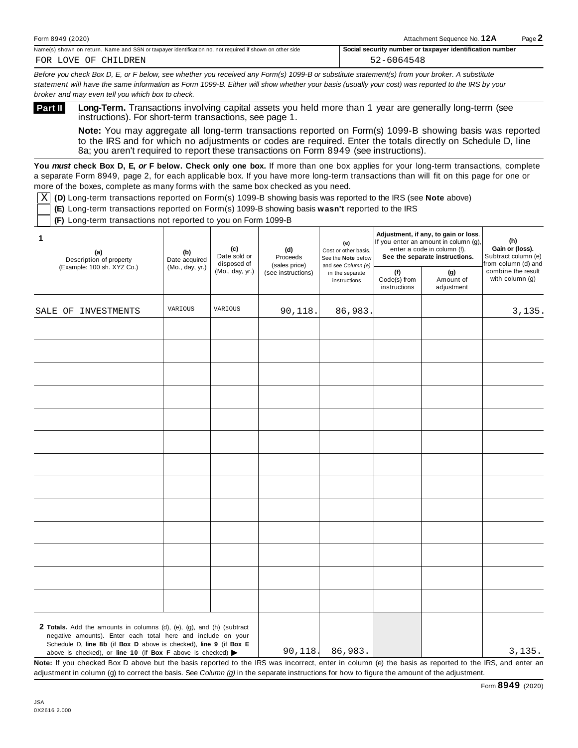Form 8949 (2020) Attachment Sequence No. **12A** Page **2**

Name(s) shown on return. Name and SSN or taxpayer identification no. not required if shown on other side: FOR LOVE OF CHILDREN

Social security number or taxpayer identification number: 52-6064548

*Before you check Box D, E, or F below, see whether you received any Form(s) 1099-B or substitute statement(s) from your broker. A substitute statement will have the same information as Form 1099-B. Either will show whether your basis (usually your cost) was reported to the IRS by your broker and may even tell you which box to check.*

**Part II** **Long-Term.** Transactions involving capital assets you held more than 1 year are generally long-term (see instructions). For short-term transactions, see page 1.

**Note:** You may aggregate all long-term transactions reported on Form(s) 1099-B showing basis was reported to the IRS and for which no adjustments or codes are required. Enter the totals directly on Schedule D, line 8a; you aren't required to report these transactions on Form 8949 (see instructions).

**You *must* check Box D, E, *or* F below. Check only one box.** If more than one box applies for your long-term transactions, complete a separate Form 8949, page 2, for each applicable box. If you have more long-term transactions than will fit on this page for one or more of the boxes, complete as many forms with the same box checked as you need.

- [X] **(D)** Long-term transactions reported on Form(s) 1099-B showing basis was reported to the IRS (see **Note** above)
- [ ] **(E)** Long-term transactions reported on Form(s) 1099-B showing basis **wasn't** reported to the IRS
- [ ] **(F)** Long-term transactions not reported to you on Form 1099-B

| **1** (a) Description of property (Example: 100 sh. XYZ Co.) | (b) Date acquired (Mo., day, yr.) | (c) Date sold or disposed of (Mo., day, yr.) | (d) Proceeds (sales price) (see instructions) | (e) Cost or other basis. See the **Note** below and see *Column (e)* in the separate instructions | Adjustment, if any, to gain or loss. If you enter an amount in column (g), enter a code in column (f). **See the separate instructions.** (f) Code(s) from instructions | (g) Amount of adjustment | (h) Gain or (loss). Subtract column (e) from column (d) and combine the result with column (g) |
|---|---|---|---|---|---|---|---|
| SALE OF INVESTMENTS | VARIOUS | VARIOUS | 90,118. | 86,983. | | | 3,135. |
| **2 Totals.** Add the amounts in columns (d), (e), (g), and (h) (subtract negative amounts). Enter each total here and include on your Schedule D, **line 8b** (if **Box D** above is checked), **line 9** (if **Box E** above is checked), or **line 10** (if **Box F** above is checked) ▶ | | | 90,118. | 86,983. | | | 3,135. |

**Note:** If you checked Box D above but the basis reported to the IRS was incorrect, enter in column (e) the basis as reported to the IRS, and enter an adjustment in column (g) to correct the basis. See *Column (g)* in the separate instructions for how to figure the amount of the adjustment.

Form **8949** (2020)

JSA
0X2616 2.000